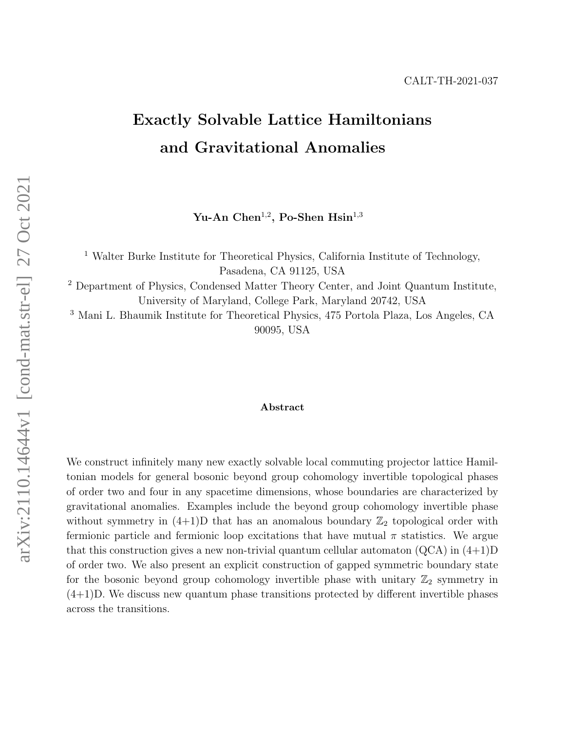CALT-TH-2021-037

# Exactly Solvable Lattice Hamiltonians and Gravitational Anomalies

**Yu-An Chen**[1,2], **Po-Shen Hsin**[1,3]

[1] Walter Burke Institute for Theoretical Physics, California Institute of Technology, Pasadena, CA 91125, USA

[2] Department of Physics, Condensed Matter Theory Center, and Joint Quantum Institute, University of Maryland, College Park, Maryland 20742, USA

[3] Mani L. Bhaumik Institute for Theoretical Physics, 475 Portola Plaza, Los Angeles, CA 90095, USA

## Abstract

We construct infinitely many new exactly solvable local commuting projector lattice Hamiltonian models for general bosonic beyond group cohomology invertible topological phases of order two and four in any spacetime dimensions, whose boundaries are characterized by gravitational anomalies. Examples include the beyond group cohomology invertible phase without symmetry in (4+1)D that has an anomalous boundary $\mathbb{Z}_2$ topological order with fermionic particle and fermionic loop excitations that have mutual $\pi$ statistics. We argue that this construction gives a new non-trivial quantum cellular automaton (QCA) in (4+1)D of order two. We also present an explicit construction of gapped symmetric boundary state for the bosonic beyond group cohomology invertible phase with unitary $\mathbb{Z}_2$ symmetry in (4+1)D. We discuss new quantum phase transitions protected by different invertible phases across the transitions.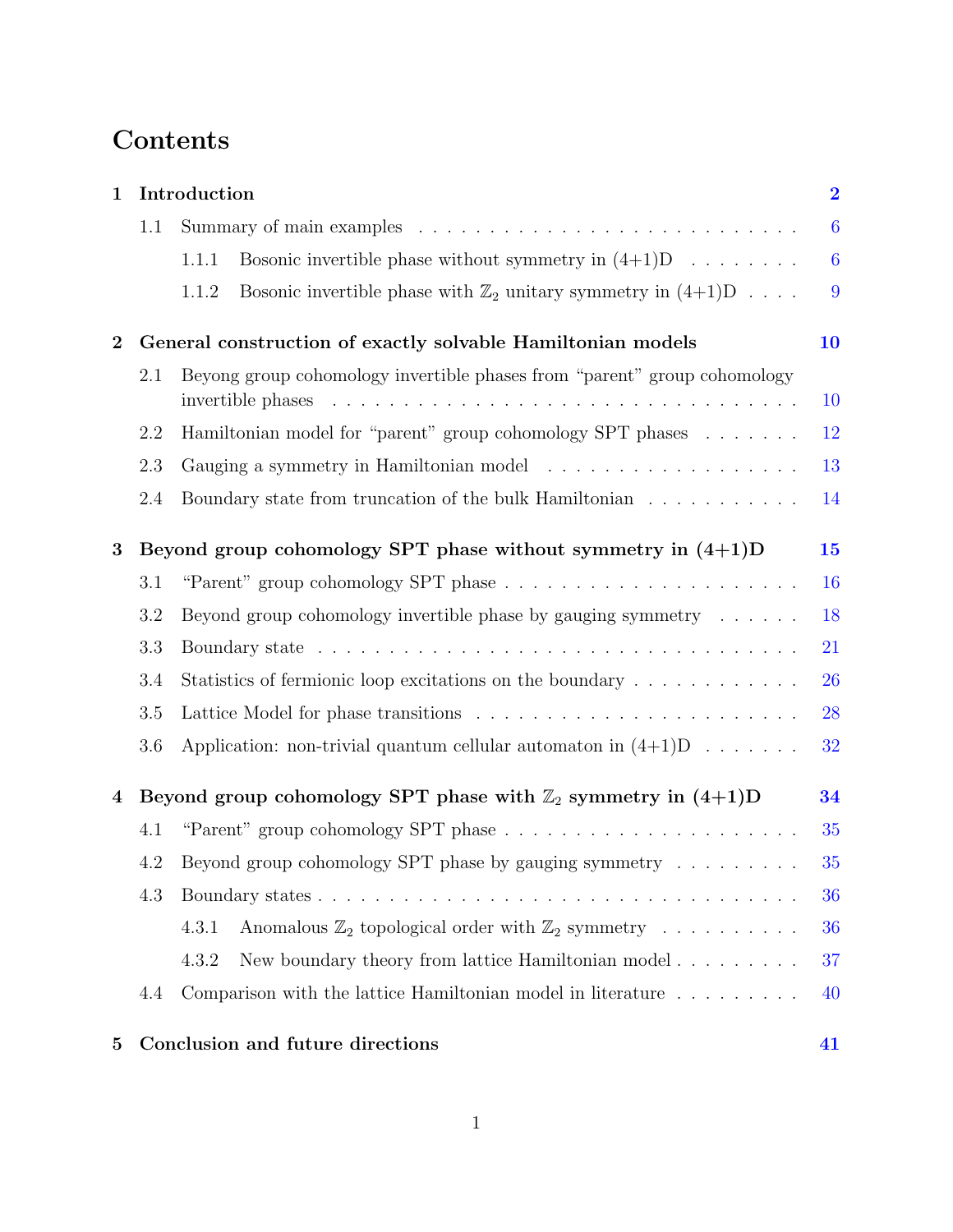# Contents

**1 Introduction** **2**

- 1.1 Summary of main examples . . . . . . . . . . . . . . . . . . . . . . . . . . . 6
  - 1.1.1 Bosonic invertible phase without symmetry in (4+1)D . . . . . . . . 6
  - 1.1.2 Bosonic invertible phase with $\mathbb{Z}_2$ unitary symmetry in (4+1)D . . . . 9

**2 General construction of exactly solvable Hamiltonian models** **10**

- 2.1 Beyong group cohomology invertible phases from "parent" group cohomology invertible phases . . . . . . . . . . . . . . . . . . . . . . . . . . . . . . . . . 10
- 2.2 Hamiltonian model for "parent" group cohomology SPT phases . . . . . . . 12
- 2.3 Gauging a symmetry in Hamiltonian model . . . . . . . . . . . . . . . . . . 13
- 2.4 Boundary state from truncation of the bulk Hamiltonian . . . . . . . . . . . 14

**3 Beyond group cohomology SPT phase without symmetry in (4+1)D** **15**

- 3.1 "Parent" group cohomology SPT phase . . . . . . . . . . . . . . . . . . . . . 16
- 3.2 Beyond group cohomology invertible phase by gauging symmetry . . . . . . 18
- 3.3 Boundary state . . . . . . . . . . . . . . . . . . . . . . . . . . . . . . . . . . 21
- 3.4 Statistics of fermionic loop excitations on the boundary . . . . . . . . . . . 26
- 3.5 Lattice Model for phase transitions . . . . . . . . . . . . . . . . . . . . . . . 28
- 3.6 Application: non-trivial quantum cellular automaton in (4+1)D . . . . . . . 32

**4 Beyond group cohomology SPT phase with $\mathbb{Z}_2$ symmetry in (4+1)D** **34**

- 4.1 "Parent" group cohomology SPT phase . . . . . . . . . . . . . . . . . . . . . 35
- 4.2 Beyond group cohomology SPT phase by gauging symmetry . . . . . . . . . 35
- 4.3 Boundary states . . . . . . . . . . . . . . . . . . . . . . . . . . . . . . . . . 36
  - 4.3.1 Anomalous $\mathbb{Z}_2$ topological order with $\mathbb{Z}_2$ symmetry . . . . . . . . . . 36
  - 4.3.2 New boundary theory from lattice Hamiltonian model . . . . . . . . . 37
- 4.4 Comparison with the lattice Hamiltonian model in literature . . . . . . . . . 40

**5 Conclusion and future directions** **41**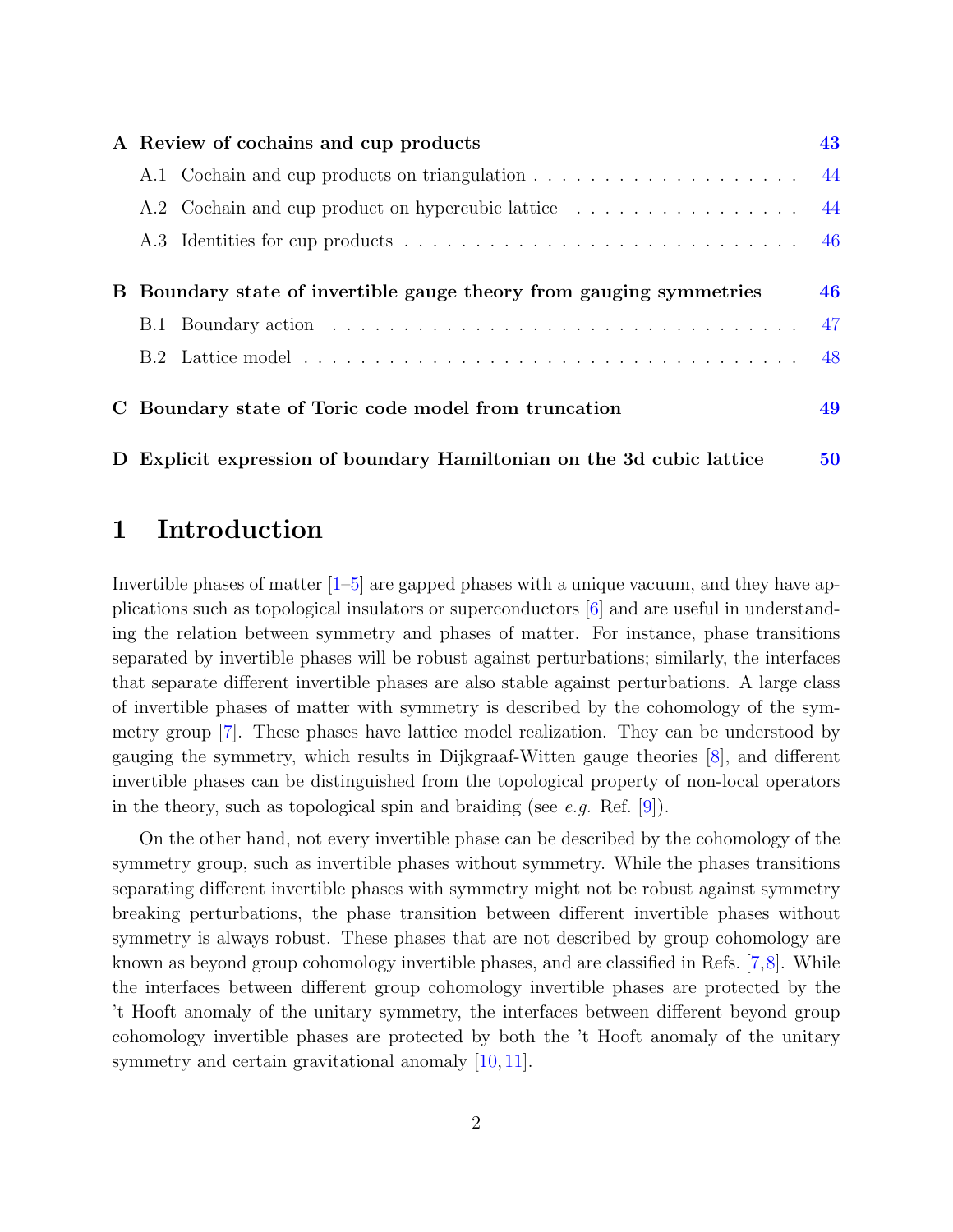A Review of cochains and cup products 43
- A.1 Cochain and cup products on triangulation . . . . . . . . . . . . . . . . . . . 44
- A.2 Cochain and cup product on hypercubic lattice . . . . . . . . . . . . . . . . 44
- A.3 Identities for cup products . . . . . . . . . . . . . . . . . . . . . . . . . . . 46

B Boundary state of invertible gauge theory from gauging symmetries 46
- B.1 Boundary action . . . . . . . . . . . . . . . . . . . . . . . . . . . . . . . . 47
- B.2 Lattice model . . . . . . . . . . . . . . . . . . . . . . . . . . . . . . . . . 48

C Boundary state of Toric code model from truncation 49

D Explicit expression of boundary Hamiltonian on the 3d cubic lattice 50

# 1 Introduction

Invertible phases of matter [1–5] are gapped phases with a unique vacuum, and they have applications such as topological insulators or superconductors [6] and are useful in understanding the relation between symmetry and phases of matter. For instance, phase transitions separated by invertible phases will be robust against perturbations; similarly, the interfaces that separate different invertible phases are also stable against perturbations. A large class of invertible phases of matter with symmetry is described by the cohomology of the symmetry group [7]. These phases have lattice model realization. They can be understood by gauging the symmetry, which results in Dijkgraaf-Witten gauge theories [8], and different invertible phases can be distinguished from the topological property of non-local operators in the theory, such as topological spin and braiding (see *e.g.* Ref. [9]).

On the other hand, not every invertible phase can be described by the cohomology of the symmetry group, such as invertible phases without symmetry. While the phases transitions separating different invertible phases with symmetry might not be robust against symmetry breaking perturbations, the phase transition between different invertible phases without symmetry is always robust. These phases that are not described by group cohomology are known as beyond group cohomology invertible phases, and are classified in Refs. [7,8]. While the interfaces between different group cohomology invertible phases are protected by the 't Hooft anomaly of the unitary symmetry, the interfaces between different beyond group cohomology invertible phases are protected by both the 't Hooft anomaly of the unitary symmetry and certain gravitational anomaly [10, 11].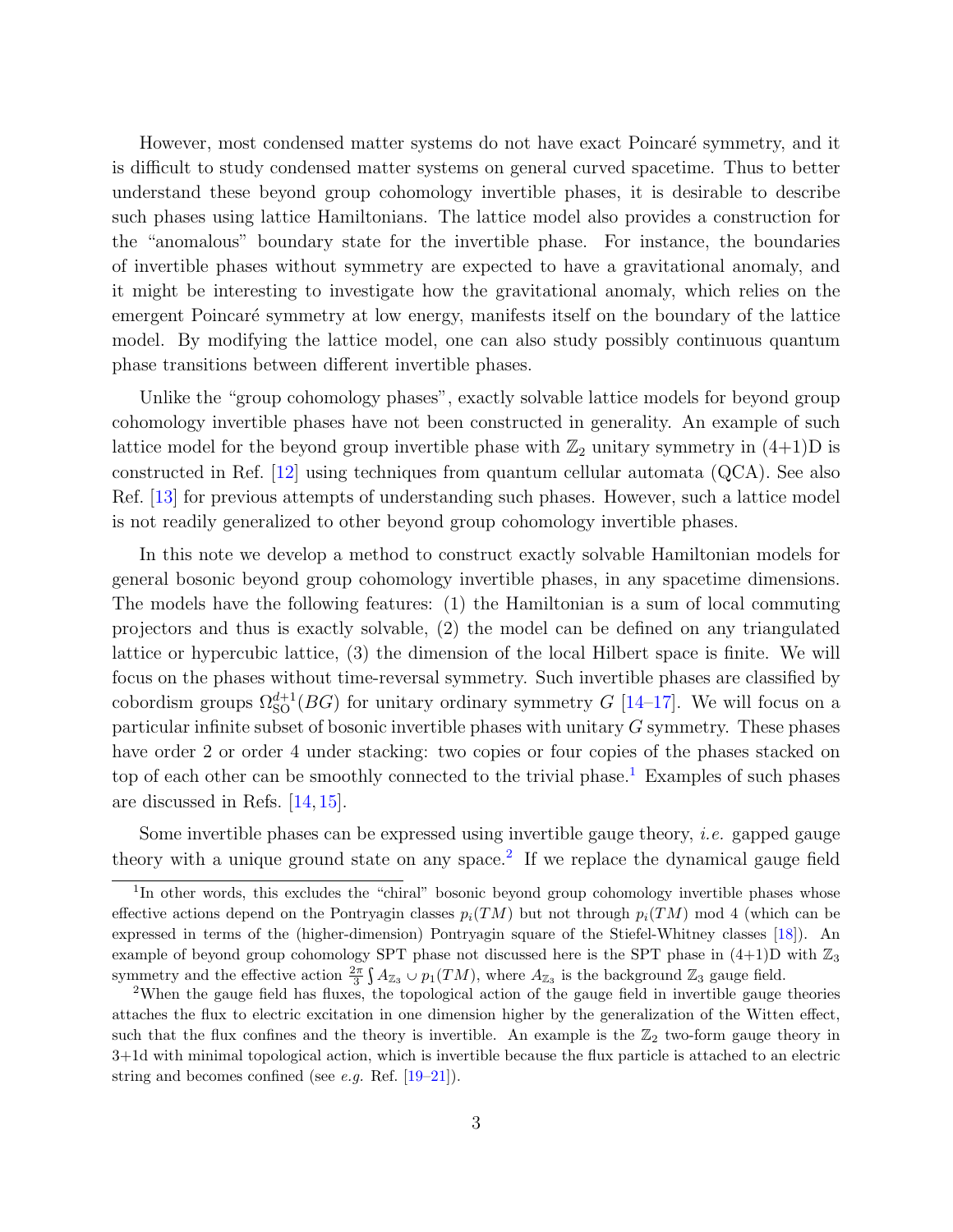However, most condensed matter systems do not have exact Poincaré symmetry, and it is difficult to study condensed matter systems on general curved spacetime. Thus to better understand these beyond group cohomology invertible phases, it is desirable to describe such phases using lattice Hamiltonians. The lattice model also provides a construction for the "anomalous" boundary state for the invertible phase. For instance, the boundaries of invertible phases without symmetry are expected to have a gravitational anomaly, and it might be interesting to investigate how the gravitational anomaly, which relies on the emergent Poincaré symmetry at low energy, manifests itself on the boundary of the lattice model. By modifying the lattice model, one can also study possibly continuous quantum phase transitions between different invertible phases.

Unlike the "group cohomology phases", exactly solvable lattice models for beyond group cohomology invertible phases have not been constructed in generality. An example of such lattice model for the beyond group invertible phase with $\mathbb{Z}_2$ unitary symmetry in (4+1)D is constructed in Ref. [12] using techniques from quantum cellular automata (QCA). See also Ref. [13] for previous attempts of understanding such phases. However, such a lattice model is not readily generalized to other beyond group cohomology invertible phases.

In this note we develop a method to construct exactly solvable Hamiltonian models for general bosonic beyond group cohomology invertible phases, in any spacetime dimensions. The models have the following features: (1) the Hamiltonian is a sum of local commuting projectors and thus is exactly solvable, (2) the model can be defined on any triangulated lattice or hypercubic lattice, (3) the dimension of the local Hilbert space is finite. We will focus on the phases without time-reversal symmetry. Such invertible phases are classified by cobordism groups $\Omega^{d+1}_{\text{SO}}(BG)$ for unitary ordinary symmetry $G$ [14–17]. We will focus on a particular infinite subset of bosonic invertible phases with unitary $G$ symmetry. These phases have order 2 or order 4 under stacking: two copies or four copies of the phases stacked on top of each other can be smoothly connected to the trivial phase.[1] Examples of such phases are discussed in Refs. [14, 15].

Some invertible phases can be expressed using invertible gauge theory, *i.e.* gapped gauge theory with a unique ground state on any space.[2] If we replace the dynamical gauge field

---

[1] In other words, this excludes the "chiral" bosonic beyond group cohomology invertible phases whose effective actions depend on the Pontryagin classes $p_i(TM)$ but not through $p_i(TM)$ mod 4 (which can be expressed in terms of the (higher-dimension) Pontryagin square of the Stiefel-Whitney classes [18]). An example of beyond group cohomology SPT phase not discussed here is the SPT phase in (4+1)D with $\mathbb{Z}_3$ symmetry and the effective action $\frac{2\pi}{3}\int A_{\mathbb{Z}_3}\cup p_1(TM)$, where $A_{\mathbb{Z}_3}$ is the background $\mathbb{Z}_3$ gauge field.

[2] When the gauge field has fluxes, the topological action of the gauge field in invertible gauge theories attaches the flux to electric excitation in one dimension higher by the generalization of the Witten effect, such that the flux confines and the theory is invertible. An example is the $\mathbb{Z}_2$ two-form gauge theory in 3+1d with minimal topological action, which is invertible because the flux particle is attached to an electric string and becomes confined (see *e.g.* Ref. [19–21]).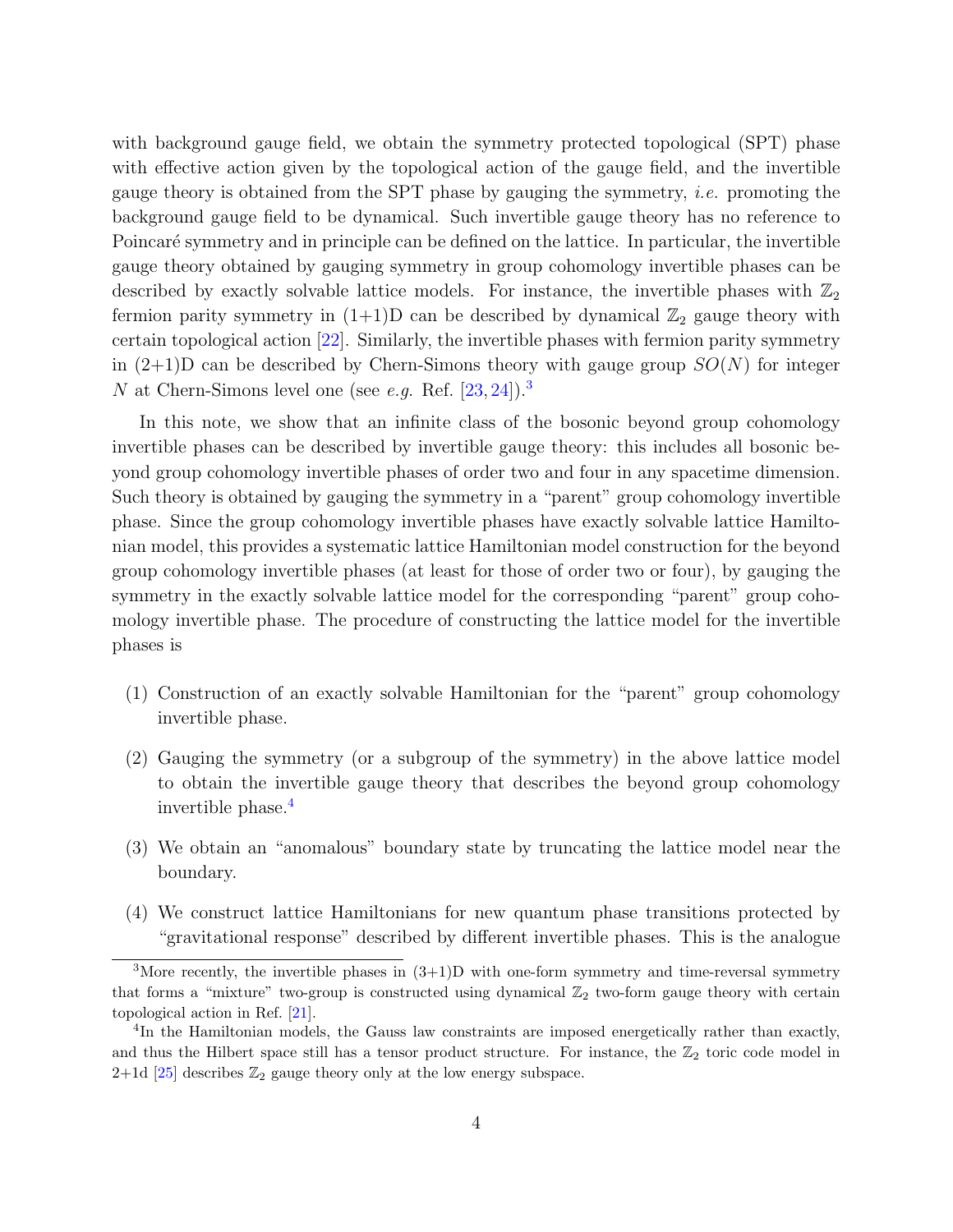with background gauge field, we obtain the symmetry protected topological (SPT) phase with effective action given by the topological action of the gauge field, and the invertible gauge theory is obtained from the SPT phase by gauging the symmetry, *i.e.* promoting the background gauge field to be dynamical. Such invertible gauge theory has no reference to Poincaré symmetry and in principle can be defined on the lattice. In particular, the invertible gauge theory obtained by gauging symmetry in group cohomology invertible phases can be described by exactly solvable lattice models. For instance, the invertible phases with $\mathbb{Z}_2$ fermion parity symmetry in (1+1)D can be described by dynamical $\mathbb{Z}_2$ gauge theory with certain topological action [22]. Similarly, the invertible phases with fermion parity symmetry in (2+1)D can be described by Chern-Simons theory with gauge group $SO(N)$ for integer $N$ at Chern-Simons level one (see *e.g.* Ref. [23, 24]).[3]

In this note, we show that an infinite class of the bosonic beyond group cohomology invertible phases can be described by invertible gauge theory: this includes all bosonic beyond group cohomology invertible phases of order two and four in any spacetime dimension. Such theory is obtained by gauging the symmetry in a "parent" group cohomology invertible phase. Since the group cohomology invertible phases have exactly solvable lattice Hamiltonian model, this provides a systematic lattice Hamiltonian model construction for the beyond group cohomology invertible phases (at least for those of order two or four), by gauging the symmetry in the exactly solvable lattice model for the corresponding "parent" group cohomology invertible phase. The procedure of constructing the lattice model for the invertible phases is

(1) Construction of an exactly solvable Hamiltonian for the "parent" group cohomology invertible phase.

(2) Gauging the symmetry (or a subgroup of the symmetry) in the above lattice model to obtain the invertible gauge theory that describes the beyond group cohomology invertible phase.[4]

(3) We obtain an "anomalous" boundary state by truncating the lattice model near the boundary.

(4) We construct lattice Hamiltonians for new quantum phase transitions protected by "gravitational response" described by different invertible phases. This is the analogue

[3] More recently, the invertible phases in (3+1)D with one-form symmetry and time-reversal symmetry that forms a "mixture" two-group is constructed using dynamical $\mathbb{Z}_2$ two-form gauge theory with certain topological action in Ref. [21].

[4] In the Hamiltonian models, the Gauss law constraints are imposed energetically rather than exactly, and thus the Hilbert space still has a tensor product structure. For instance, the $\mathbb{Z}_2$ toric code model in 2+1d [25] describes $\mathbb{Z}_2$ gauge theory only at the low energy subspace.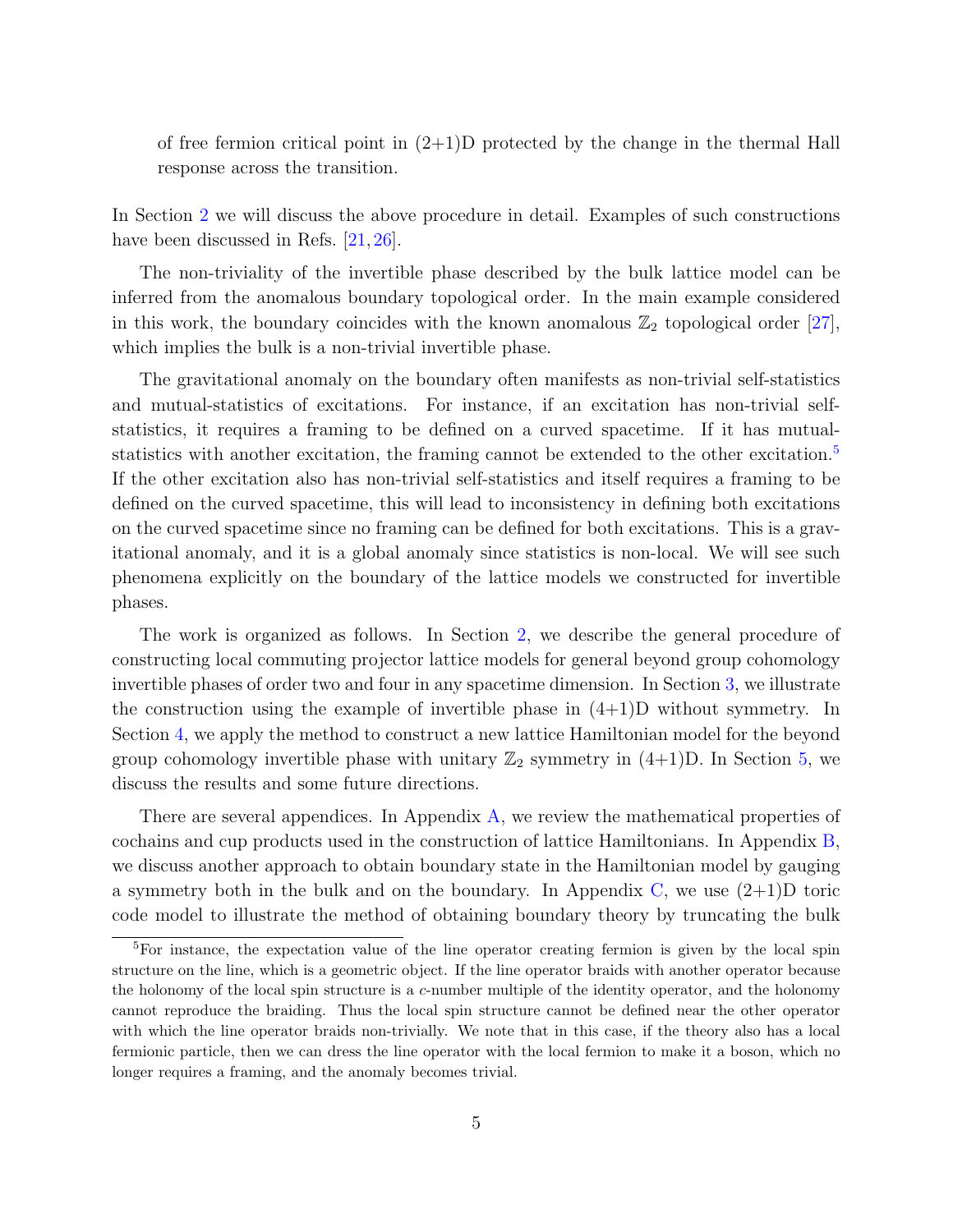of free fermion critical point in (2+1)D protected by the change in the thermal Hall response across the transition.

In Section 2 we will discuss the above procedure in detail. Examples of such constructions have been discussed in Refs. [21, 26].

The non-triviality of the invertible phase described by the bulk lattice model can be inferred from the anomalous boundary topological order. In the main example considered in this work, the boundary coincides with the known anomalous $\mathbb{Z}_2$ topological order [27], which implies the bulk is a non-trivial invertible phase.

The gravitational anomaly on the boundary often manifests as non-trivial self-statistics and mutual-statistics of excitations. For instance, if an excitation has non-trivial self-statistics, it requires a framing to be defined on a curved spacetime. If it has mutual-statistics with another excitation, the framing cannot be extended to the other excitation.[5] If the other excitation also has non-trivial self-statistics and itself requires a framing to be defined on the curved spacetime, this will lead to inconsistency in defining both excitations on the curved spacetime since no framing can be defined for both excitations. This is a gravitational anomaly, and it is a global anomaly since statistics is non-local. We will see such phenomena explicitly on the boundary of the lattice models we constructed for invertible phases.

The work is organized as follows. In Section 2, we describe the general procedure of constructing local commuting projector lattice models for general beyond group cohomology invertible phases of order two and four in any spacetime dimension. In Section 3, we illustrate the construction using the example of invertible phase in (4+1)D without symmetry. In Section 4, we apply the method to construct a new lattice Hamiltonian model for the beyond group cohomology invertible phase with unitary $\mathbb{Z}_2$ symmetry in (4+1)D. In Section 5, we discuss the results and some future directions.

There are several appendices. In Appendix A, we review the mathematical properties of cochains and cup products used in the construction of lattice Hamiltonians. In Appendix B, we discuss another approach to obtain boundary state in the Hamiltonian model by gauging a symmetry both in the bulk and on the boundary. In Appendix C, we use (2+1)D toric code model to illustrate the method of obtaining boundary theory by truncating the bulk

[5] For instance, the expectation value of the line operator creating fermion is given by the local spin structure on the line, which is a geometric object. If the line operator braids with another operator because the holonomy of the local spin structure is a $c$-number multiple of the identity operator, and the holonomy cannot reproduce the braiding. Thus the local spin structure cannot be defined near the other operator with which the line operator braids non-trivially. We note that in this case, if the theory also has a local fermionic particle, then we can dress the line operator with the local fermion to make it a boson, which no longer requires a framing, and the anomaly becomes trivial.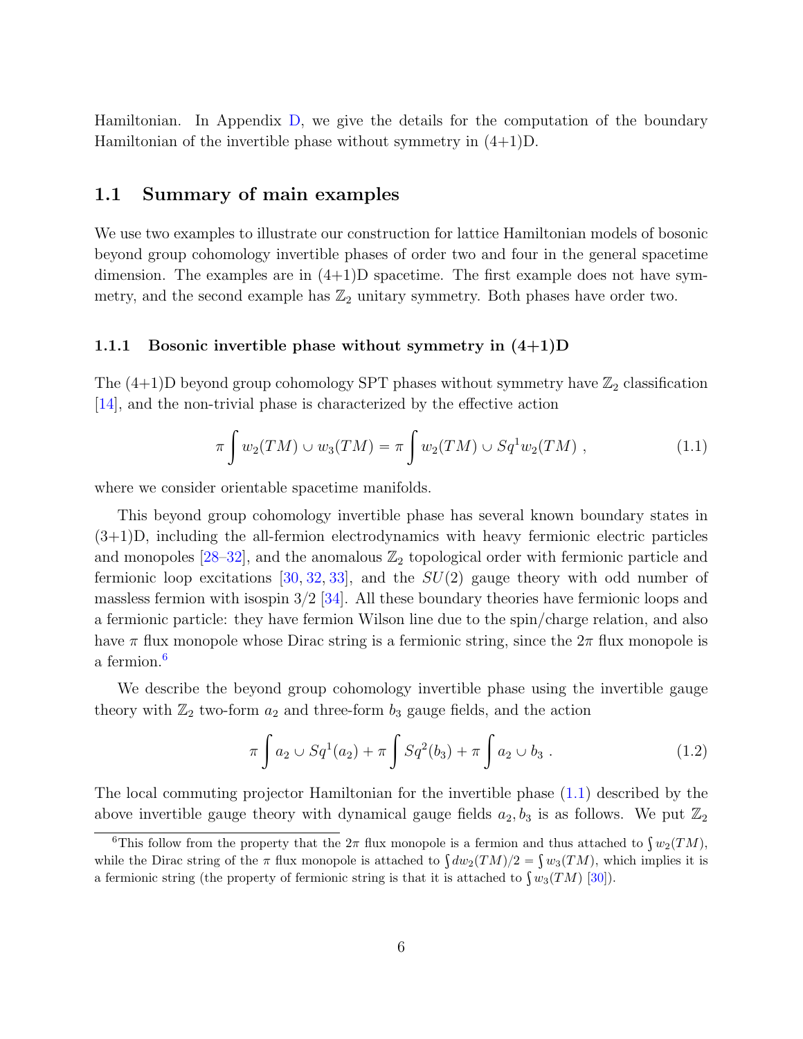Hamiltonian. In Appendix D, we give the details for the computation of the boundary Hamiltonian of the invertible phase without symmetry in (4+1)D.

## 1.1 Summary of main examples

We use two examples to illustrate our construction for lattice Hamiltonian models of bosonic beyond group cohomology invertible phases of order two and four in the general spacetime dimension. The examples are in (4+1)D spacetime. The first example does not have symmetry, and the second example has $\mathbb{Z}_2$ unitary symmetry. Both phases have order two.

### 1.1.1 Bosonic invertible phase without symmetry in (4+1)D

The (4+1)D beyond group cohomology SPT phases without symmetry have $\mathbb{Z}_2$ classification [14], and the non-trivial phase is characterized by the effective action

$$\pi \int w_2(TM) \cup w_3(TM) = \pi \int w_2(TM) \cup Sq^1 w_2(TM) \ , \tag{1.1}$$

where we consider orientable spacetime manifolds.

This beyond group cohomology invertible phase has several known boundary states in (3+1)D, including the all-fermion electrodynamics with heavy fermionic electric particles and monopoles [28–32], and the anomalous $\mathbb{Z}_2$ topological order with fermionic particle and fermionic loop excitations [30, 32, 33], and the $SU(2)$ gauge theory with odd number of massless fermion with isospin 3/2 [34]. All these boundary theories have fermionic loops and a fermionic particle: they have fermion Wilson line due to the spin/charge relation, and also have $\pi$ flux monopole whose Dirac string is a fermionic string, since the $2\pi$ flux monopole is a fermion.[6]

We describe the beyond group cohomology invertible phase using the invertible gauge theory with $\mathbb{Z}_2$ two-form $a_2$ and three-form $b_3$ gauge fields, and the action

$$\pi \int a_2 \cup Sq^1(a_2) + \pi \int Sq^2(b_3) + \pi \int a_2 \cup b_3 \ . \tag{1.2}$$

The local commuting projector Hamiltonian for the invertible phase (1.1) described by the above invertible gauge theory with dynamical gauge fields $a_2, b_3$ is as follows. We put $\mathbb{Z}_2$

[6] This follow from the property that the $2\pi$ flux monopole is a fermion and thus attached to $\int w_2(TM)$, while the Dirac string of the $\pi$ flux monopole is attached to $\int dw_2(TM)/2 = \int w_3(TM)$, which implies it is a fermionic string (the property of fermionic string is that it is attached to $\int w_3(TM)$ [30]).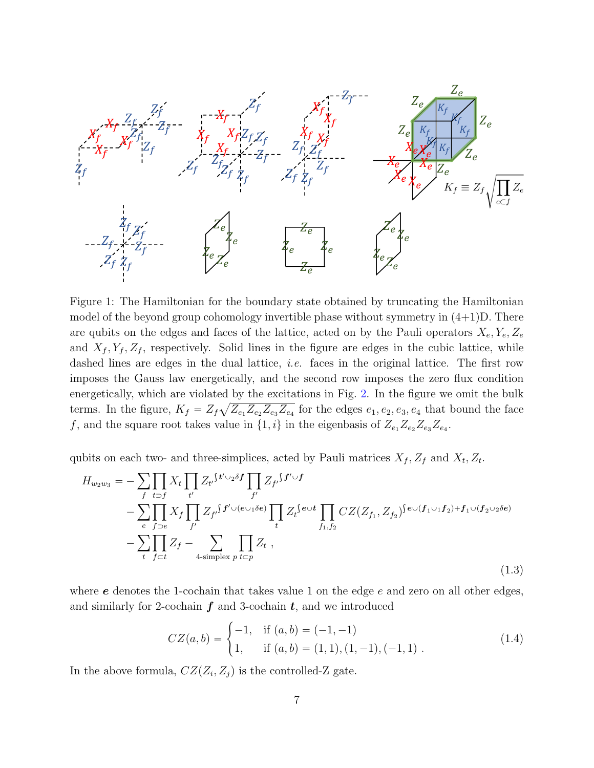Figure 1: The Hamiltonian for the boundary state obtained by truncating the Hamiltonian model of the beyond group cohomology invertible phase without symmetry in (4+1)D. There are qubits on the edges and faces of the lattice, acted on by the Pauli operators $X_e, Y_e, Z_e$ and $X_f, Y_f, Z_f$, respectively. Solid lines in the figure are edges in the cubic lattice, while dashed lines are edges in the dual lattice, *i.e.* faces in the original lattice. The first row imposes the Gauss law energetically, and the second row imposes the zero flux condition energetically, which are violated by the excitations in Fig. 2. In the figure we omit the bulk terms. In the figure, $K_f = Z_f\sqrt{Z_{e_1}Z_{e_2}Z_{e_3}Z_{e_4}}$ for the edges $e_1, e_2, e_3, e_4$ that bound the face $f$, and the square root takes value in $\{1, i\}$ in the eigenbasis of $Z_{e_1}Z_{e_2}Z_{e_3}Z_{e_4}$.

qubits on each two- and three-simplices, acted by Pauli matrices $X_f, Z_f$ and $X_t, Z_t$.

$$
\begin{aligned}
H_{w_2w_3} = &-\sum_f \prod_{t\supset f} X_t \prod_{t'} Z_{t'}^{\int \boldsymbol{t'}\cup_2 \delta \boldsymbol{f}} \prod_{f'} Z_{f'}^{\int \boldsymbol{f'}\cup \boldsymbol{f}} \\
&-\sum_e \prod_{f\supset e} X_f \prod_{f'} Z_{f'}^{\int \boldsymbol{f'}\cup(\boldsymbol{e}\cup_1 \delta \boldsymbol{e})} \prod_t Z_t^{\int \boldsymbol{e}\cup \boldsymbol{t}} \prod_{f_1,f_2} CZ(Z_{f_1}, Z_{f_2})^{\int \boldsymbol{e}\cup(\boldsymbol{f_1}\cup_1 \boldsymbol{f_2}) + \boldsymbol{f_1}\cup(\boldsymbol{f_2}\cup_2 \delta \boldsymbol{e})} \\
&-\sum_t \prod_{f\subset t} Z_f - \sum_{\text{4-simplex } p} \prod_{t\subset p} Z_t \ ,
\end{aligned}
\tag{1.3}
$$

where $\boldsymbol{e}$ denotes the 1-cochain that takes value 1 on the edge $e$ and zero on all other edges, and similarly for 2-cochain $\boldsymbol{f}$ and 3-cochain $\boldsymbol{t}$, and we introduced

$$
CZ(a,b) = \begin{cases} -1, & \text{if } (a,b) = (-1,-1) \\ 1, & \text{if } (a,b) = (1,1), (1,-1), (-1,1) \ . \end{cases}
\tag{1.4}
$$

In the above formula, $CZ(Z_i, Z_j)$ is the controlled-Z gate.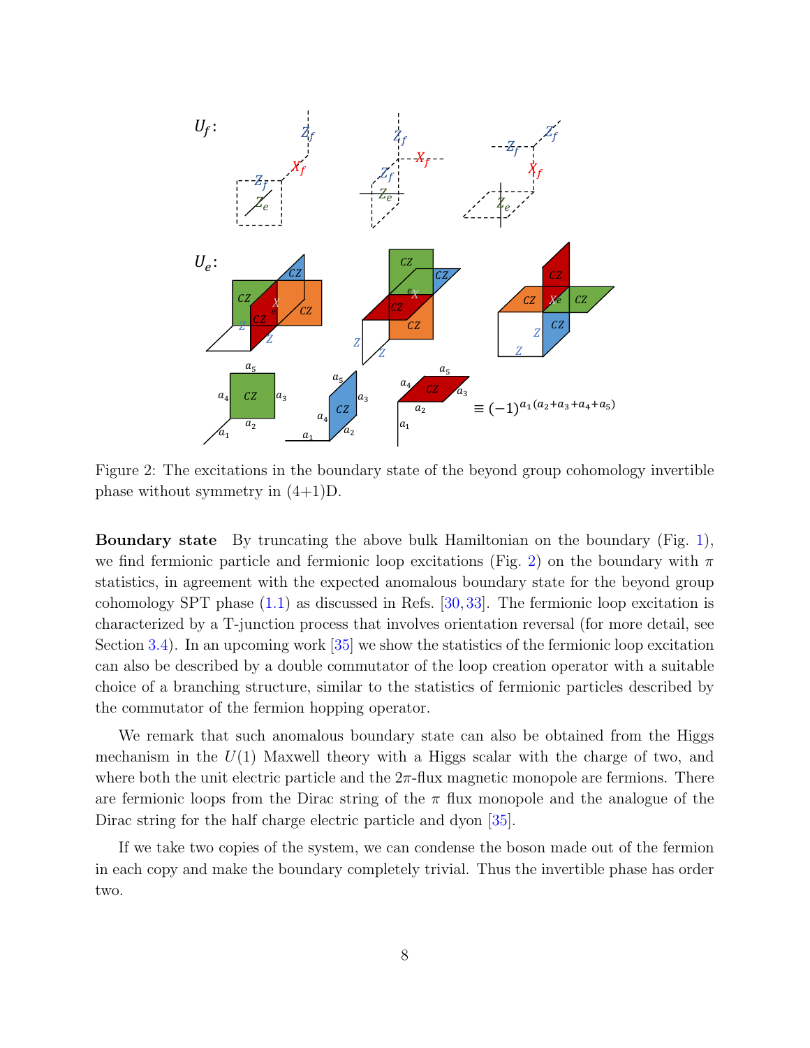Figure 2: The excitations in the boundary state of the beyond group cohomology invertible phase without symmetry in (4+1)D.

**Boundary state** By truncating the above bulk Hamiltonian on the boundary (Fig. 1), we find fermionic particle and fermionic loop excitations (Fig. 2) on the boundary with $\pi$ statistics, in agreement with the expected anomalous boundary state for the beyond group cohomology SPT phase (1.1) as discussed in Refs. [30, 33]. The fermionic loop excitation is characterized by a T-junction process that involves orientation reversal (for more detail, see Section 3.4). In an upcoming work [35] we show the statistics of the fermionic loop excitation can also be described by a double commutator of the loop creation operator with a suitable choice of a branching structure, similar to the statistics of fermionic particles described by the commutator of the fermion hopping operator.

We remark that such anomalous boundary state can also be obtained from the Higgs mechanism in the $U(1)$ Maxwell theory with a Higgs scalar with the charge of two, and where both the unit electric particle and the $2\pi$-flux magnetic monopole are fermions. There are fermionic loops from the Dirac string of the $\pi$ flux monopole and the analogue of the Dirac string for the half charge electric particle and dyon [35].

If we take two copies of the system, we can condense the boson made out of the fermion in each copy and make the boundary completely trivial. Thus the invertible phase has order two.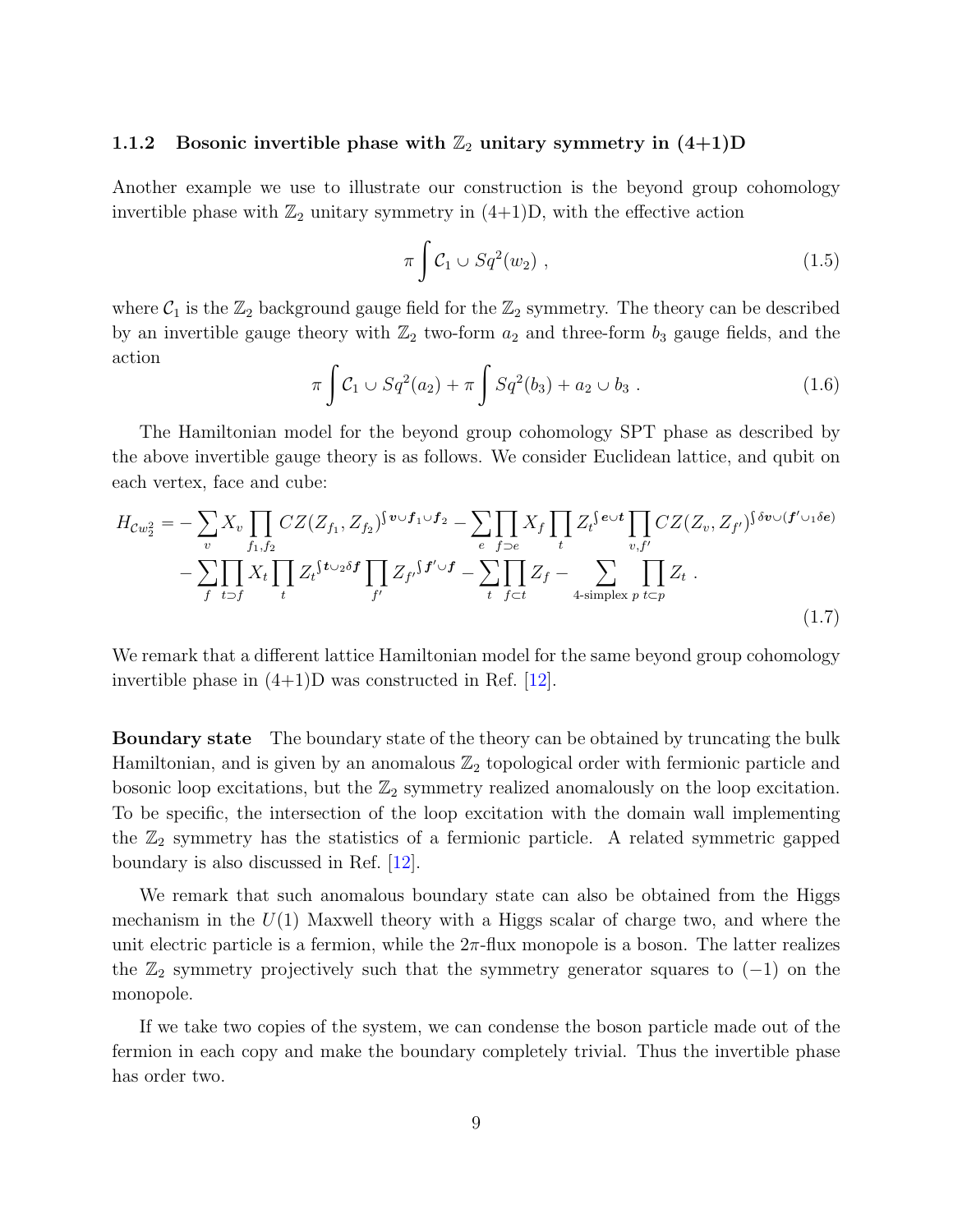### 1.1.2 Bosonic invertible phase with $\mathbb{Z}_2$ unitary symmetry in (4+1)D

Another example we use to illustrate our construction is the beyond group cohomology invertible phase with $\mathbb{Z}_2$ unitary symmetry in (4+1)D, with the effective action

$$\pi \int \mathcal{C}_1 \cup Sq^2(w_2) \ , \tag{1.5}$$

where $\mathcal{C}_1$ is the $\mathbb{Z}_2$ background gauge field for the $\mathbb{Z}_2$ symmetry. The theory can be described by an invertible gauge theory with $\mathbb{Z}_2$ two-form $a_2$ and three-form $b_3$ gauge fields, and the action

$$\pi \int \mathcal{C}_1 \cup Sq^2(a_2) + \pi \int Sq^2(b_3) + a_2 \cup b_3 \ . \tag{1.6}$$

The Hamiltonian model for the beyond group cohomology SPT phase as described by the above invertible gauge theory is as follows. We consider Euclidean lattice, and qubit on each vertex, face and cube:

$$\begin{aligned} H_{\mathcal{C}w_2^2} = &-\sum_v X_v \prod_{f_1,f_2} CZ(Z_{f_1},Z_{f_2})^{\int \boldsymbol{v}\cup \boldsymbol{f}_1 \cup \boldsymbol{f}_2} - \sum_e \prod_{f\supset e} X_f \prod_t Z_t^{\int \boldsymbol{e}\cup \boldsymbol{t}} \prod_{v,f'} CZ(Z_v,Z_{f'})^{\int \delta \boldsymbol{v} \cup (\boldsymbol{f}' \cup_1 \delta \boldsymbol{e})} \\ &- \sum_f \prod_{t\supset f} X_t \prod_t Z_t^{\int \boldsymbol{t}\cup_2 \delta \boldsymbol{f}} \prod_{f'} Z_{f'}{}^{\int \boldsymbol{f}'\cup \boldsymbol{f}} - \sum_t \prod_{f\subset t} Z_f - \sum_{\text{4-simplex } p} \prod_{t\subset p} Z_t \ . \end{aligned} \tag{1.7}$$

We remark that a different lattice Hamiltonian model for the same beyond group cohomology invertible phase in (4+1)D was constructed in Ref. [12].

**Boundary state** The boundary state of the theory can be obtained by truncating the bulk Hamiltonian, and is given by an anomalous $\mathbb{Z}_2$ topological order with fermionic particle and bosonic loop excitations, but the $\mathbb{Z}_2$ symmetry realized anomalously on the loop excitation. To be specific, the intersection of the loop excitation with the domain wall implementing the $\mathbb{Z}_2$ symmetry has the statistics of a fermionic particle. A related symmetric gapped boundary is also discussed in Ref. [12].

We remark that such anomalous boundary state can also be obtained from the Higgs mechanism in the $U(1)$ Maxwell theory with a Higgs scalar of charge two, and where the unit electric particle is a fermion, while the $2\pi$-flux monopole is a boson. The latter realizes the $\mathbb{Z}_2$ symmetry projectively such that the symmetry generator squares to $(-1)$ on the monopole.

If we take two copies of the system, we can condense the boson particle made out of the fermion in each copy and make the boundary completely trivial. Thus the invertible phase has order two.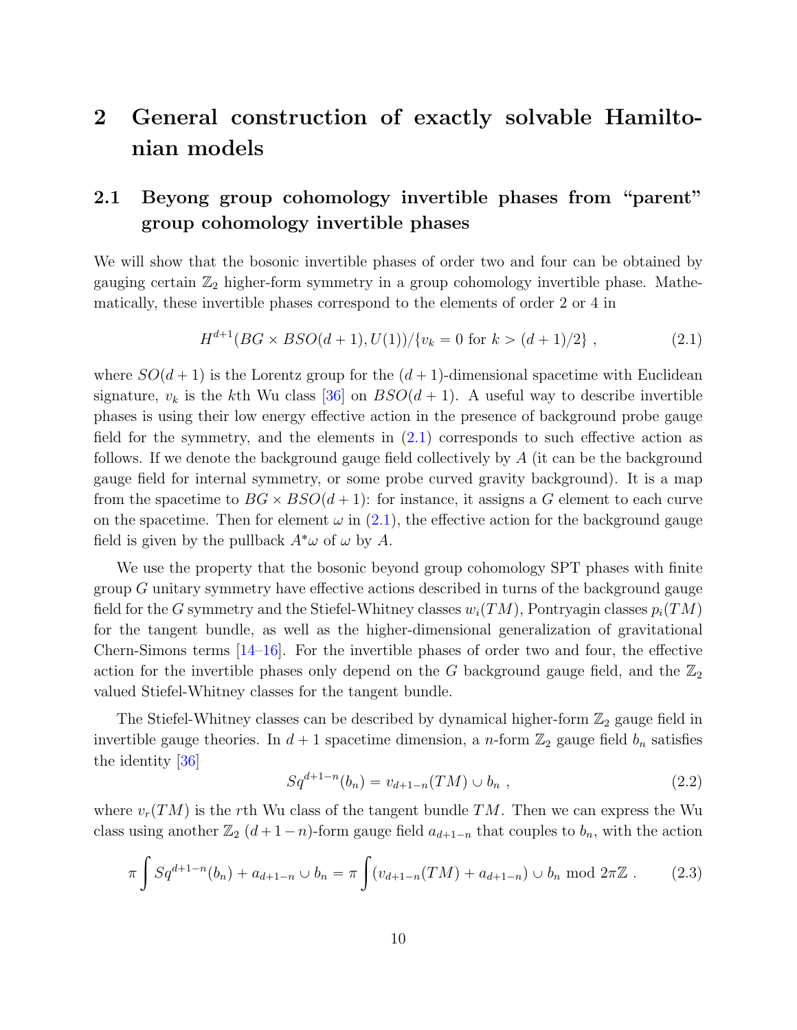# 2 General construction of exactly solvable Hamiltonian models

## 2.1 Beyong group cohomology invertible phases from "parent" group cohomology invertible phases

We will show that the bosonic invertible phases of order two and four can be obtained by gauging certain $\mathbb{Z}_2$ higher-form symmetry in a group cohomology invertible phase. Mathematically, these invertible phases correspond to the elements of order 2 or 4 in

$$H^{d+1}(BG \times BSO(d+1), U(1))/\{v_k = 0 \text{ for } k > (d+1)/2\} \;, \tag{2.1}$$

where $SO(d+1)$ is the Lorentz group for the $(d+1)$-dimensional spacetime with Euclidean signature, $v_k$ is the $k$th Wu class [36] on $BSO(d+1)$. A useful way to describe invertible phases is using their low energy effective action in the presence of background probe gauge field for the symmetry, and the elements in (2.1) corresponds to such effective action as follows. If we denote the background gauge field collectively by $A$ (it can be the background gauge field for internal symmetry, or some probe curved gravity background). It is a map from the spacetime to $BG \times BSO(d+1)$: for instance, it assigns a $G$ element to each curve on the spacetime. Then for element $\omega$ in (2.1), the effective action for the background gauge field is given by the pullback $A^*\omega$ of $\omega$ by $A$.

We use the property that the bosonic beyond group cohomology SPT phases with finite group $G$ unitary symmetry have effective actions described in turns of the background gauge field for the $G$ symmetry and the Stiefel-Whitney classes $w_i(TM)$, Pontryagin classes $p_i(TM)$ for the tangent bundle, as well as the higher-dimensional generalization of gravitational Chern-Simons terms [14–16]. For the invertible phases of order two and four, the effective action for the invertible phases only depend on the $G$ background gauge field, and the $\mathbb{Z}_2$ valued Stiefel-Whitney classes for the tangent bundle.

The Stiefel-Whitney classes can be described by dynamical higher-form $\mathbb{Z}_2$ gauge field in invertible gauge theories. In $d+1$ spacetime dimension, a $n$-form $\mathbb{Z}_2$ gauge field $b_n$ satisfies the identity [36]

$$Sq^{d+1-n}(b_n) = v_{d+1-n}(TM) \cup b_n \;, \tag{2.2}$$

where $v_r(TM)$ is the $r$th Wu class of the tangent bundle $TM$. Then we can express the Wu class using another $\mathbb{Z}_2$ $(d+1-n)$-form gauge field $a_{d+1-n}$ that couples to $b_n$, with the action

$$\pi \int Sq^{d+1-n}(b_n) + a_{d+1-n} \cup b_n = \pi \int (v_{d+1-n}(TM) + a_{d+1-n}) \cup b_n \text{ mod } 2\pi\mathbb{Z} \;. \tag{2.3}$$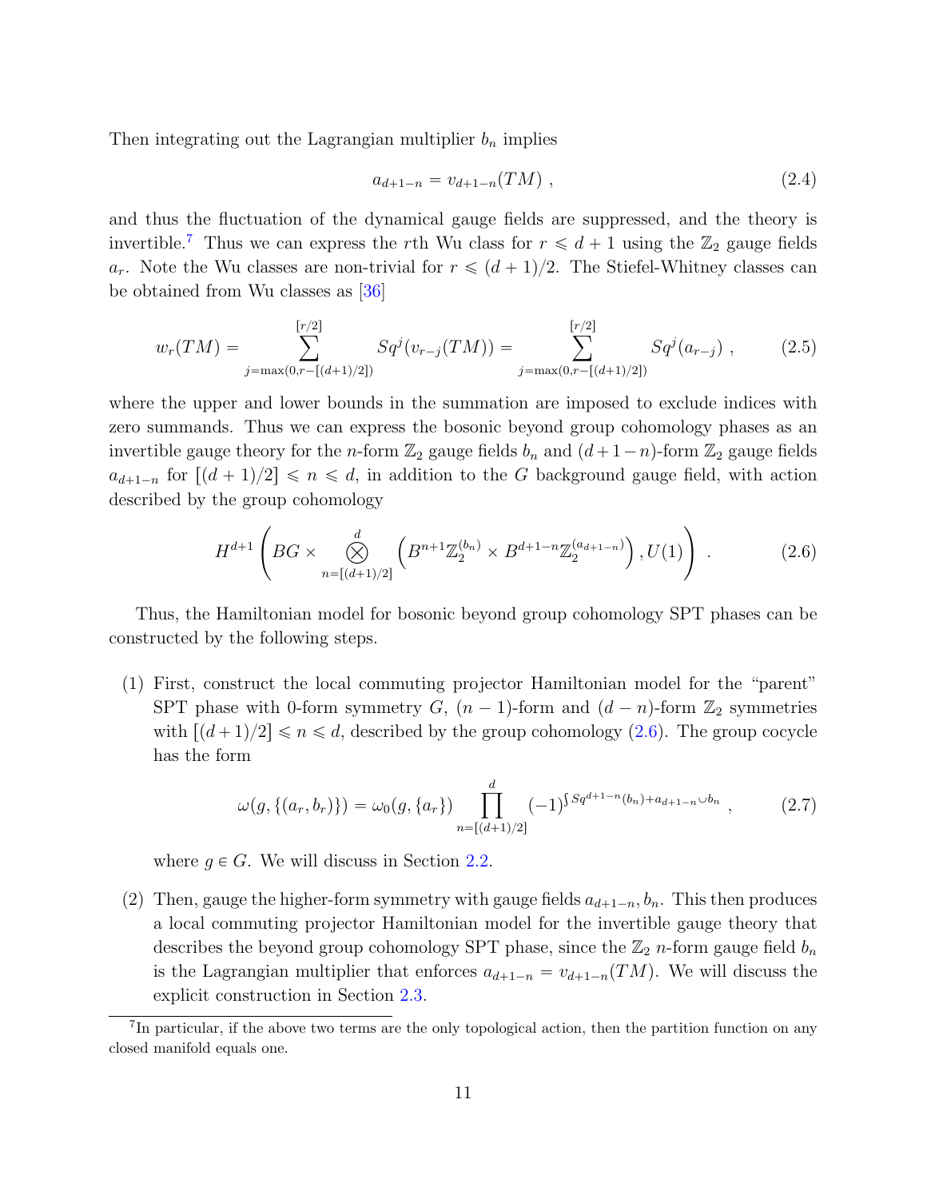Then integrating out the Lagrangian multiplier $b_n$ implies

$$a_{d+1-n} = v_{d+1-n}(TM) \ , \tag{2.4}$$

and thus the fluctuation of the dynamical gauge fields are suppressed, and the theory is invertible.[7] Thus we can express the $r$th Wu class for $r \leqslant d+1$ using the $\mathbb{Z}_2$ gauge fields $a_r$. Note the Wu classes are non-trivial for $r \leqslant (d+1)/2$. The Stiefel-Whitney classes can be obtained from Wu classes as [36]

$$w_r(TM) = \sum_{j=\max(0,r-[(d+1)/2])}^{[r/2]} Sq^j(v_{r-j}(TM)) = \sum_{j=\max(0,r-[(d+1)/2])}^{[r/2]} Sq^j(a_{r-j}) \ , \tag{2.5}$$

where the upper and lower bounds in the summation are imposed to exclude indices with zero summands. Thus we can express the bosonic beyond group cohomology phases as an invertible gauge theory for the $n$-form $\mathbb{Z}_2$ gauge fields $b_n$ and $(d+1-n)$-form $\mathbb{Z}_2$ gauge fields $a_{d+1-n}$ for $[(d+1)/2] \leqslant n \leqslant d$, in addition to the $G$ background gauge field, with action described by the group cohomology

$$H^{d+1}\left(BG \times \bigotimes_{n=[(d+1)/2]}^{d} \left(B^{n+1}\mathbb{Z}_2^{(b_n)} \times B^{d+1-n}\mathbb{Z}_2^{(a_{d+1-n})}\right), U(1)\right) \ . \tag{2.6}$$

Thus, the Hamiltonian model for bosonic beyond group cohomology SPT phases can be constructed by the following steps.

(1) First, construct the local commuting projector Hamiltonian model for the "parent" SPT phase with 0-form symmetry $G$, $(n-1)$-form and $(d-n)$-form $\mathbb{Z}_2$ symmetries with $[(d+1)/2] \leqslant n \leqslant d$, described by the group cohomology (2.6). The group cocycle has the form

$$\omega(g, \{(a_r, b_r)\}) = \omega_0(g, \{a_r\}) \prod_{n=[(d+1)/2]}^{d} (-1)^{\int Sq^{d+1-n}(b_n) + a_{d+1-n} \cup b_n} \ , \tag{2.7}$$

where $g \in G$. We will discuss in Section 2.2.

(2) Then, gauge the higher-form symmetry with gauge fields $a_{d+1-n}, b_n$. This then produces a local commuting projector Hamiltonian model for the invertible gauge theory that describes the beyond group cohomology SPT phase, since the $\mathbb{Z}_2$ $n$-form gauge field $b_n$ is the Lagrangian multiplier that enforces $a_{d+1-n} = v_{d+1-n}(TM)$. We will discuss the explicit construction in Section 2.3.

[7] In particular, if the above two terms are the only topological action, then the partition function on any closed manifold equals one.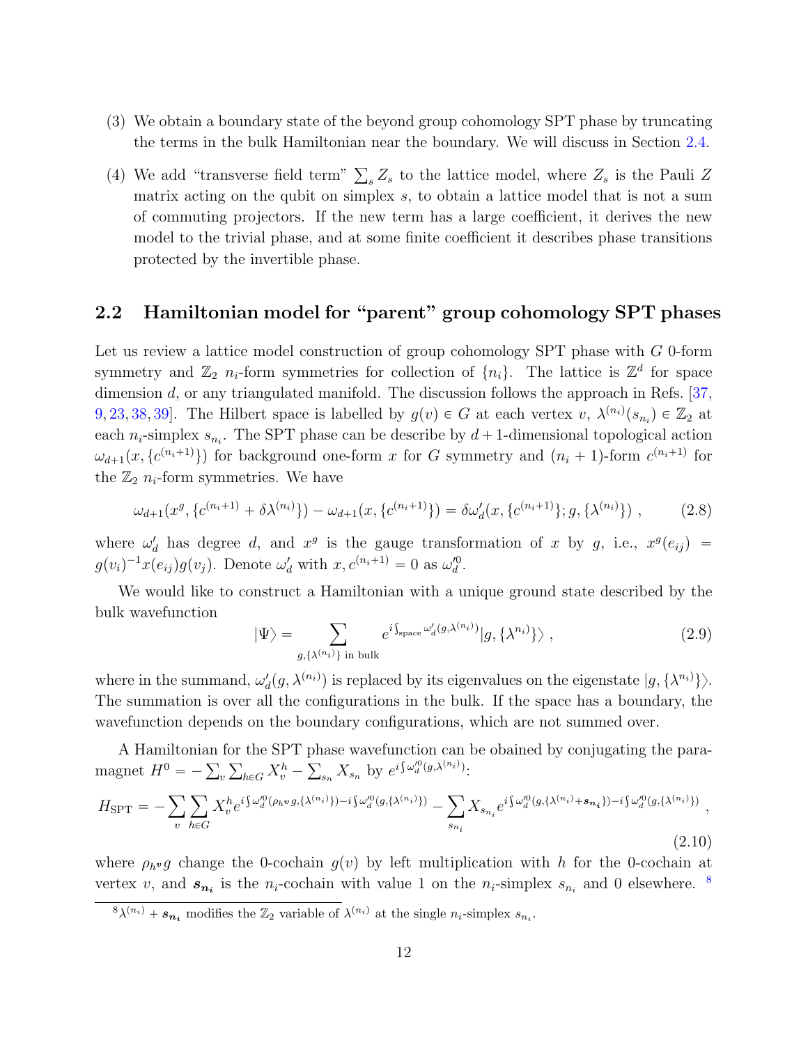(3) We obtain a boundary state of the beyond group cohomology SPT phase by truncating the terms in the bulk Hamiltonian near the boundary. We will discuss in Section 2.4.

(4) We add "transverse field term" $\sum_s Z_s$ to the lattice model, where $Z_s$ is the Pauli $Z$ matrix acting on the qubit on simplex $s$, to obtain a lattice model that is not a sum of commuting projectors. If the new term has a large coefficient, it derives the new model to the trivial phase, and at some finite coefficient it describes phase transitions protected by the invertible phase.

## 2.2 Hamiltonian model for "parent" group cohomology SPT phases

Let us review a lattice model construction of group cohomology SPT phase with $G$ 0-form symmetry and $\mathbb{Z}_2$ $n_i$-form symmetries for collection of $\{n_i\}$. The lattice is $\mathbb{Z}^d$ for space dimension $d$, or any triangulated manifold. The discussion follows the approach in Refs. [37, 9, 23, 38, 39]. The Hilbert space is labelled by $g(v) \in G$ at each vertex $v$, $\lambda^{(n_i)}(s_{n_i}) \in \mathbb{Z}_2$ at each $n_i$-simplex $s_{n_i}$. The SPT phase can be describe by $d+1$-dimensional topological action $\omega_{d+1}(x, \{c^{(n_i+1)}\})$ for background one-form $x$ for $G$ symmetry and $(n_i+1)$-form $c^{(n_i+1)}$ for the $\mathbb{Z}_2$ $n_i$-form symmetries. We have

$$\omega_{d+1}(x^g, \{c^{(n_i+1)} + \delta\lambda^{(n_i)}\}) - \omega_{d+1}(x, \{c^{(n_i+1)}\}) = \delta\omega'_d(x, \{c^{(n_i+1)}\}; g, \{\lambda^{(n_i)}\}) \ , \tag{2.8}$$

where $\omega'_d$ has degree $d$, and $x^g$ is the gauge transformation of $x$ by $g$, i.e., $x^g(e_{ij}) = g(v_i)^{-1}x(e_{ij})g(v_j)$. Denote $\omega'_d$ with $x, c^{(n_i+1)} = 0$ as $\omega'^0_d$.

We would like to construct a Hamiltonian with a unique ground state described by the bulk wavefunction

$$|\Psi\rangle = \sum_{g,\{\lambda^{(n_i)}\}\text{ in bulk}} e^{i\int_{\text{space}} \omega'_d(g,\lambda^{(n_i)})} |g, \{\lambda^{n_i}\}\rangle \ , \tag{2.9}$$

where in the summand, $\omega'_d(g, \lambda^{(n_i)})$ is replaced by its eigenvalues on the eigenstate $|g, \{\lambda^{n_i}\}\rangle$. The summation is over all the configurations in the bulk. If the space has a boundary, the wavefunction depends on the boundary configurations, which are not summed over.

A Hamiltonian for the SPT phase wavefunction can be obained by conjugating the paramagnet $H^0 = -\sum_v \sum_{h\in G} X^h_v - \sum_{s_n} X_{s_n}$ by $e^{i\int \omega'^0_d(g,\lambda^{(n_i)})}$:

$$H_{\text{SPT}} = -\sum_v \sum_{h\in G} X^h_v e^{i\int \omega'^0_d(\rho_{h^v} g, \{\lambda^{(n_i)}\}) - i\int \omega'^0_d(g,\{\lambda^{(n_i)}\})} - \sum_{s_{n_i}} X_{s_{n_i}} e^{i\int \omega'^0_d(g,\{\lambda^{(n_i)} + \boldsymbol{s_{n_i}}\}) - i\int \omega'^0_d(g,\{\lambda^{(n_i)}\})} \ , \tag{2.10}$$

where $\rho_{h^v} g$ change the 0-cochain $g(v)$ by left multiplication with $h$ for the 0-cochain at vertex $v$, and $\boldsymbol{s_{n_i}}$ is the $n_i$-cochain with value 1 on the $n_i$-simplex $s_{n_i}$ and 0 elsewhere. [8]

[8] $\lambda^{(n_i)} + \boldsymbol{s_{n_i}}$ modifies the $\mathbb{Z}_2$ variable of $\lambda^{(n_i)}$ at the single $n_i$-simplex $s_{n_i}$.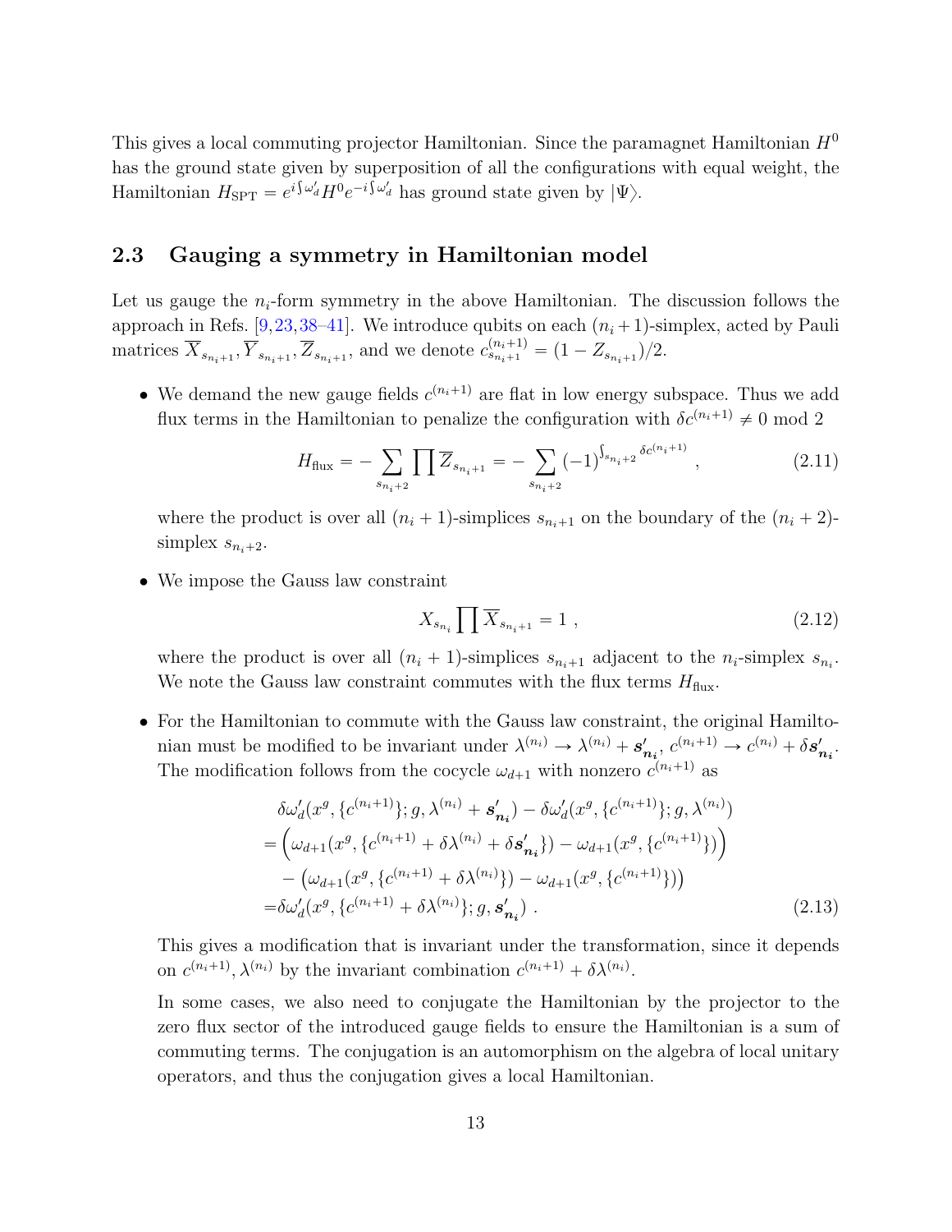This gives a local commuting projector Hamiltonian. Since the paramagnet Hamiltonian $H^0$ has the ground state given by superposition of all the configurations with equal weight, the Hamiltonian $H_{\text{SPT}} = e^{i\int \omega'_d} H^0 e^{-i\int \omega'_d}$ has ground state given by $|\Psi\rangle$.

### 2.3 Gauging a symmetry in Hamiltonian model

Let us gauge the $n_i$-form symmetry in the above Hamiltonian. The discussion follows the approach in Refs. [9,23,38–41]. We introduce qubits on each $(n_i+1)$-simplex, acted by Pauli matrices $\overline{X}_{s_{n_i+1}}, \overline{Y}_{s_{n_i+1}}, \overline{Z}_{s_{n_i+1}}$, and we denote $c^{(n_i+1)}_{s_{n_i+1}} = (1 - Z_{s_{n_i+1}})/2$.

- We demand the new gauge fields $c^{(n_i+1)}$ are flat in low energy subspace. Thus we add flux terms in the Hamiltonian to penalize the configuration with $\delta c^{(n_i+1)} \neq 0 \bmod 2$

$$
H_{\text{flux}} = -\sum_{s_{n_i+2}} \prod \overline{Z}_{s_{n_i+1}} = -\sum_{s_{n_i+2}} (-1)^{\int_{s_{n_i+2}} \delta c^{(n_i+1)}} , \tag{2.11}
$$

  where the product is over all $(n_i+1)$-simplices $s_{n_i+1}$ on the boundary of the $(n_i+2)$-simplex $s_{n_i+2}$.

- We impose the Gauss law constraint

$$
X_{s_{n_i}} \prod \overline{X}_{s_{n_i+1}} = 1 , \tag{2.12}
$$

  where the product is over all $(n_i+1)$-simplices $s_{n_i+1}$ adjacent to the $n_i$-simplex $s_{n_i}$. We note the Gauss law constraint commutes with the flux terms $H_{\text{flux}}$.

- For the Hamiltonian to commute with the Gauss law constraint, the original Hamiltonian must be modified to be invariant under $\lambda^{(n_i)} \to \lambda^{(n_i)} + \boldsymbol{s}'_{\boldsymbol{n_i}}$, $c^{(n_i+1)} \to c^{(n_i)} + \delta \boldsymbol{s}'_{\boldsymbol{n_i}}$. The modification follows from the cocycle $\omega_{d+1}$ with nonzero $c^{(n_i+1)}$ as

$$
\begin{aligned}
&\delta\omega'_d(x^g, \{c^{(n_i+1)}\}; g, \lambda^{(n_i)} + \boldsymbol{s}'_{\boldsymbol{n_i}}) - \delta\omega'_d(x^g, \{c^{(n_i+1)}\}; g, \lambda^{(n_i)}) \\
=&\Big(\omega_{d+1}(x^g, \{c^{(n_i+1)} + \delta\lambda^{(n_i)} + \delta \boldsymbol{s}'_{\boldsymbol{n_i}}\}) - \omega_{d+1}(x^g, \{c^{(n_i+1)}\})\Big) \\
&- \big(\omega_{d+1}(x^g, \{c^{(n_i+1)} + \delta\lambda^{(n_i)}\}) - \omega_{d+1}(x^g, \{c^{(n_i+1)}\})\big) \\
=&\delta\omega'_d(x^g, \{c^{(n_i+1)} + \delta\lambda^{(n_i)}\}; g, \boldsymbol{s}'_{\boldsymbol{n_i}}) \ .
\end{aligned} \tag{2.13}
$$

  This gives a modification that is invariant under the transformation, since it depends on $c^{(n_i+1)}, \lambda^{(n_i)}$ by the invariant combination $c^{(n_i+1)} + \delta\lambda^{(n_i)}$.

  In some cases, we also need to conjugate the Hamiltonian by the projector to the zero flux sector of the introduced gauge fields to ensure the Hamiltonian is a sum of commuting terms. The conjugation is an automorphism on the algebra of local unitary operators, and thus the conjugation gives a local Hamiltonian.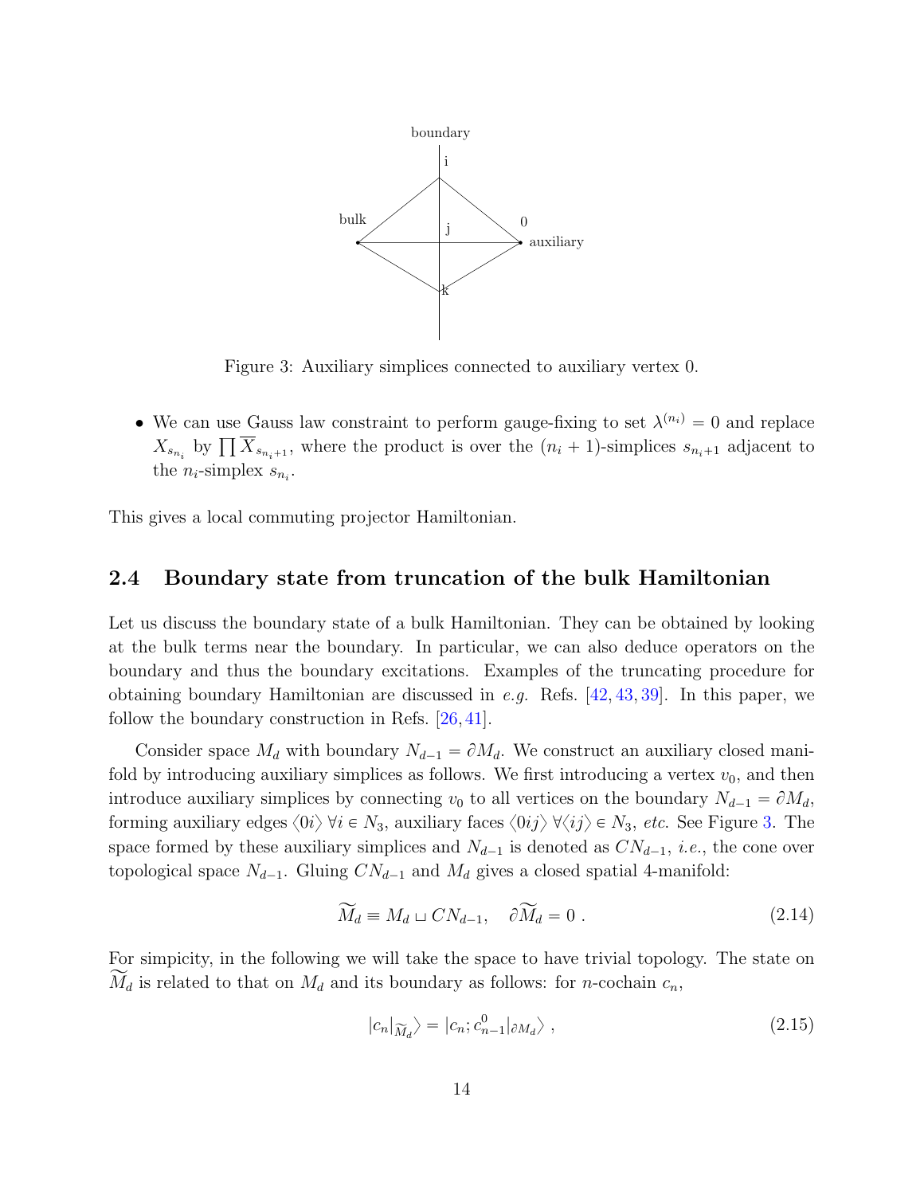Figure 3: Auxiliary simplices connected to auxiliary vertex 0.

- We can use Gauss law constraint to perform gauge-fixing to set $\lambda^{(n_i)} = 0$ and replace $X_{s_{n_i}}$ by $\prod \overline{X}_{s_{n_i+1}}$, where the product is over the $(n_i+1)$-simplices $s_{n_i+1}$ adjacent to the $n_i$-simplex $s_{n_i}$.

This gives a local commuting projector Hamiltonian.

### 2.4 Boundary state from truncation of the bulk Hamiltonian

Let us discuss the boundary state of a bulk Hamiltonian. They can be obtained by looking at the bulk terms near the boundary. In particular, we can also deduce operators on the boundary and thus the boundary excitations. Examples of the truncating procedure for obtaining boundary Hamiltonian are discussed in *e.g.* Refs. [42, 43, 39]. In this paper, we follow the boundary construction in Refs. [26, 41].

Consider space $M_d$ with boundary $N_{d-1} = \partial M_d$. We construct an auxiliary closed manifold by introducing auxiliary simplices as follows. We first introducing a vertex $v_0$, and then introduce auxiliary simplices by connecting $v_0$ to all vertices on the boundary $N_{d-1} = \partial M_d$, forming auxiliary edges $\langle 0i\rangle\ \forall i \in N_3$, auxiliary faces $\langle 0ij\rangle\ \forall\langle ij\rangle \in N_3$, *etc.* See Figure 3. The space formed by these auxiliary simplices and $N_{d-1}$ is denoted as $CN_{d-1}$, *i.e.*, the cone over topological space $N_{d-1}$. Gluing $CN_{d-1}$ and $M_d$ gives a closed spatial 4-manifold:

$$\widetilde{M}_d \equiv M_d \sqcup CN_{d-1}, \quad \partial\widetilde{M}_d = 0\ . \tag{2.14}$$

For simpicity, in the following we will take the space to have trivial topology. The state on $\widetilde{M}_d$ is related to that on $M_d$ and its boundary as follows: for $n$-cochain $c_n$,

$$|c_n|_{\widetilde{M}_d}\rangle = |c_n; c^0_{n-1}|_{\partial M_d}\rangle\ , \tag{2.15}$$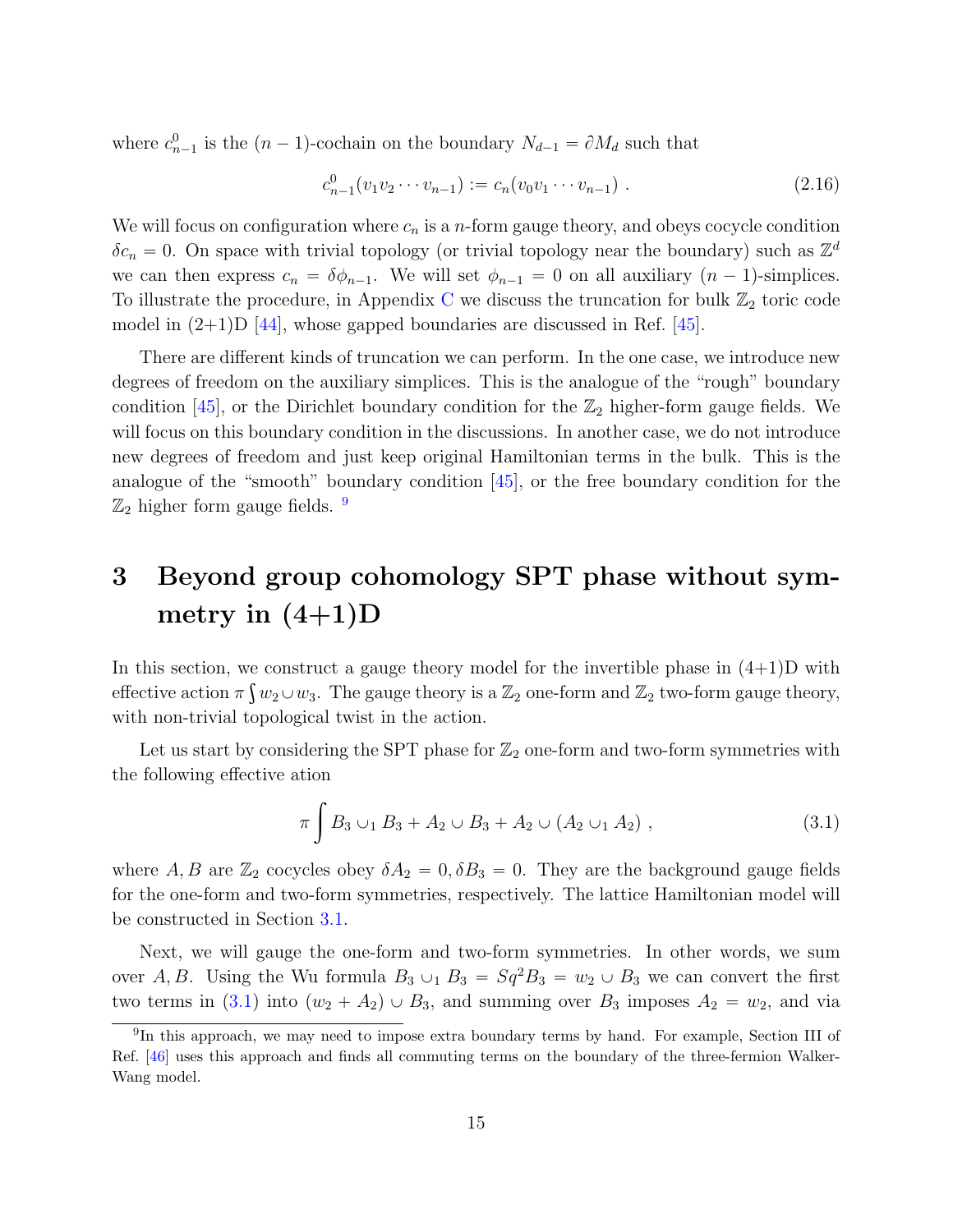where $c^0_{n-1}$ is the $(n-1)$-cochain on the boundary $N_{d-1} = \partial M_d$ such that

$$c^0_{n-1}(v_1 v_2 \cdots v_{n-1}) := c_n(v_0 v_1 \cdots v_{n-1}) \ . \tag{2.16}$$

We will focus on configuration where $c_n$ is a $n$-form gauge theory, and obeys cocycle condition $\delta c_n = 0$. On space with trivial topology (or trivial topology near the boundary) such as $\mathbb{Z}^d$ we can then express $c_n = \delta \phi_{n-1}$. We will set $\phi_{n-1} = 0$ on all auxiliary $(n-1)$-simplices. To illustrate the procedure, in Appendix C we discuss the truncation for bulk $\mathbb{Z}_2$ toric code model in (2+1)D [44], whose gapped boundaries are discussed in Ref. [45].

There are different kinds of truncation we can perform. In the one case, we introduce new degrees of freedom on the auxiliary simplices. This is the analogue of the "rough" boundary condition [45], or the Dirichlet boundary condition for the $\mathbb{Z}_2$ higher-form gauge fields. We will focus on this boundary condition in the discussions. In another case, we do not introduce new degrees of freedom and just keep original Hamiltonian terms in the bulk. This is the analogue of the "smooth" boundary condition [45], or the free boundary condition for the $\mathbb{Z}_2$ higher form gauge fields. [9]

# 3 Beyond group cohomology SPT phase without symmetry in (4+1)D

In this section, we construct a gauge theory model for the invertible phase in (4+1)D with effective action $\pi \int w_2 \cup w_3$. The gauge theory is a $\mathbb{Z}_2$ one-form and $\mathbb{Z}_2$ two-form gauge theory, with non-trivial topological twist in the action.

Let us start by considering the SPT phase for $\mathbb{Z}_2$ one-form and two-form symmetries with the following effective ation

$$\pi \int B_3 \cup_1 B_3 + A_2 \cup B_3 + A_2 \cup (A_2 \cup_1 A_2) \ , \tag{3.1}$$

where $A, B$ are $\mathbb{Z}_2$ cocycles obey $\delta A_2 = 0, \delta B_3 = 0$. They are the background gauge fields for the one-form and two-form symmetries, respectively. The lattice Hamiltonian model will be constructed in Section 3.1.

Next, we will gauge the one-form and two-form symmetries. In other words, we sum over $A, B$. Using the Wu formula $B_3 \cup_1 B_3 = Sq^2 B_3 = w_2 \cup B_3$ we can convert the first two terms in (3.1) into $(w_2 + A_2) \cup B_3$, and summing over $B_3$ imposes $A_2 = w_2$, and via

[9] In this approach, we may need to impose extra boundary terms by hand. For example, Section III of Ref. [46] uses this approach and finds all commuting terms on the boundary of the three-fermion Walker-Wang model.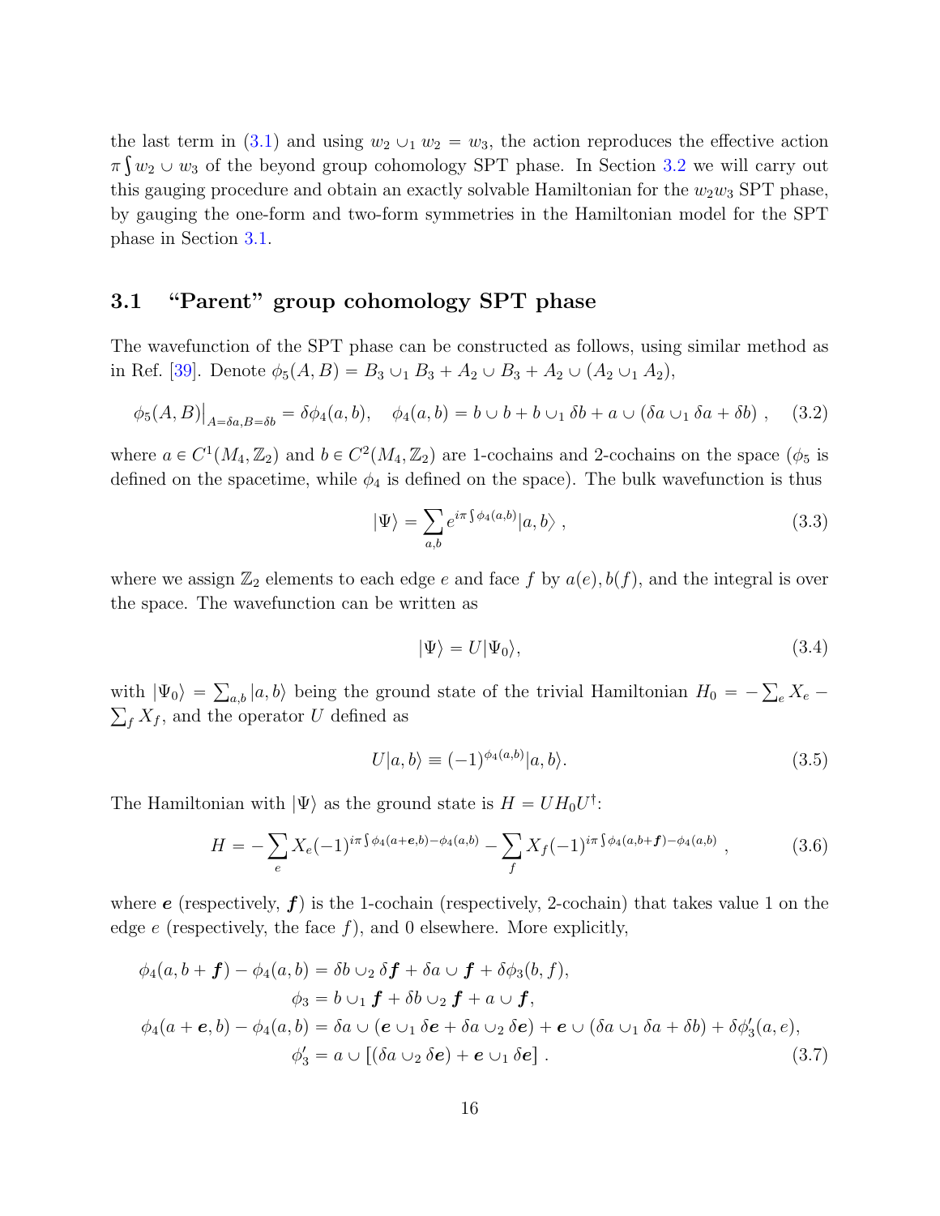the last term in (3.1) and using $w_2 \cup_1 w_2 = w_3$, the action reproduces the effective action $\pi \int w_2 \cup w_3$ of the beyond group cohomology SPT phase. In Section 3.2 we will carry out this gauging procedure and obtain an exactly solvable Hamiltonian for the $w_2 w_3$ SPT phase, by gauging the one-form and two-form symmetries in the Hamiltonian model for the SPT phase in Section 3.1.

### 3.1 "Parent" group cohomology SPT phase

The wavefunction of the SPT phase can be constructed as follows, using similar method as in Ref. [39]. Denote $\phi_5(A, B) = B_3 \cup_1 B_3 + A_2 \cup B_3 + A_2 \cup (A_2 \cup_1 A_2)$,

$$
\phi_5(A,B)\big|_{A=\delta a, B=\delta b} = \delta \phi_4(a,b), \quad \phi_4(a,b) = b \cup b + b \cup_1 \delta b + a \cup (\delta a \cup_1 \delta a + \delta b) \ , \tag{3.2}
$$

where $a \in C^1(M_4, \mathbb{Z}_2)$ and $b \in C^2(M_4, \mathbb{Z}_2)$ are 1-cochains and 2-cochains on the space ($\phi_5$ is defined on the spacetime, while $\phi_4$ is defined on the space). The bulk wavefunction is thus

$$
|\Psi\rangle = \sum_{a,b} e^{i\pi \int \phi_4(a,b)} |a, b\rangle \ , \tag{3.3}
$$

where we assign $\mathbb{Z}_2$ elements to each edge $e$ and face $f$ by $a(e), b(f)$, and the integral is over the space. The wavefunction can be written as

$$
|\Psi\rangle = U|\Psi_0\rangle, \tag{3.4}
$$

with $|\Psi_0\rangle = \sum_{a,b} |a, b\rangle$ being the ground state of the trivial Hamiltonian $H_0 = -\sum_e X_e - \sum_f X_f$, and the operator $U$ defined as

$$
U|a, b\rangle \equiv (-1)^{\phi_4(a,b)}|a, b\rangle. \tag{3.5}
$$

The Hamiltonian with $|\Psi\rangle$ as the ground state is $H = UH_0U^\dagger$:

$$
H = -\sum_e X_e (-1)^{i\pi \int \phi_4(a+\boldsymbol{e},b) - \phi_4(a,b)} - \sum_f X_f (-1)^{i\pi \int \phi_4(a,b+\boldsymbol{f}) - \phi_4(a,b)} \ , \tag{3.6}
$$

where $\boldsymbol{e}$ (respectively, $\boldsymbol{f}$) is the 1-cochain (respectively, 2-cochain) that takes value 1 on the edge $e$ (respectively, the face $f$), and 0 elsewhere. More explicitly,

$$
\begin{aligned}
\phi_4(a, b + \boldsymbol{f}) - \phi_4(a, b) &= \delta b \cup_2 \delta \boldsymbol{f} + \delta a \cup \boldsymbol{f} + \delta \phi_3(b, f), \\
\phi_3 &= b \cup_1 \boldsymbol{f} + \delta b \cup_2 \boldsymbol{f} + a \cup \boldsymbol{f}, \\
\phi_4(a + \boldsymbol{e}, b) - \phi_4(a, b) &= \delta a \cup (\boldsymbol{e} \cup_1 \delta \boldsymbol{e} + \delta a \cup_2 \delta \boldsymbol{e}) + \boldsymbol{e} \cup (\delta a \cup_1 \delta a + \delta b) + \delta \phi_3'(a, e), \\
\phi_3' &= a \cup [(\delta a \cup_2 \delta \boldsymbol{e}) + \boldsymbol{e} \cup_1 \delta \boldsymbol{e}] \ .
\end{aligned} \tag{3.7}
$$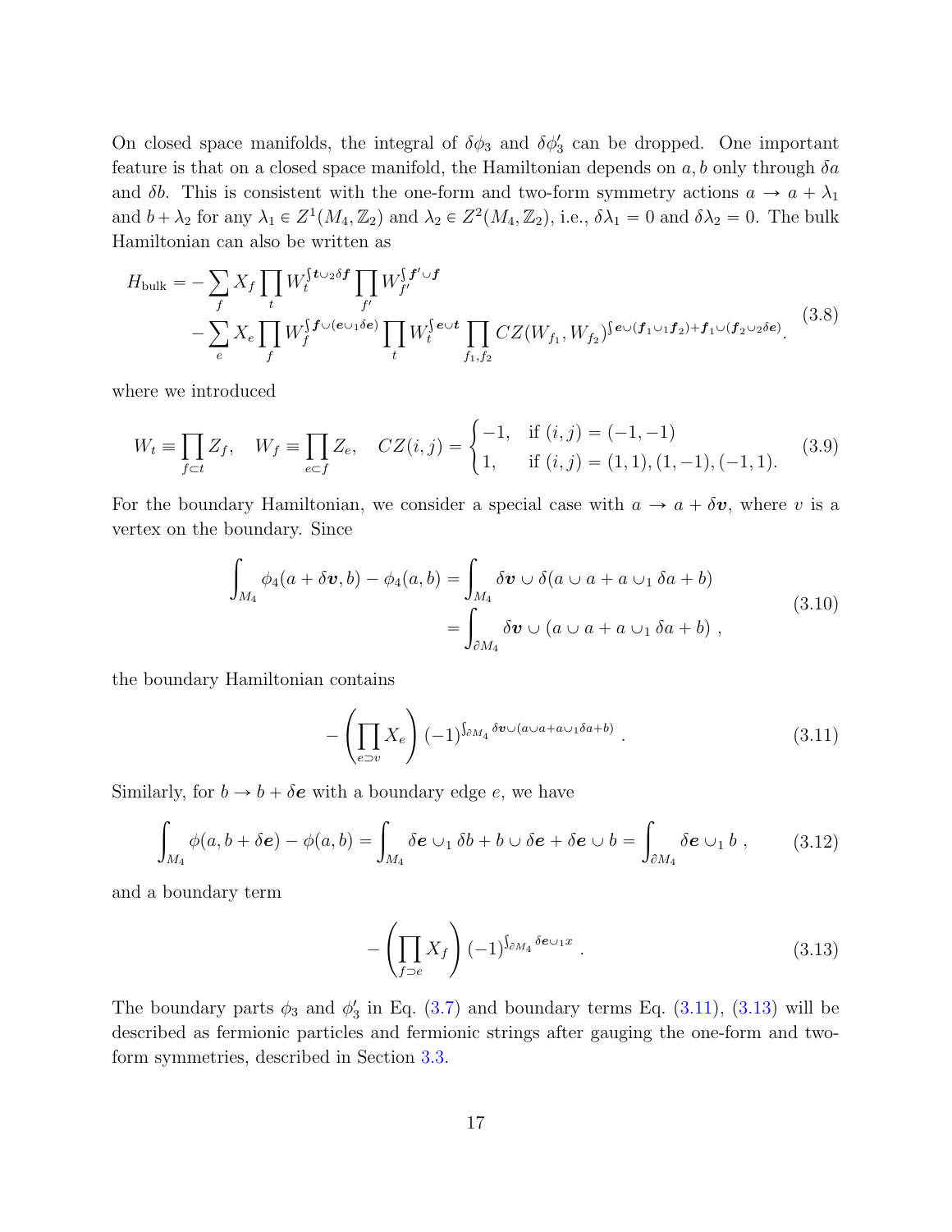On closed space manifolds, the integral of $\delta\phi_3$ and $\delta\phi_3'$ can be dropped. One important feature is that on a closed space manifold, the Hamiltonian depends on $a, b$ only through $\delta a$ and $\delta b$. This is consistent with the one-form and two-form symmetry actions $a \to a + \lambda_1$ and $b + \lambda_2$ for any $\lambda_1 \in Z^1(M_4, \mathbb{Z}_2)$ and $\lambda_2 \in Z^2(M_4, \mathbb{Z}_2)$, i.e., $\delta\lambda_1 = 0$ and $\delta\lambda_2 = 0$. The bulk Hamiltonian can also be written as

$$
\begin{aligned}
H_{\text{bulk}} = &- \sum_f X_f \prod_t W_t^{\int \boldsymbol{t} \cup_2 \delta \boldsymbol{f}} \prod_{f'} W_{f'}^{\int \boldsymbol{f'} \cup \boldsymbol{f}} \\
&- \sum_e X_e \prod_f W_f^{\int \boldsymbol{f} \cup (\boldsymbol{e} \cup_1 \delta \boldsymbol{e})} \prod_t W_t^{\int \boldsymbol{e} \cup \boldsymbol{t}} \prod_{f_1, f_2} CZ(W_{f_1}, W_{f_2})^{\int \boldsymbol{e} \cup (\boldsymbol{f_1} \cup_1 \boldsymbol{f_2}) + \boldsymbol{f_1} \cup (\boldsymbol{f_2} \cup_2 \delta \boldsymbol{e})}.
\end{aligned}
\tag{3.8}
$$

where we introduced

$$
W_t \equiv \prod_{f \subset t} Z_f, \quad W_f \equiv \prod_{e \subset f} Z_e, \quad CZ(i,j) = \begin{cases} -1, & \text{if } (i,j) = (-1,-1) \\ 1, & \text{if } (i,j) = (1,1), (1,-1), (-1,1). \end{cases} \tag{3.9}
$$

For the boundary Hamiltonian, we consider a special case with $a \to a + \delta \boldsymbol{v}$, where $v$ is a vertex on the boundary. Since

$$
\begin{aligned}
\int_{M_4} \phi_4(a + \delta \boldsymbol{v}, b) - \phi_4(a, b) &= \int_{M_4} \delta \boldsymbol{v} \cup \delta(a \cup a + a \cup_1 \delta a + b) \\
&= \int_{\partial M_4} \delta \boldsymbol{v} \cup (a \cup a + a \cup_1 \delta a + b) \ ,
\end{aligned}
\tag{3.10}
$$

the boundary Hamiltonian contains

$$
-\left( \prod_{e \supset v} X_e \right) (-1)^{\int_{\partial M_4} \delta \boldsymbol{v} \cup (a \cup a + a \cup_1 \delta a + b)} \ . \tag{3.11}
$$

Similarly, for $b \to b + \delta \boldsymbol{e}$ with a boundary edge $e$, we have

$$
\int_{M_4} \phi(a, b + \delta \boldsymbol{e}) - \phi(a, b) = \int_{M_4} \delta \boldsymbol{e} \cup_1 \delta b + b \cup \delta \boldsymbol{e} + \delta \boldsymbol{e} \cup b = \int_{\partial M_4} \delta \boldsymbol{e} \cup_1 b \ , \tag{3.12}
$$

and a boundary term

$$
-\left( \prod_{f \supset e} X_f \right) (-1)^{\int_{\partial M_4} \delta \boldsymbol{e} \cup_1 x} \ . \tag{3.13}
$$

The boundary parts $\phi_3$ and $\phi_3'$ in Eq. (3.7) and boundary terms Eq. (3.11), (3.13) will be described as fermionic particles and fermionic strings after gauging the one-form and two-form symmetries, described in Section 3.3.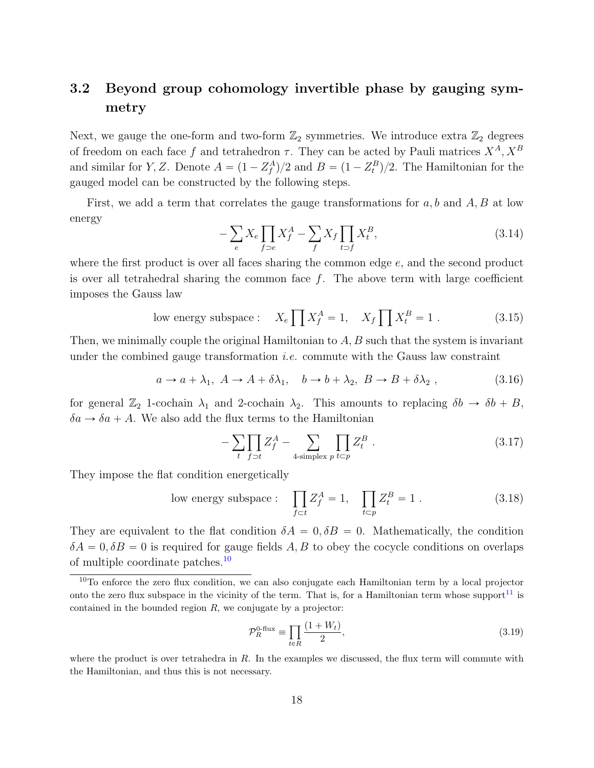### 3.2 Beyond group cohomology invertible phase by gauging symmetry

Next, we gauge the one-form and two-form $\mathbb{Z}_2$ symmetries. We introduce extra $\mathbb{Z}_2$ degrees of freedom on each face $f$ and tetrahedron $\tau$. They can be acted by Pauli matrices $X^A, X^B$ and similar for $Y, Z$. Denote $A = (1 - Z^A_f)/2$ and $B = (1 - Z^B_t)/2$. The Hamiltonian for the gauged model can be constructed by the following steps.

First, we add a term that correlates the gauge transformations for $a, b$ and $A, B$ at low energy

$$-\sum_e X_e \prod_{f \supset e} X^A_f - \sum_f X_f \prod_{t \supset f} X^B_t, \tag{3.14}$$

where the first product is over all faces sharing the common edge $e$, and the second product is over all tetrahedral sharing the common face $f$. The above term with large coefficient imposes the Gauss law

$$\text{low energy subspace}: \quad X_e \prod X^A_f = 1, \quad X_f \prod X^B_t = 1 \ . \tag{3.15}$$

Then, we minimally couple the original Hamiltonian to $A, B$ such that the system is invariant under the combined gauge transformation *i.e.* commute with the Gauss law constraint

$$a \to a + \lambda_1,\ A \to A + \delta\lambda_1, \quad b \to b + \lambda_2,\ B \to B + \delta\lambda_2 \ , \tag{3.16}$$

for general $\mathbb{Z}_2$ 1-cochain $\lambda_1$ and 2-cochain $\lambda_2$. This amounts to replacing $\delta b \to \delta b + B$, $\delta a \to \delta a + A$. We also add the flux terms to the Hamiltonian

$$-\sum_t \prod_{f \supset t} Z^A_f - \sum_{\text{4-simplex } p} \prod_{t \subset p} Z^B_t \ . \tag{3.17}$$

They impose the flat condition energetically

$$\text{low energy subspace}: \quad \prod_{f \subset t} Z^A_f = 1, \quad \prod_{t \subset p} Z^B_t = 1 \ . \tag{3.18}$$

They are equivalent to the flat condition $\delta A = 0, \delta B = 0$. Mathematically, the condition $\delta A = 0, \delta B = 0$ is required for gauge fields $A, B$ to obey the cocycle conditions on overlaps of multiple coordinate patches.[10]

---

[10] To enforce the zero flux condition, we can also conjugate each Hamiltonian term by a local projector onto the zero flux subspace in the vicinity of the term. That is, for a Hamiltonian term whose support[11] is contained in the bounded region $R$, we conjugate by a projector:

$$\mathcal{P}^{\text{0-flux}}_R \equiv \prod_{t \in R} \frac{(1 + W_t)}{2}, \tag{3.19}$$

where the product is over tetrahedra in $R$. In the examples we discussed, the flux term will commute with the Hamiltonian, and thus this is not necessary.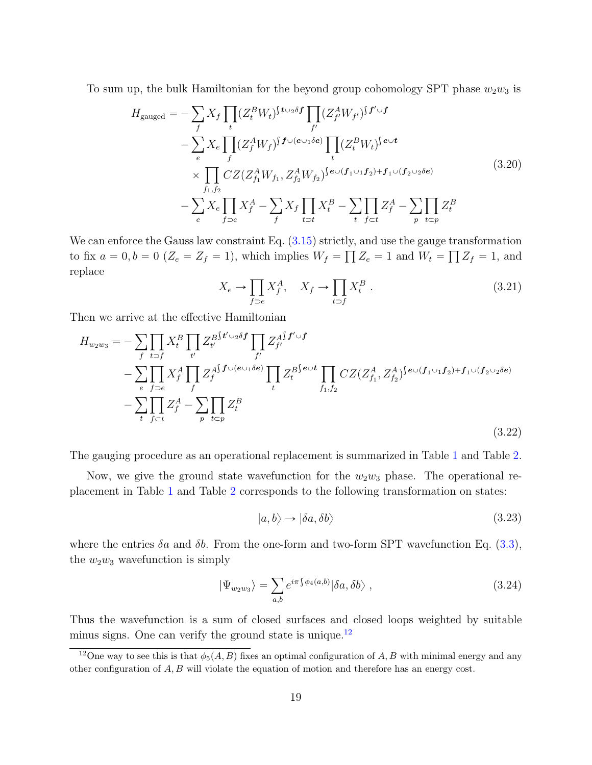To sum up, the bulk Hamiltonian for the beyond group cohomology SPT phase $w_2 w_3$ is

$$
\begin{aligned}
H_{\text{gauged}} = &- \sum_f X_f \prod_t (Z_t^B W_t)^{\int \boldsymbol{t} \cup_2 \delta \boldsymbol{f}} \prod_{f'} (Z_{f'}^A W_{f'})^{\int \boldsymbol{f'} \cup \boldsymbol{f}} \\
&- \sum_e X_e \prod_f (Z_f^A W_f)^{\int \boldsymbol{f} \cup (\boldsymbol{e} \cup_1 \delta \boldsymbol{e})} \prod_t (Z_t^B W_t)^{\int \boldsymbol{e} \cup \boldsymbol{t}} \\
&\times \prod_{f_1, f_2} CZ(Z_{f_1}^A W_{f_1}, Z_{f_2}^A W_{f_2})^{\int \boldsymbol{e} \cup (\boldsymbol{f}_1 \cup_1 \boldsymbol{f}_2) + \boldsymbol{f}_1 \cup (\boldsymbol{f}_2 \cup_2 \delta \boldsymbol{e})} \\
&- \sum_e X_e \prod_{f \supset e} X_f^A - \sum_f X_f \prod_{t \supset t} X_t^B - \sum_t \prod_{f \subset t} Z_f^A - \sum_p \prod_{t \subset p} Z_t^B
\end{aligned}
\tag{3.20}
$$

We can enforce the Gauss law constraint Eq. (3.15) strictly, and use the gauge transformation to fix $a = 0, b = 0$ ($Z_e = Z_f = 1$), which implies $W_f = \prod Z_e = 1$ and $W_t = \prod Z_f = 1$, and replace

$$
X_e \to \prod_{f \supset e} X_f^A, \quad X_f \to \prod_{t \supset f} X_t^B \ . \tag{3.21}
$$

Then we arrive at the effective Hamiltonian

$$
\begin{aligned}
H_{w_2 w_3} = &- \sum_f \prod_{t \supset f} X_t^B \prod_{t'} Z_{t'}^{B \int \boldsymbol{t'} \cup_2 \delta \boldsymbol{f}} \prod_{f'} Z_{f'}^{A \int \boldsymbol{f'} \cup \boldsymbol{f}} \\
&- \sum_e \prod_{f \supset e} X_f^A \prod_f Z_f^{A \int \boldsymbol{f} \cup (\boldsymbol{e} \cup_1 \delta \boldsymbol{e})} \prod_t Z_t^{B \int \boldsymbol{e} \cup \boldsymbol{t}} \prod_{f_1, f_2} CZ(Z_{f_1}^A, Z_{f_2}^A)^{\int \boldsymbol{e} \cup (\boldsymbol{f}_1 \cup_1 \boldsymbol{f}_2) + \boldsymbol{f}_1 \cup (\boldsymbol{f}_2 \cup_2 \delta \boldsymbol{e})} \\
&- \sum_t \prod_{f \subset t} Z_f^A - \sum_p \prod_{t \subset p} Z_t^B
\end{aligned}
\tag{3.22}
$$

The gauging procedure as an operational replacement is summarized in Table 1 and Table 2.

Now, we give the ground state wavefunction for the $w_2 w_3$ phase. The operational replacement in Table 1 and Table 2 corresponds to the following transformation on states:

$$
|a, b\rangle \to |\delta a, \delta b\rangle \tag{3.23}
$$

where the entries $\delta a$ and $\delta b$. From the one-form and two-form SPT wavefunction Eq. (3.3), the $w_2 w_3$ wavefunction is simply

$$
|\Psi_{w_2 w_3}\rangle = \sum_{a,b} e^{i\pi \int \phi_4(a,b)} |\delta a, \delta b\rangle \ , \tag{3.24}
$$

Thus the wavefunction is a sum of closed surfaces and closed loops weighted by suitable minus signs. One can verify the ground state is unique.[12]

[12] One way to see this is that $\phi_5(A, B)$ fixes an optimal configuration of $A, B$ with minimal energy and any other configuration of $A, B$ will violate the equation of motion and therefore has an energy cost.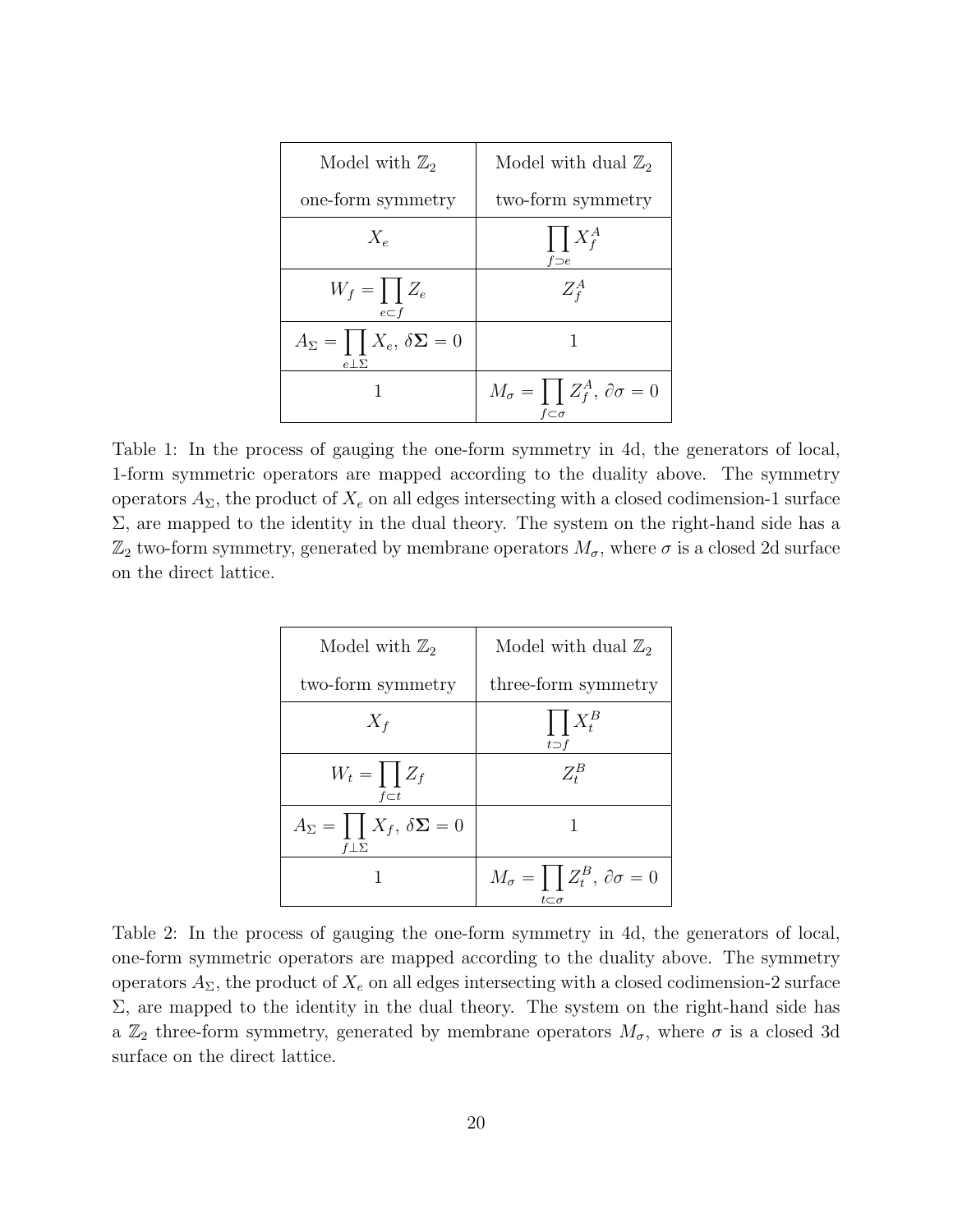| Model with $\mathbb{Z}_2$ one-form symmetry | Model with dual $\mathbb{Z}_2$ two-form symmetry |
|---|---|
| $X_e$ | $\prod_{f \supset e} X_f^A$ |
| $W_f = \prod_{e \subset f} Z_e$ | $Z_f^A$ |
| $A_\Sigma = \prod_{e \perp \Sigma} X_e,\ \delta\mathbf{\Sigma} = 0$ | $1$ |
| $1$ | $M_\sigma = \prod_{f \subset \sigma} Z_f^A,\ \partial\sigma = 0$ |

Table 1: In the process of gauging the one-form symmetry in 4d, the generators of local, 1-form symmetric operators are mapped according to the duality above. The symmetry operators $A_\Sigma$, the product of $X_e$ on all edges intersecting with a closed codimension-1 surface $\Sigma$, are mapped to the identity in the dual theory. The system on the right-hand side has a $\mathbb{Z}_2$ two-form symmetry, generated by membrane operators $M_\sigma$, where $\sigma$ is a closed 2d surface on the direct lattice.

| Model with $\mathbb{Z}_2$ two-form symmetry | Model with dual $\mathbb{Z}_2$ three-form symmetry |
|---|---|
| $X_f$ | $\prod_{t \supset f} X_t^B$ |
| $W_t = \prod_{f \subset t} Z_f$ | $Z_t^B$ |
| $A_\Sigma = \prod_{f \perp \Sigma} X_f,\ \delta\mathbf{\Sigma} = 0$ | $1$ |
| $1$ | $M_\sigma = \prod_{t \subset \sigma} Z_t^B,\ \partial\sigma = 0$ |

Table 2: In the process of gauging the one-form symmetry in 4d, the generators of local, one-form symmetric operators are mapped according to the duality above. The symmetry operators $A_\Sigma$, the product of $X_e$ on all edges intersecting with a closed codimension-2 surface $\Sigma$, are mapped to the identity in the dual theory. The system on the right-hand side has a $\mathbb{Z}_2$ three-form symmetry, generated by membrane operators $M_\sigma$, where $\sigma$ is a closed 3d surface on the direct lattice.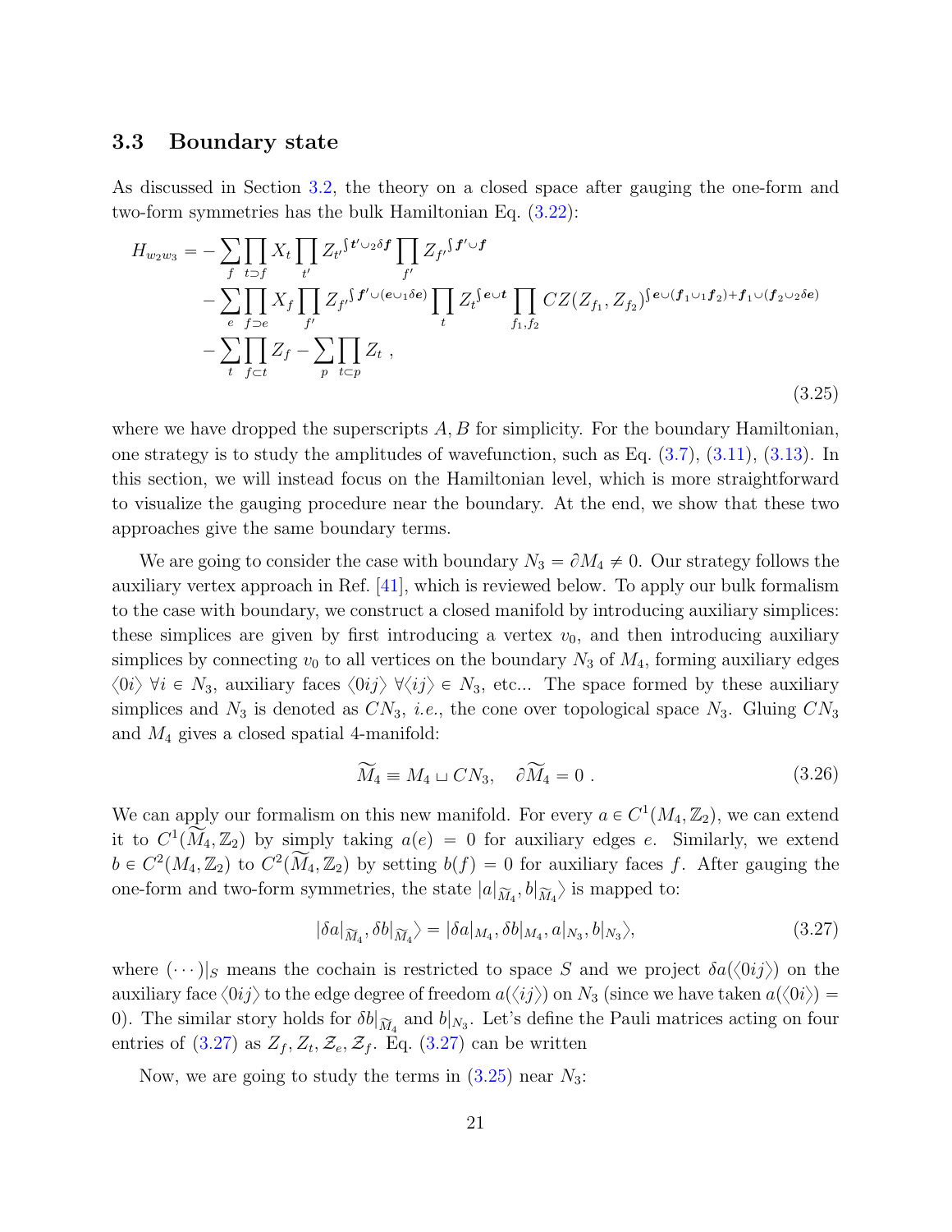### 3.3 Boundary state

As discussed in Section 3.2, the theory on a closed space after gauging the one-form and two-form symmetries has the bulk Hamiltonian Eq. (3.22):

$$
\begin{aligned}
H_{w_2 w_3} = &-\sum_f \prod_{t \supset f} X_t \prod_{t'} Z_{t'}{}^{\int \boldsymbol{t'} \cup_2 \delta \boldsymbol{f}} \prod_{f'} Z_{f'}{}^{\int \boldsymbol{f'} \cup \boldsymbol{f}} \\
&- \sum_e \prod_{f \supset e} X_f \prod_{f'} Z_{f'}{}^{\int \boldsymbol{f'} \cup (\boldsymbol{e} \cup_1 \delta \boldsymbol{e})} \prod_t Z_t{}^{\int \boldsymbol{e} \cup \boldsymbol{t}} \prod_{f_1, f_2} CZ(Z_{f_1}, Z_{f_2})^{\int \boldsymbol{e} \cup (\boldsymbol{f_1} \cup_1 \boldsymbol{f_2}) + \boldsymbol{f_1} \cup (\boldsymbol{f_2} \cup_2 \delta \boldsymbol{e})} \\
&- \sum_t \prod_{f \subset t} Z_f - \sum_p \prod_{t \subset p} Z_t \ ,
\end{aligned}
\tag{3.25}
$$

where we have dropped the superscripts $A, B$ for simplicity. For the boundary Hamiltonian, one strategy is to study the amplitudes of wavefunction, such as Eq. (3.7), (3.11), (3.13). In this section, we will instead focus on the Hamiltonian level, which is more straightforward to visualize the gauging procedure near the boundary. At the end, we show that these two approaches give the same boundary terms.

We are going to consider the case with boundary $N_3 = \partial M_4 \neq 0$. Our strategy follows the auxiliary vertex approach in Ref. [41], which is reviewed below. To apply our bulk formalism to the case with boundary, we construct a closed manifold by introducing auxiliary simplices: these simplices are given by first introducing a vertex $v_0$, and then introducing auxiliary simplices by connecting $v_0$ to all vertices on the boundary $N_3$ of $M_4$, forming auxiliary edges $\langle 0i \rangle$ $\forall i \in N_3$, auxiliary faces $\langle 0ij \rangle$ $\forall \langle ij \rangle \in N_3$, etc... The space formed by these auxiliary simplices and $N_3$ is denoted as $CN_3$, *i.e.*, the cone over topological space $N_3$. Gluing $CN_3$ and $M_4$ gives a closed spatial 4-manifold:

$$
\widetilde{M}_4 \equiv M_4 \sqcup CN_3, \quad \partial \widetilde{M}_4 = 0 \ . \tag{3.26}
$$

We can apply our formalism on this new manifold. For every $a \in C^1(M_4, \mathbb{Z}_2)$, we can extend it to $C^1(\widetilde{M}_4, \mathbb{Z}_2)$ by simply taking $a(e) = 0$ for auxiliary edges $e$. Similarly, we extend $b \in C^2(M_4, \mathbb{Z}_2)$ to $C^2(\widetilde{M}_4, \mathbb{Z}_2)$ by setting $b(f) = 0$ for auxiliary faces $f$. After gauging the one-form and two-form symmetries, the state $|a|_{\widetilde{M}_4}, b|_{\widetilde{M}_4}\rangle$ is mapped to:

$$
|\delta a|_{\widetilde{M}_4}, \delta b|_{\widetilde{M}_4}\rangle = |\delta a|_{M_4}, \delta b|_{M_4}, a|_{N_3}, b|_{N_3}\rangle, \tag{3.27}
$$

where $(\cdots)|_S$ means the cochain is restricted to space $S$ and we project $\delta a(\langle 0ij \rangle)$ on the auxiliary face $\langle 0ij \rangle$ to the edge degree of freedom $a(\langle ij \rangle)$ on $N_3$ (since we have taken $a(\langle 0i \rangle) = 0$). The similar story holds for $\delta b|_{\widetilde{M}_4}$ and $b|_{N_3}$. Let's define the Pauli matrices acting on four entries of (3.27) as $Z_f, Z_t, \mathcal{Z}_e, \mathcal{Z}_f$. Eq. (3.27) can be written

Now, we are going to study the terms in (3.25) near $N_3$: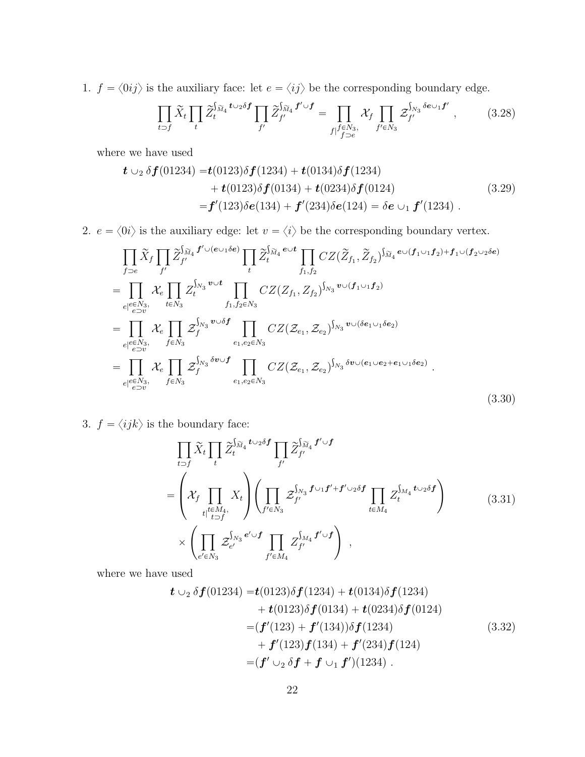1. $f = \langle 0ij \rangle$ is the auxiliary face: let $e = \langle ij \rangle$ be the corresponding boundary edge.

$$\prod_{t \supset f} \widetilde{X}_t \prod_t \widetilde{Z}_t^{\int_{\widetilde{M}_4} \boldsymbol{t} \cup_2 \delta \boldsymbol{f}} \prod_{f'} \widetilde{Z}_{f'}^{\int_{\widetilde{M}_4} \boldsymbol{f}' \cup \boldsymbol{f}} = \prod_{f | \substack{f \in N_3, \\ f \supset e}} \mathcal{X}_f \prod_{f' \in N_3} \mathcal{Z}_{f'}^{\int_{N_3} \delta \boldsymbol{e} \cup_1 \boldsymbol{f}'} , \tag{3.28}$$

where we have used

$$\begin{aligned} \boldsymbol{t} \cup_2 \delta \boldsymbol{f}(01234) =& \boldsymbol{t}(0123) \delta \boldsymbol{f}(1234) + \boldsymbol{t}(0134) \delta \boldsymbol{f}(1234) \\ &+ \boldsymbol{t}(0123) \delta \boldsymbol{f}(0134) + \boldsymbol{t}(0234) \delta \boldsymbol{f}(0124) \\ =& \boldsymbol{f}'(123) \delta \boldsymbol{e}(134) + \boldsymbol{f}'(234) \delta \boldsymbol{e}(124) = \delta \boldsymbol{e} \cup_1 \boldsymbol{f}'(1234) \ . \end{aligned} \tag{3.29}$$

2. $e = \langle 0i \rangle$ is the auxiliary edge: let $v = \langle i \rangle$ be the corresponding boundary vertex.

$$\begin{aligned} & \prod_{f \supset e} \widetilde{X}_f \prod_{f'} \widetilde{Z}_{f'}^{\int_{\widetilde{M}_4} \boldsymbol{f}' \cup (\boldsymbol{e} \cup_1 \delta \boldsymbol{e})} \prod_t \widetilde{Z}_t^{\int_{\widetilde{M}_4} \boldsymbol{e} \cup \boldsymbol{t}} \prod_{f_1, f_2} CZ(\widetilde{Z}_{f_1}, \widetilde{Z}_{f_2})^{\int_{\widetilde{M}_4} \boldsymbol{e} \cup (\boldsymbol{f}_1 \cup_1 \boldsymbol{f}_2) + \boldsymbol{f}_1 \cup (\boldsymbol{f}_2 \cup_2 \delta \boldsymbol{e})} \\ =& \prod_{e | \substack{e \in N_3, \\ e \supset v}} \mathcal{X}_e \prod_{t \in N_3} Z_t^{\int_{N_3} \boldsymbol{v} \cup \boldsymbol{t}} \prod_{f_1, f_2 \in N_3} CZ(Z_{f_1}, Z_{f_2})^{\int_{N_3} \boldsymbol{v} \cup (\boldsymbol{f}_1 \cup_1 \boldsymbol{f}_2)} \\ =& \prod_{e | \substack{e \in N_3, \\ e \supset v}} \mathcal{X}_e \prod_{f \in N_3} \mathcal{Z}_f^{\int_{N_3} \boldsymbol{v} \cup \delta \boldsymbol{f}} \prod_{e_1, e_2 \in N_3} CZ(\mathcal{Z}_{e_1}, \mathcal{Z}_{e_2})^{\int_{N_3} \boldsymbol{v} \cup (\delta \boldsymbol{e}_1 \cup_1 \delta \boldsymbol{e}_2)} \\ =& \prod_{e | \substack{e \in N_3, \\ e \supset v}} \mathcal{X}_e \prod_{f \in N_3} \mathcal{Z}_f^{\int_{N_3} \delta \boldsymbol{v} \cup \boldsymbol{f}} \prod_{e_1, e_2 \in N_3} CZ(\mathcal{Z}_{e_1}, \mathcal{Z}_{e_2})^{\int_{N_3} \delta \boldsymbol{v} \cup (\boldsymbol{e}_1 \cup \boldsymbol{e}_2 + \boldsymbol{e}_1 \cup_1 \delta \boldsymbol{e}_2)} \ . \end{aligned} \tag{3.30}$$

3. $f = \langle ijk \rangle$ is the boundary face:

$$\begin{aligned} & \prod_{t \supset f} \widetilde{X}_t \prod_t \widetilde{Z}_t^{\int_{\widetilde{M}_4} \boldsymbol{t} \cup_2 \delta \boldsymbol{f}} \prod_{f'} \widetilde{Z}_{f'}^{\int_{\widetilde{M}_4} \boldsymbol{f}' \cup \boldsymbol{f}} \\ =& \left( \mathcal{X}_f \prod_{t | \substack{t \in M_4, \\ t \supset f}} X_t \right) \left( \prod_{f' \in N_3} \mathcal{Z}_{f'}^{\int_{N_3} \boldsymbol{f} \cup_1 \boldsymbol{f}' + \boldsymbol{f}' \cup_2 \delta \boldsymbol{f}} \prod_{t \in M_4} Z_t^{\int_{M_4} \boldsymbol{t} \cup_2 \delta \boldsymbol{f}} \right) \\ & \times \left( \prod_{e' \in N_3} \mathcal{Z}_{e'}^{\int_{N_3} \boldsymbol{e}' \cup \boldsymbol{f}} \prod_{f' \in M_4} Z_{f'}^{\int_{M_4} \boldsymbol{f}' \cup \boldsymbol{f}} \right) \ , \end{aligned} \tag{3.31}$$

where we have used

$$\begin{aligned} \boldsymbol{t} \cup_2 \delta \boldsymbol{f}(01234) =& \boldsymbol{t}(0123) \delta \boldsymbol{f}(1234) + \boldsymbol{t}(0134) \delta \boldsymbol{f}(1234) \\ &+ \boldsymbol{t}(0123) \delta \boldsymbol{f}(0134) + \boldsymbol{t}(0234) \delta \boldsymbol{f}(0124) \\ =& (\boldsymbol{f}'(123) + \boldsymbol{f}'(134)) \delta \boldsymbol{f}(1234) \\ &+ \boldsymbol{f}'(123) \boldsymbol{f}(134) + \boldsymbol{f}'(234) \boldsymbol{f}(124) \\ =& (\boldsymbol{f}' \cup_2 \delta \boldsymbol{f} + \boldsymbol{f} \cup_1 \boldsymbol{f}')(1234) \ . \end{aligned} \tag{3.32}$$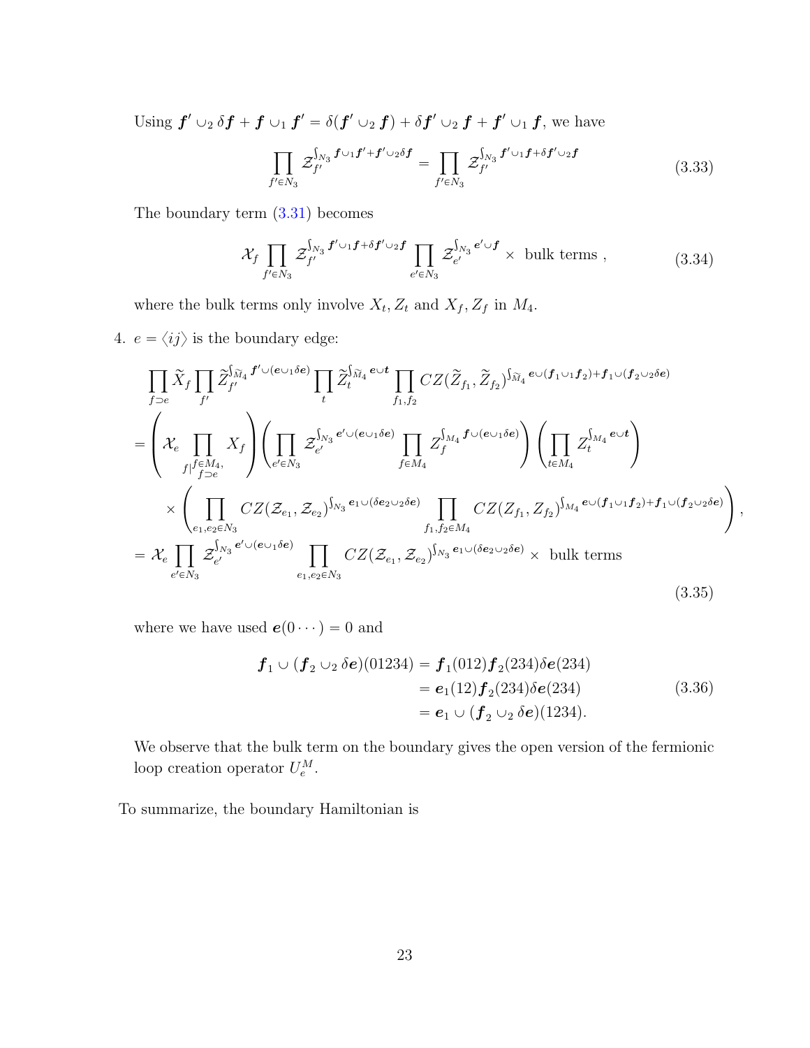Using $\boldsymbol{f}' \cup_2 \delta \boldsymbol{f} + \boldsymbol{f} \cup_1 \boldsymbol{f}' = \delta(\boldsymbol{f}' \cup_2 \boldsymbol{f}) + \delta \boldsymbol{f}' \cup_2 \boldsymbol{f} + \boldsymbol{f}' \cup_1 \boldsymbol{f}$, we have

$$\prod_{f' \in N_3} \mathcal{Z}_{f'}^{\int_{N_3} \boldsymbol{f} \cup_1 \boldsymbol{f}' + \boldsymbol{f}' \cup_2 \delta \boldsymbol{f}} = \prod_{f' \in N_3} \mathcal{Z}_{f'}^{\int_{N_3} \boldsymbol{f}' \cup_1 \boldsymbol{f} + \delta \boldsymbol{f}' \cup_2 \boldsymbol{f}} \tag{3.33}$$

The boundary term (3.31) becomes

$$\mathcal{X}_f \prod_{f' \in N_3} \mathcal{Z}_{f'}^{\int_{N_3} \boldsymbol{f}' \cup_1 \boldsymbol{f} + \delta \boldsymbol{f}' \cup_2 \boldsymbol{f}} \prod_{e' \in N_3} \mathcal{Z}_{e'}^{\int_{N_3} \boldsymbol{e}' \cup \boldsymbol{f}} \times \text{ bulk terms }, \tag{3.34}$$

where the bulk terms only involve $X_t, Z_t$ and $X_f, Z_f$ in $M_4$.

4. $e = \langle ij \rangle$ is the boundary edge:

$$\begin{aligned}
&\prod_{f \supset e} \widetilde{X}_f \prod_{f'} \widetilde{Z}_{f'}^{\int_{\widetilde{M}_4} \boldsymbol{f}' \cup (\boldsymbol{e} \cup_1 \delta \boldsymbol{e})} \prod_t \widetilde{Z}_t^{\int_{\widetilde{M}_4} \boldsymbol{e} \cup \boldsymbol{t}} \prod_{f_1, f_2} CZ(\widetilde{Z}_{f_1}, \widetilde{Z}_{f_2})^{\int_{\widetilde{M}_4} \boldsymbol{e} \cup (\boldsymbol{f}_1 \cup_1 \boldsymbol{f}_2) + \boldsymbol{f}_1 \cup (\boldsymbol{f}_2 \cup_2 \delta \boldsymbol{e})} \\
&= \left( \mathcal{X}_e \prod_{f | \substack{f \in M_4, \\ f \supset e}} X_f \right) \left( \prod_{e' \in N_3} \mathcal{Z}_{e'}^{\int_{N_3} \boldsymbol{e}' \cup (\boldsymbol{e} \cup_1 \delta \boldsymbol{e})} \prod_{f \in M_4} Z_f^{\int_{M_4} \boldsymbol{f} \cup (\boldsymbol{e} \cup_1 \delta \boldsymbol{e})} \right) \left( \prod_{t \in M_4} Z_t^{\int_{M_4} \boldsymbol{e} \cup \boldsymbol{t}} \right) \\
&\quad \times \left( \prod_{e_1, e_2 \in N_3} CZ(\mathcal{Z}_{e_1}, \mathcal{Z}_{e_2})^{\int_{N_3} \boldsymbol{e}_1 \cup (\delta \boldsymbol{e}_2 \cup_2 \delta \boldsymbol{e})} \prod_{f_1, f_2 \in M_4} CZ(Z_{f_1}, Z_{f_2})^{\int_{M_4} \boldsymbol{e} \cup (\boldsymbol{f}_1 \cup_1 \boldsymbol{f}_2) + \boldsymbol{f}_1 \cup (\boldsymbol{f}_2 \cup_2 \delta \boldsymbol{e})} \right), \\
&= \mathcal{X}_e \prod_{e' \in N_3} \mathcal{Z}_{e'}^{\int_{N_3} \boldsymbol{e}' \cup (\boldsymbol{e} \cup_1 \delta \boldsymbol{e})} \prod_{e_1, e_2 \in N_3} CZ(\mathcal{Z}_{e_1}, \mathcal{Z}_{e_2})^{\int_{N_3} \boldsymbol{e}_1 \cup (\delta \boldsymbol{e}_2 \cup_2 \delta \boldsymbol{e})} \times \text{ bulk terms}
\end{aligned} \tag{3.35}$$

where we have used $\boldsymbol{e}(0 \cdots) = 0$ and

$$\begin{aligned}
\boldsymbol{f}_1 \cup (\boldsymbol{f}_2 \cup_2 \delta \boldsymbol{e})(01234) &= \boldsymbol{f}_1(012) \boldsymbol{f}_2(234) \delta \boldsymbol{e}(234) \\
&= \boldsymbol{e}_1(12) \boldsymbol{f}_2(234) \delta \boldsymbol{e}(234) \\
&= \boldsymbol{e}_1 \cup (\boldsymbol{f}_2 \cup_2 \delta \boldsymbol{e})(1234).
\end{aligned} \tag{3.36}$$

We observe that the bulk term on the boundary gives the open version of the fermionic loop creation operator $U_e^M$.

To summarize, the boundary Hamiltonian is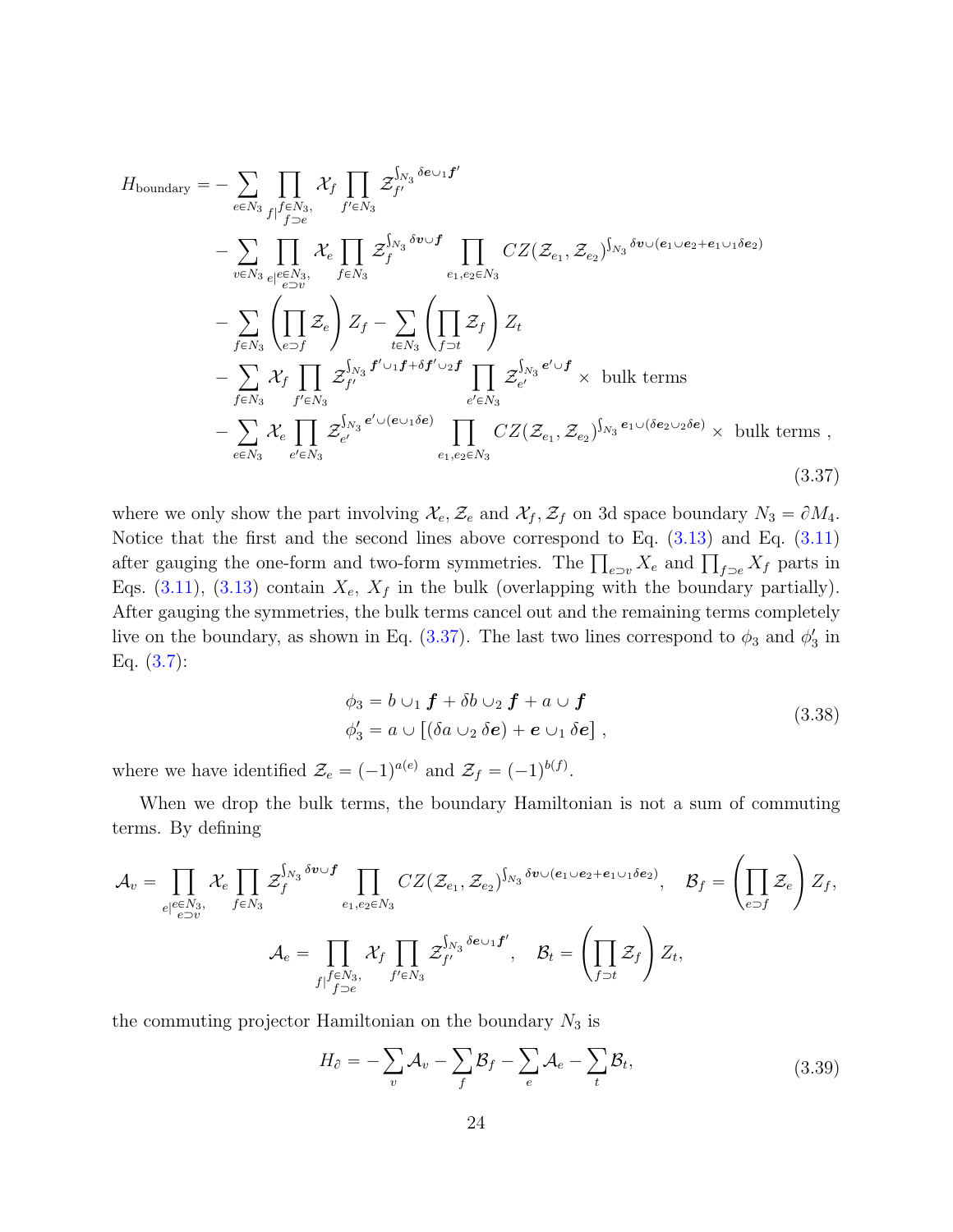$$
\begin{aligned}
H_{\text{boundary}} = &- \sum_{e\in N_3} \prod_{f|\substack{f\in N_3,\\ f\supset e}} \mathcal{X}_f \prod_{f'\in N_3} \mathcal{Z}_{f'}^{\int_{N_3} \delta \boldsymbol{e}\cup_1 \boldsymbol{f'}} \\
&- \sum_{v\in N_3} \prod_{e|\substack{e\in N_3,\\ e\supset v}} \mathcal{X}_e \prod_{f\in N_3} \mathcal{Z}_f^{\int_{N_3} \delta \boldsymbol{v}\cup \boldsymbol{f}} \prod_{e_1,e_2\in N_3} CZ(\mathcal{Z}_{e_1},\mathcal{Z}_{e_2})^{\int_{N_3} \delta \boldsymbol{v}\cup(\boldsymbol{e_1}\cup \boldsymbol{e_2}+\boldsymbol{e_1}\cup_1 \delta \boldsymbol{e_2})} \\
&- \sum_{f\in N_3} \left(\prod_{e\supset f} \mathcal{Z}_e\right) Z_f - \sum_{t\in N_3} \left(\prod_{f\supset t} \mathcal{Z}_f\right) Z_t \\
&- \sum_{f\in N_3} \mathcal{X}_f \prod_{f'\in N_3} \mathcal{Z}_{f'}^{\int_{N_3} \boldsymbol{f'}\cup_1 \boldsymbol{f}+\delta \boldsymbol{f'}\cup_2 \boldsymbol{f}} \prod_{e'\in N_3} \mathcal{Z}_{e'}^{\int_{N_3} \boldsymbol{e'}\cup \boldsymbol{f}} \times \text{ bulk terms} \\
&- \sum_{e\in N_3} \mathcal{X}_e \prod_{e'\in N_3} \mathcal{Z}_{e'}^{\int_{N_3} \boldsymbol{e'}\cup(\boldsymbol{e}\cup_1 \delta \boldsymbol{e})} \prod_{e_1,e_2\in N_3} CZ(\mathcal{Z}_{e_1},\mathcal{Z}_{e_2})^{\int_{N_3} \boldsymbol{e_1}\cup(\delta \boldsymbol{e_2}\cup_2 \delta \boldsymbol{e})} \times \text{ bulk terms}\ ,
\end{aligned}
\tag{3.37}
$$

where we only show the part involving $\mathcal{X}_e, \mathcal{Z}_e$ and $\mathcal{X}_f, \mathcal{Z}_f$ on 3d space boundary $N_3 = \partial M_4$. Notice that the first and the second lines above correspond to Eq. (3.13) and Eq. (3.11) after gauging the one-form and two-form symmetries. The $\prod_{e\supset v} X_e$ and $\prod_{f\supset e} X_f$ parts in Eqs. (3.11), (3.13) contain $X_e$, $X_f$ in the bulk (overlapping with the boundary partially). After gauging the symmetries, the bulk terms cancel out and the remaining terms completely live on the boundary, as shown in Eq. (3.37). The last two lines correspond to $\phi_3$ and $\phi_3'$ in Eq. (3.7):

$$
\begin{aligned}
\phi_3 &= b\cup_1 \boldsymbol{f} + \delta b\cup_2 \boldsymbol{f} + a\cup \boldsymbol{f} \\
\phi_3' &= a\cup[(\delta a\cup_2 \delta \boldsymbol{e}) + \boldsymbol{e}\cup_1 \delta \boldsymbol{e}]\ ,
\end{aligned}
\tag{3.38}
$$

where we have identified $\mathcal{Z}_e = (-1)^{a(e)}$ and $\mathcal{Z}_f = (-1)^{b(f)}$.

When we drop the bulk terms, the boundary Hamiltonian is not a sum of commuting terms. By defining

$$
\mathcal{A}_v = \prod_{e|\substack{e\in N_3,\\ e\supset v}} \mathcal{X}_e \prod_{f\in N_3} \mathcal{Z}_f^{\int_{N_3} \delta \boldsymbol{v}\cup \boldsymbol{f}} \prod_{e_1,e_2\in N_3} CZ(\mathcal{Z}_{e_1},\mathcal{Z}_{e_2})^{\int_{N_3} \delta \boldsymbol{v}\cup(\boldsymbol{e_1}\cup \boldsymbol{e_2}+\boldsymbol{e_1}\cup_1 \delta \boldsymbol{e_2})},\quad \mathcal{B}_f = \left(\prod_{e\supset f} \mathcal{Z}_e\right) Z_f,
$$

$$
\mathcal{A}_e = \prod_{f|\substack{f\in N_3,\\ f\supset e}} \mathcal{X}_f \prod_{f'\in N_3} \mathcal{Z}_{f'}^{\int_{N_3} \delta \boldsymbol{e}\cup_1 \boldsymbol{f'}},\quad \mathcal{B}_t = \left(\prod_{f\supset t} \mathcal{Z}_f\right) Z_t,
$$

the commuting projector Hamiltonian on the boundary $N_3$ is

$$
H_\partial = -\sum_v \mathcal{A}_v - \sum_f \mathcal{B}_f - \sum_e \mathcal{A}_e - \sum_t \mathcal{B}_t,
\tag{3.39}
$$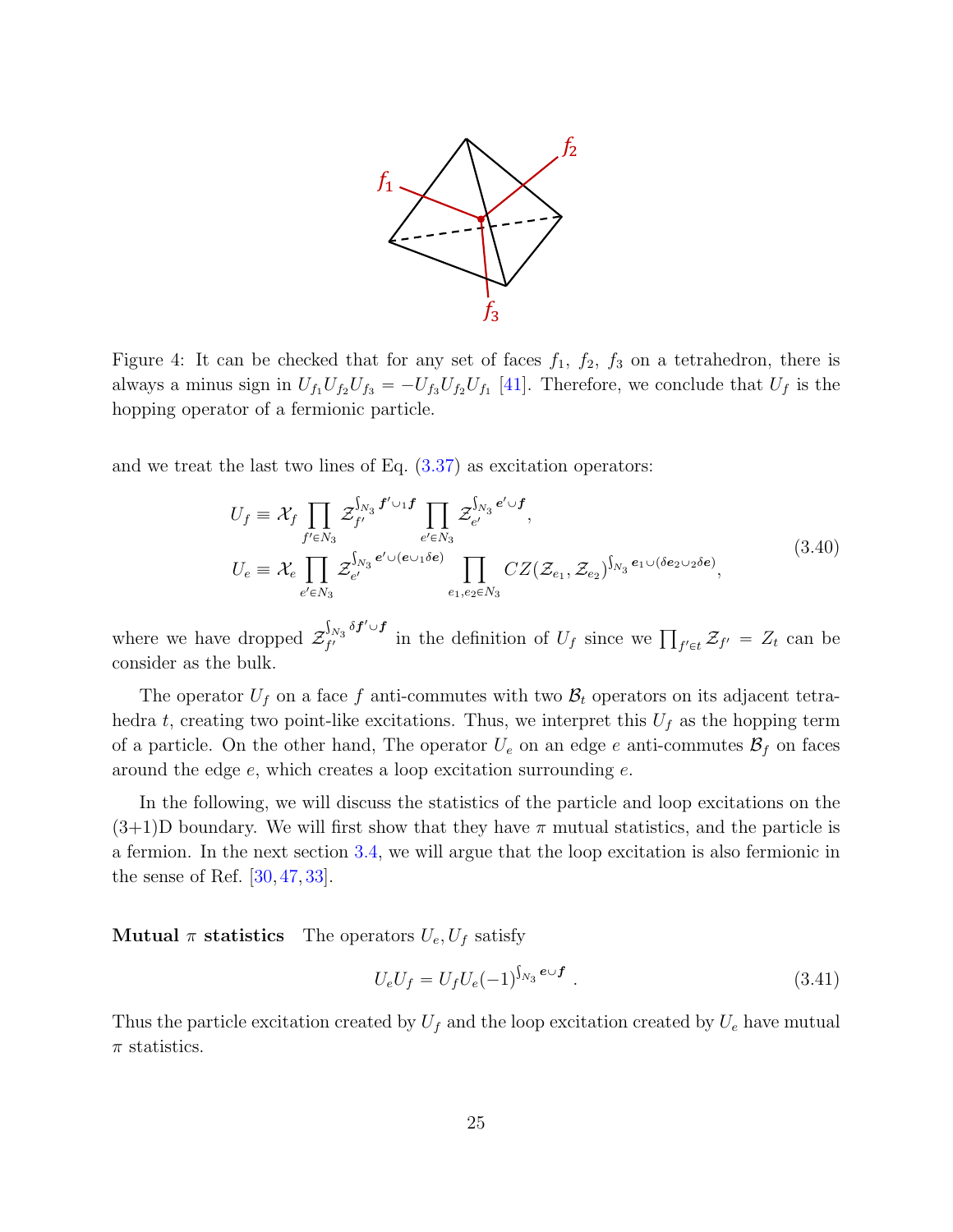Figure 4: It can be checked that for any set of faces $f_1$, $f_2$, $f_3$ on a tetrahedron, there is always a minus sign in $U_{f_1}U_{f_2}U_{f_3} = -U_{f_3}U_{f_2}U_{f_1}$ [41]. Therefore, we conclude that $U_f$ is the hopping operator of a fermionic particle.

and we treat the last two lines of Eq. (3.37) as excitation operators:

$$
\begin{aligned}
U_f &\equiv \mathcal{X}_f \prod_{f' \in N_3} \mathcal{Z}_{f'}^{\int_{N_3} \boldsymbol{f}' \cup_1 \boldsymbol{f}} \prod_{e' \in N_3} \mathcal{Z}_{e'}^{\int_{N_3} \boldsymbol{e}' \cup \boldsymbol{f}}, \\
U_e &\equiv \mathcal{X}_e \prod_{e' \in N_3} \mathcal{Z}_{e'}^{\int_{N_3} \boldsymbol{e}' \cup (\boldsymbol{e} \cup_1 \delta \boldsymbol{e})} \prod_{e_1, e_2 \in N_3} CZ(\mathcal{Z}_{e_1}, \mathcal{Z}_{e_2})^{\int_{N_3} \boldsymbol{e}_1 \cup (\delta \boldsymbol{e}_2 \cup_2 \delta \boldsymbol{e})},
\end{aligned}
\tag{3.40}
$$

where we have dropped $\mathcal{Z}_{f'}^{\int_{N_3} \delta \boldsymbol{f}' \cup \boldsymbol{f}}$ in the definition of $U_f$ since we $\prod_{f' \in t} \mathcal{Z}_{f'} = Z_t$ can be consider as the bulk.

The operator $U_f$ on a face $f$ anti-commutes with two $\mathcal{B}_t$ operators on its adjacent tetrahedra $t$, creating two point-like excitations. Thus, we interpret this $U_f$ as the hopping term of a particle. On the other hand, The operator $U_e$ on an edge $e$ anti-commutes $\mathcal{B}_f$ on faces around the edge $e$, which creates a loop excitation surrounding $e$.

In the following, we will discuss the statistics of the particle and loop excitations on the (3+1)D boundary. We will first show that they have $\pi$ mutual statistics, and the particle is a fermion. In the next section 3.4, we will argue that the loop excitation is also fermionic in the sense of Ref. [30, 47, 33].

**Mutual $\pi$ statistics** The operators $U_e, U_f$ satisfy

$$
U_e U_f = U_f U_e (-1)^{\int_{N_3} \boldsymbol{e} \cup \boldsymbol{f}} . \tag{3.41}
$$

Thus the particle excitation created by $U_f$ and the loop excitation created by $U_e$ have mutual $\pi$ statistics.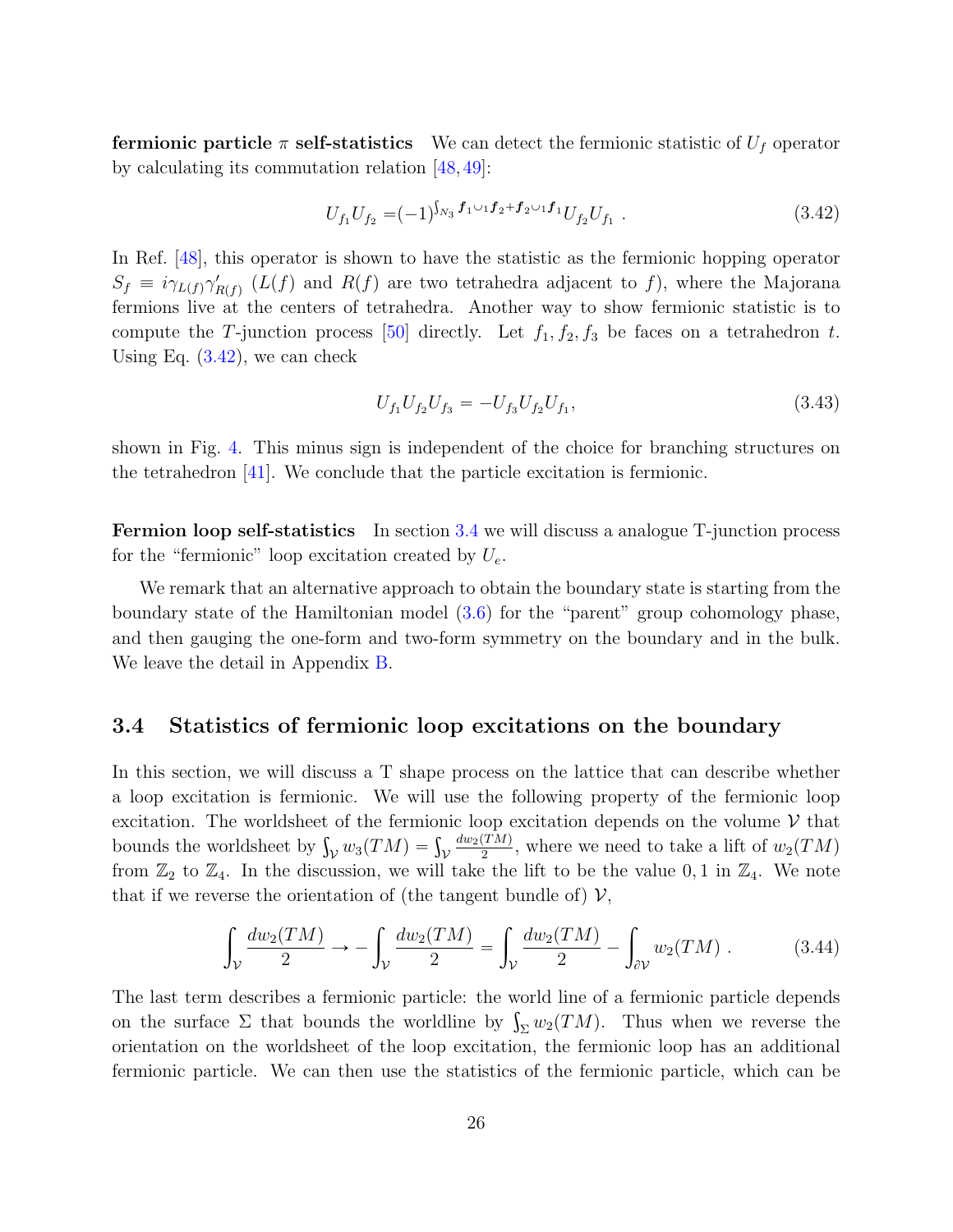**fermionic particle $\pi$ self-statistics** We can detect the fermionic statistic of $U_f$ operator by calculating its commutation relation [48, 49]:

$$U_{f_1}U_{f_2} =(-1)^{\int_{N_3} \boldsymbol{f}_1\cup_1\boldsymbol{f}_2+\boldsymbol{f}_2\cup_1\boldsymbol{f}_1}U_{f_2}U_{f_1}\ . \tag{3.42}$$

In Ref. [48], this operator is shown to have the statistic as the fermionic hopping operator $S_f \equiv i\gamma_{L(f)}\gamma'_{R(f)}$ ($L(f)$ and $R(f)$ are two tetrahedra adjacent to $f$), where the Majorana fermions live at the centers of tetrahedra. Another way to show fermionic statistic is to compute the $T$-junction process [50] directly. Let $f_1, f_2, f_3$ be faces on a tetrahedron $t$. Using Eq. (3.42), we can check

$$U_{f_1}U_{f_2}U_{f_3} = -U_{f_3}U_{f_2}U_{f_1}, \tag{3.43}$$

shown in Fig. 4. This minus sign is independent of the choice for branching structures on the tetrahedron [41]. We conclude that the particle excitation is fermionic.

**Fermion loop self-statistics** In section 3.4 we will discuss a analogue T-junction process for the "fermionic" loop excitation created by $U_e$.

We remark that an alternative approach to obtain the boundary state is starting from the boundary state of the Hamiltonian model (3.6) for the "parent" group cohomology phase, and then gauging the one-form and two-form symmetry on the boundary and in the bulk. We leave the detail in Appendix B.

## 3.4 Statistics of fermionic loop excitations on the boundary

In this section, we will discuss a T shape process on the lattice that can describe whether a loop excitation is fermionic. We will use the following property of the fermionic loop excitation. The worldsheet of the fermionic loop excitation depends on the volume $\mathcal{V}$ that bounds the worldsheet by $\int_\mathcal{V} w_3(TM) = \int_\mathcal{V} \frac{dw_2(TM)}{2}$, where we need to take a lift of $w_2(TM)$ from $\mathbb{Z}_2$ to $\mathbb{Z}_4$. In the discussion, we will take the lift to be the value $0, 1$ in $\mathbb{Z}_4$. We note that if we reverse the orientation of (the tangent bundle of) $\mathcal{V}$,

$$\int_\mathcal{V} \frac{dw_2(TM)}{2} \to -\int_\mathcal{V} \frac{dw_2(TM)}{2} = \int_\mathcal{V} \frac{dw_2(TM)}{2} - \int_{\partial\mathcal{V}} w_2(TM)\ . \tag{3.44}$$

The last term describes a fermionic particle: the world line of a fermionic particle depends on the surface $\Sigma$ that bounds the worldline by $\int_\Sigma w_2(TM)$. Thus when we reverse the orientation on the worldsheet of the loop excitation, the fermionic loop has an additional fermionic particle. We can then use the statistics of the fermionic particle, which can be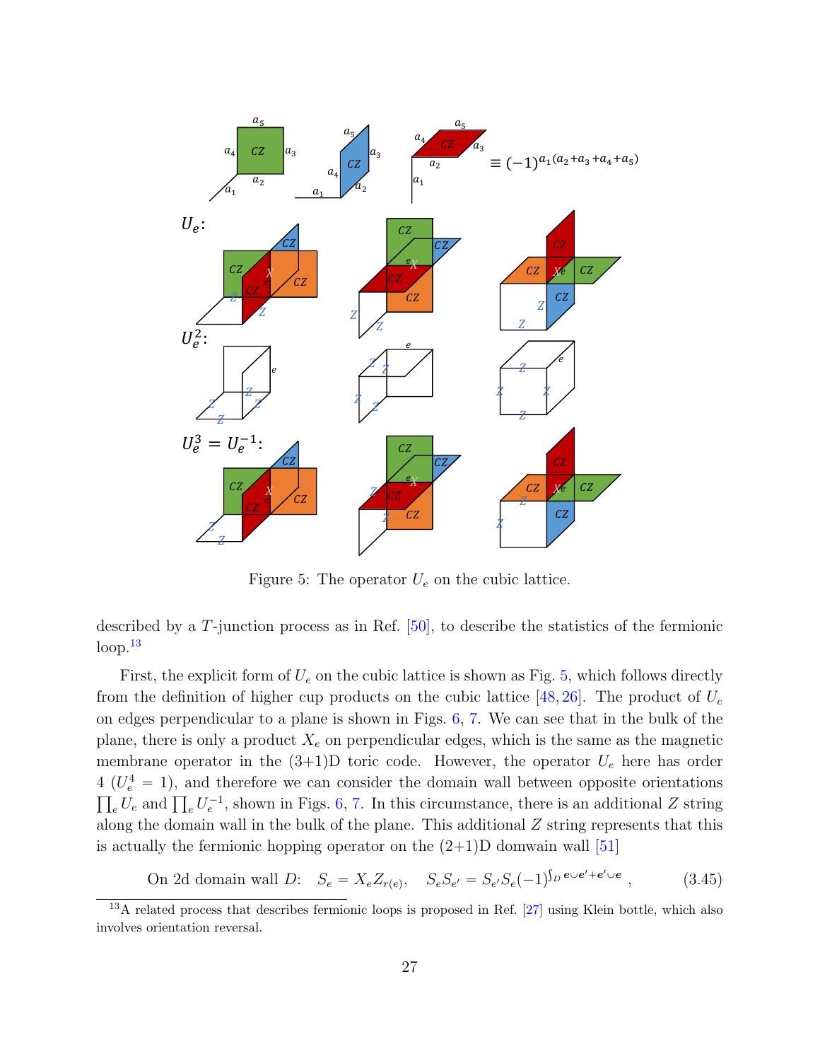Figure 5: The operator $U_e$ on the cubic lattice.

described by a $T$-junction process as in Ref. [50], to describe the statistics of the fermionic loop.[13]

First, the explicit form of $U_e$ on the cubic lattice is shown as Fig. 5, which follows directly from the definition of higher cup products on the cubic lattice [48, 26]. The product of $U_e$ on edges perpendicular to a plane is shown in Figs. 6, 7. We can see that in the bulk of the plane, there is only a product $X_e$ on perpendicular edges, which is the same as the magnetic membrane operator in the (3+1)D toric code. However, the operator $U_e$ here has order 4 ($U_e^4 = 1$), and therefore we can consider the domain wall between opposite orientations $\prod_e U_e$ and $\prod_e U_e^{-1}$, shown in Figs. 6, 7. In this circumstance, there is an additional $Z$ string along the domain wall in the bulk of the plane. This additional $Z$ string represents that this is actually the fermionic hopping operator on the (2+1)D domwain wall [51]

$$\text{On 2d domain wall } D: \quad S_e = X_e Z_{r(e)}, \quad S_e S_{e'} = S_{e'} S_e (-1)^{\int_D \boldsymbol{e} \cup \boldsymbol{e'} + \boldsymbol{e'} \cup \boldsymbol{e}}, \tag{3.45}$$

[13] A related process that describes fermionic loops is proposed in Ref. [27] using Klein bottle, which also involves orientation reversal.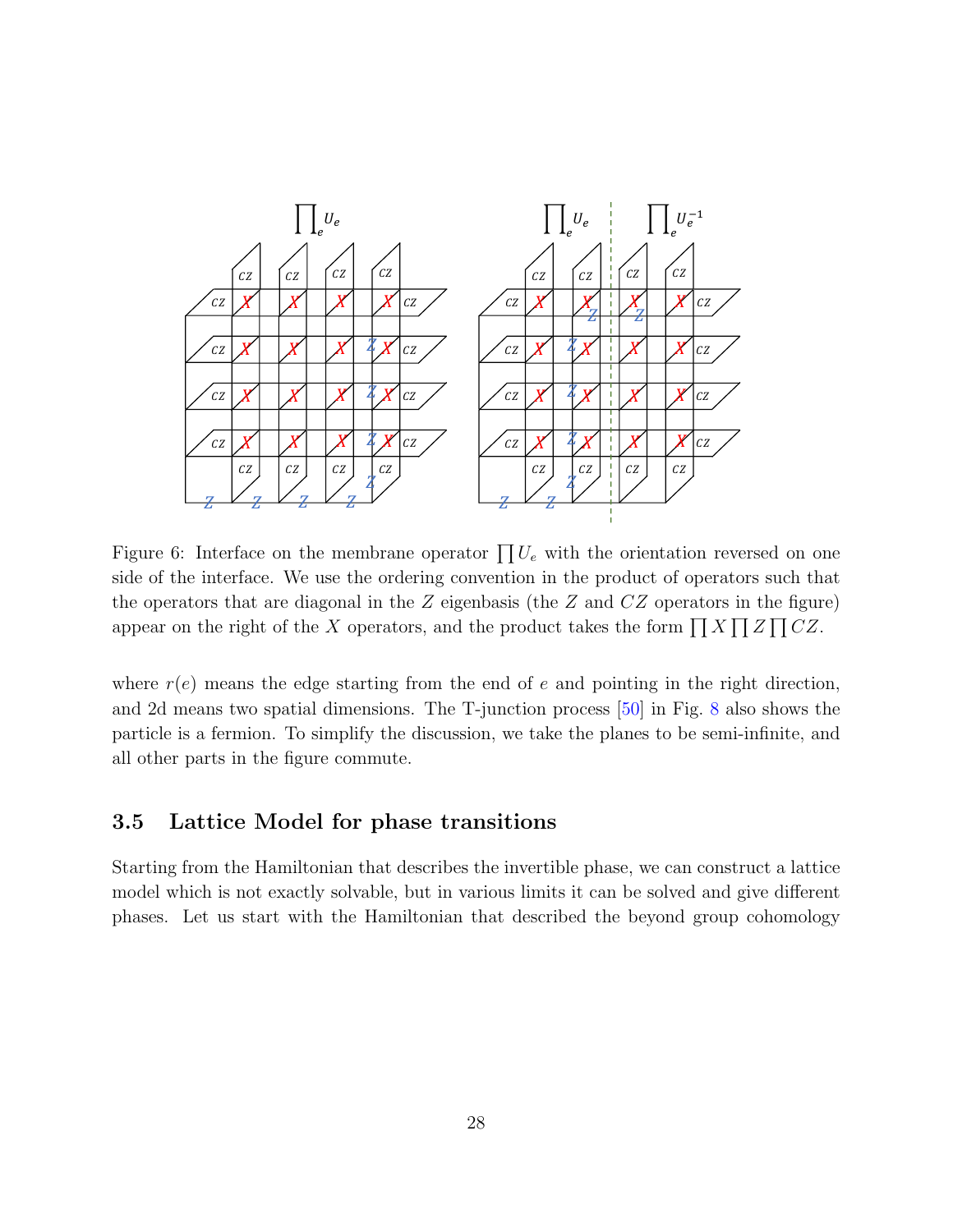Figure 6: Interface on the membrane operator $\prod U_e$ with the orientation reversed on one side of the interface. We use the ordering convention in the product of operators such that the operators that are diagonal in the $Z$ eigenbasis (the $Z$ and $CZ$ operators in the figure) appear on the right of the $X$ operators, and the product takes the form $\prod X \prod Z \prod CZ$.

where $r(e)$ means the edge starting from the end of $e$ and pointing in the right direction, and 2d means two spatial dimensions. The T-junction process [50] in Fig. 8 also shows the particle is a fermion. To simplify the discussion, we take the planes to be semi-infinite, and all other parts in the figure commute.

### 3.5 Lattice Model for phase transitions

Starting from the Hamiltonian that describes the invertible phase, we can construct a lattice model which is not exactly solvable, but in various limits it can be solved and give different phases. Let us start with the Hamiltonian that described the beyond group cohomology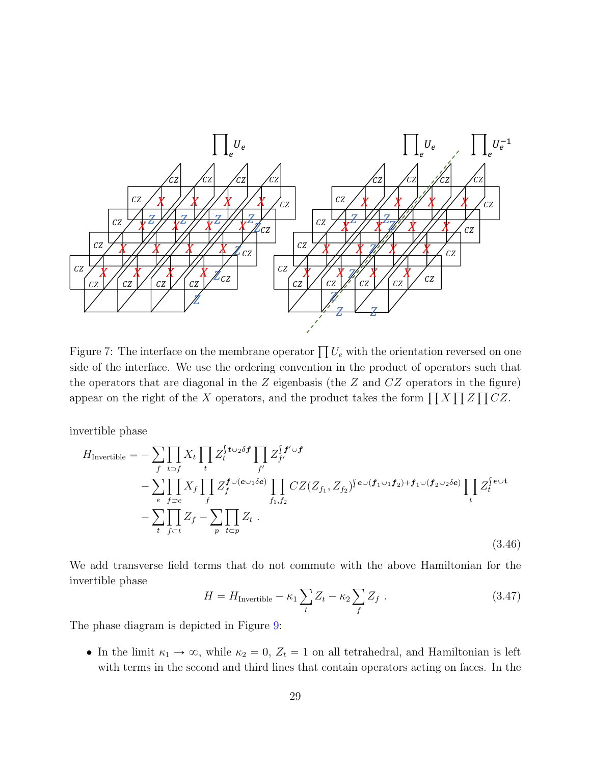Figure 7: The interface on the membrane operator $\prod U_e$ with the orientation reversed on one side of the interface. We use the ordering convention in the product of operators such that the operators that are diagonal in the $Z$ eigenbasis (the $Z$ and $CZ$ operators in the figure) appear on the right of the $X$ operators, and the product takes the form $\prod X \prod Z \prod CZ$.

invertible phase

$$
\begin{aligned}
H_{\text{Invertible}} = &-\sum_f \prod_{t\supset f} X_t \prod_t Z_t^{\int \boldsymbol{t}\cup_2 \delta \boldsymbol{f}} \prod_{f'} Z_{f'}^{\int \boldsymbol{f}'\cup \boldsymbol{f}} \\
&-\sum_e \prod_{f\supset e} X_f \prod_f Z_f^{\boldsymbol{f}\cup(\boldsymbol{e}\cup_1 \delta \boldsymbol{e})} \prod_{f_1,f_2} CZ(Z_{f_1}, Z_{f_2})^{\int \boldsymbol{e}\cup(\boldsymbol{f}_1\cup_1 \boldsymbol{f}_2)+\boldsymbol{f}_1\cup(\boldsymbol{f}_2\cup_2 \delta \boldsymbol{e})} \prod_t Z_t^{\int \boldsymbol{e}\cup \mathbf{t}} \\
&-\sum_t \prod_{f\subset t} Z_f - \sum_p \prod_{t\subset p} Z_t \ .
\end{aligned}
\tag{3.46}
$$

We add transverse field terms that do not commute with the above Hamiltonian for the invertible phase

$$
H = H_{\text{Invertible}} - \kappa_1 \sum_t Z_t - \kappa_2 \sum_f Z_f \ . \tag{3.47}
$$

The phase diagram is depicted in Figure 9:

- In the limit $\kappa_1 \to \infty$, while $\kappa_2 = 0$, $Z_t = 1$ on all tetrahedral, and Hamiltonian is left with terms in the second and third lines that contain operators acting on faces. In the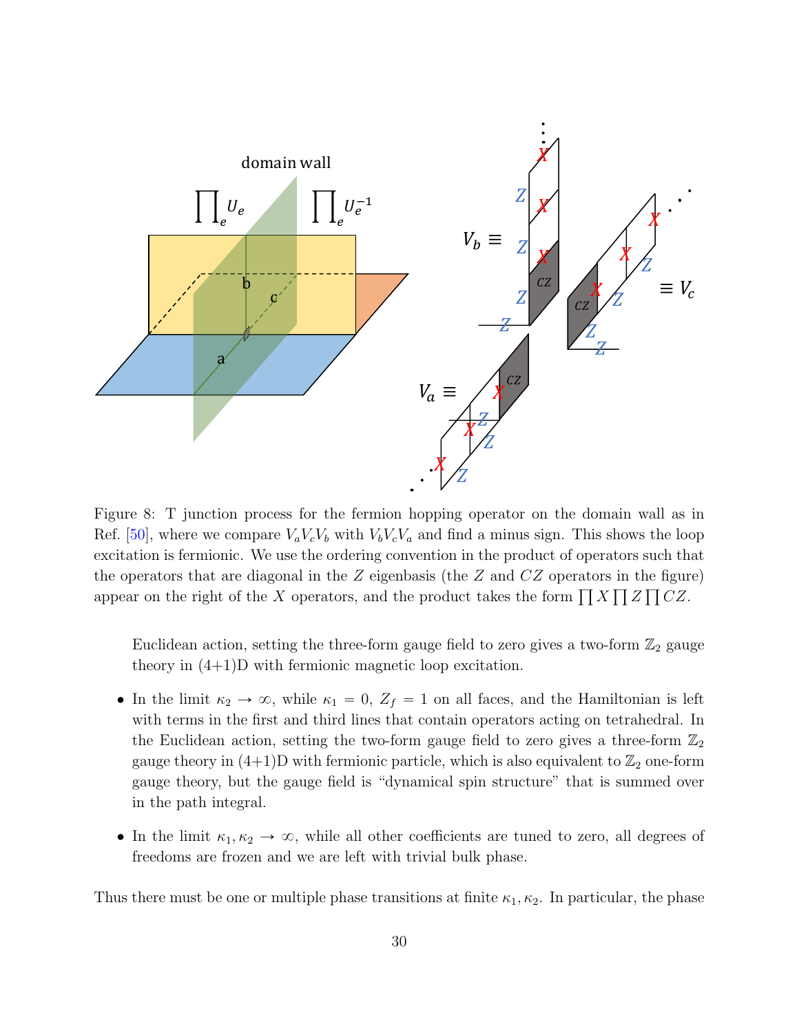Figure 8: T junction process for the fermion hopping operator on the domain wall as in Ref. [50], where we compare $V_aV_cV_b$ with $V_bV_cV_a$ and find a minus sign. This shows the loop excitation is fermionic. We use the ordering convention in the product of operators such that the operators that are diagonal in the $Z$ eigenbasis (the $Z$ and $CZ$ operators in the figure) appear on the right of the $X$ operators, and the product takes the form $\prod X \prod Z \prod CZ$.

Euclidean action, setting the three-form gauge field to zero gives a two-form $\mathbb{Z}_2$ gauge theory in (4+1)D with fermionic magnetic loop excitation.

- In the limit $\kappa_2 \to \infty$, while $\kappa_1 = 0$, $Z_f = 1$ on all faces, and the Hamiltonian is left with terms in the first and third lines that contain operators acting on tetrahedral. In the Euclidean action, setting the two-form gauge field to zero gives a three-form $\mathbb{Z}_2$ gauge theory in (4+1)D with fermionic particle, which is also equivalent to $\mathbb{Z}_2$ one-form gauge theory, but the gauge field is "dynamical spin structure" that is summed over in the path integral.

- In the limit $\kappa_1, \kappa_2 \to \infty$, while all other coefficients are tuned to zero, all degrees of freedoms are frozen and we are left with trivial bulk phase.

Thus there must be one or multiple phase transitions at finite $\kappa_1, \kappa_2$. In particular, the phase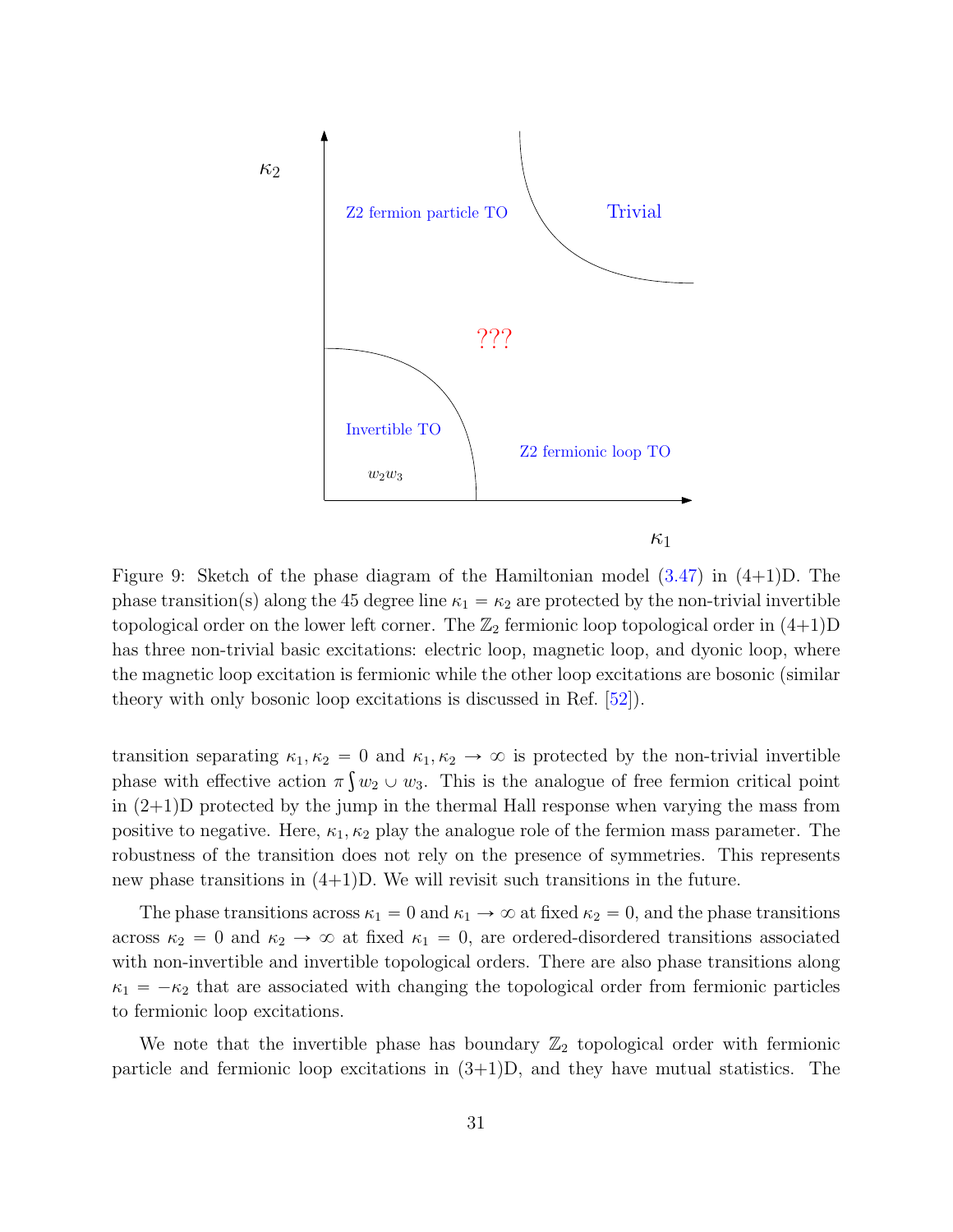Figure 9: Sketch of the phase diagram of the Hamiltonian model (3.47) in (4+1)D. The phase transition(s) along the 45 degree line $\kappa_1 = \kappa_2$ are protected by the non-trivial invertible topological order on the lower left corner. The $\mathbb{Z}_2$ fermionic loop topological order in (4+1)D has three non-trivial basic excitations: electric loop, magnetic loop, and dyonic loop, where the magnetic loop excitation is fermionic while the other loop excitations are bosonic (similar theory with only bosonic loop excitations is discussed in Ref. [52]).

transition separating $\kappa_1, \kappa_2 = 0$ and $\kappa_1, \kappa_2 \to \infty$ is protected by the non-trivial invertible phase with effective action $\pi \int w_2 \cup w_3$. This is the analogue of free fermion critical point in (2+1)D protected by the jump in the thermal Hall response when varying the mass from positive to negative. Here, $\kappa_1, \kappa_2$ play the analogue role of the fermion mass parameter. The robustness of the transition does not rely on the presence of symmetries. This represents new phase transitions in (4+1)D. We will revisit such transitions in the future.

The phase transitions across $\kappa_1 = 0$ and $\kappa_1 \to \infty$ at fixed $\kappa_2 = 0$, and the phase transitions across $\kappa_2 = 0$ and $\kappa_2 \to \infty$ at fixed $\kappa_1 = 0$, are ordered-disordered transitions associated with non-invertible and invertible topological orders. There are also phase transitions along $\kappa_1 = -\kappa_2$ that are associated with changing the topological order from fermionic particles to fermionic loop excitations.

We note that the invertible phase has boundary $\mathbb{Z}_2$ topological order with fermionic particle and fermionic loop excitations in (3+1)D, and they have mutual statistics. The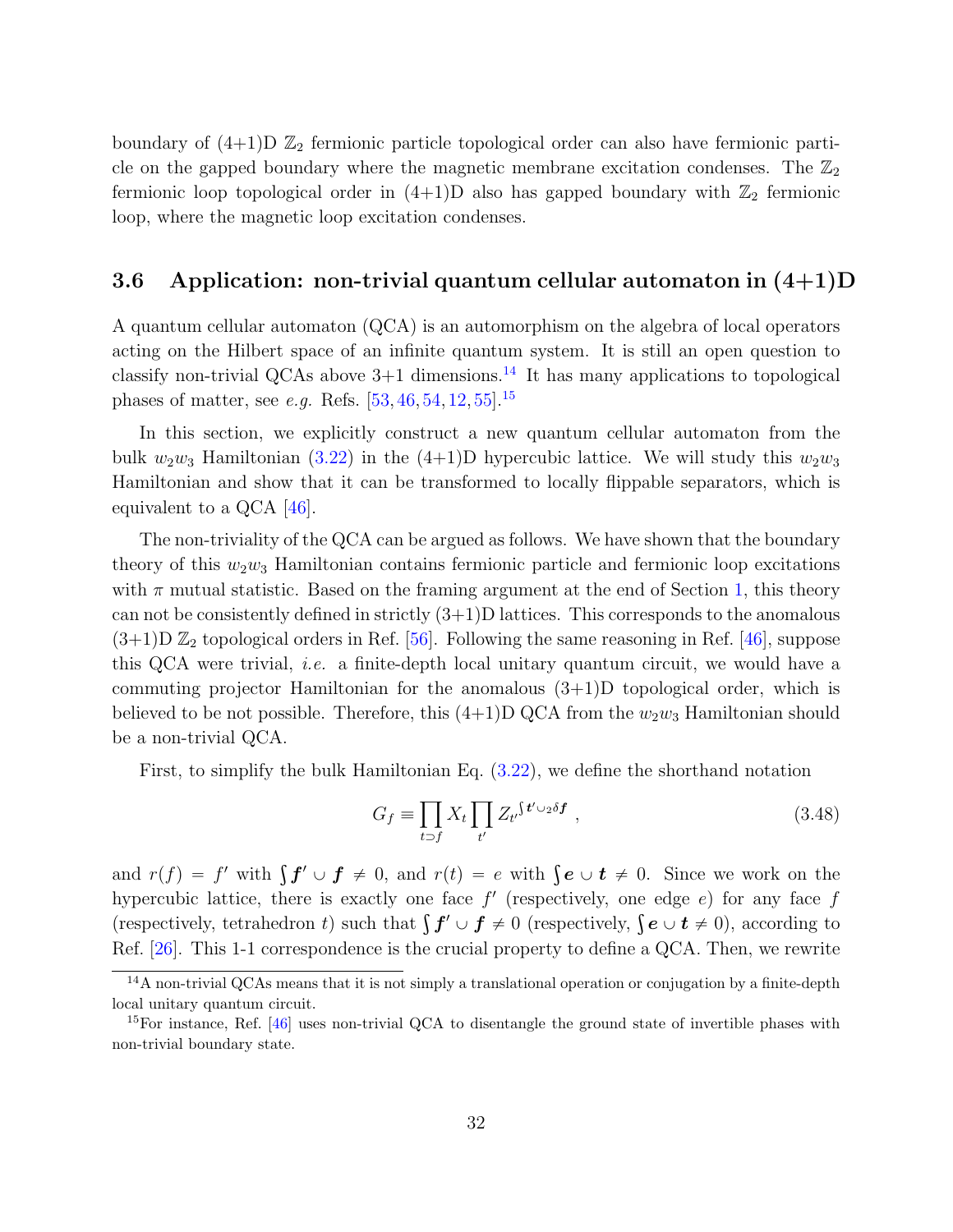boundary of (4+1)D $\mathbb{Z}_2$ fermionic particle topological order can also have fermionic particle on the gapped boundary where the magnetic membrane excitation condenses. The $\mathbb{Z}_2$ fermionic loop topological order in (4+1)D also has gapped boundary with $\mathbb{Z}_2$ fermionic loop, where the magnetic loop excitation condenses.

### 3.6 Application: non-trivial quantum cellular automaton in (4+1)D

A quantum cellular automaton (QCA) is an automorphism on the algebra of local operators acting on the Hilbert space of an infinite quantum system. It is still an open question to classify non-trivial QCAs above 3+1 dimensions.[14] It has many applications to topological phases of matter, see *e.g.* Refs. [53, 46, 54, 12, 55].[15]

In this section, we explicitly construct a new quantum cellular automaton from the bulk $w_2 w_3$ Hamiltonian (3.22) in the (4+1)D hypercubic lattice. We will study this $w_2 w_3$ Hamiltonian and show that it can be transformed to locally flippable separators, which is equivalent to a QCA [46].

The non-triviality of the QCA can be argued as follows. We have shown that the boundary theory of this $w_2 w_3$ Hamiltonian contains fermionic particle and fermionic loop excitations with $\pi$ mutual statistic. Based on the framing argument at the end of Section 1, this theory can not be consistently defined in strictly (3+1)D lattices. This corresponds to the anomalous (3+1)D $\mathbb{Z}_2$ topological orders in Ref. [56]. Following the same reasoning in Ref. [46], suppose this QCA were trivial, *i.e.* a finite-depth local unitary quantum circuit, we would have a commuting projector Hamiltonian for the anomalous (3+1)D topological order, which is believed to be not possible. Therefore, this (4+1)D QCA from the $w_2 w_3$ Hamiltonian should be a non-trivial QCA.

First, to simplify the bulk Hamiltonian Eq. (3.22), we define the shorthand notation

$$G_f \equiv \prod_{t \supset f} X_t \prod_{t'} Z_{t'}^{\int \boldsymbol{t'} \cup_2 \delta \boldsymbol{f}} \ , \tag{3.48}$$

and $r(f) = f'$ with $\int \boldsymbol{f'} \cup \boldsymbol{f} \neq 0$, and $r(t) = e$ with $\int \boldsymbol{e} \cup \boldsymbol{t} \neq 0$. Since we work on the hypercubic lattice, there is exactly one face $f'$ (respectively, one edge $e$) for any face $f$ (respectively, tetrahedron $t$) such that $\int \boldsymbol{f'} \cup \boldsymbol{f} \neq 0$ (respectively, $\int \boldsymbol{e} \cup \boldsymbol{t} \neq 0$), according to Ref. [26]. This 1-1 correspondence is the crucial property to define a QCA. Then, we rewrite

[14] A non-trivial QCAs means that it is not simply a translational operation or conjugation by a finite-depth local unitary quantum circuit.

[15] For instance, Ref. [46] uses non-trivial QCA to disentangle the ground state of invertible phases with non-trivial boundary state.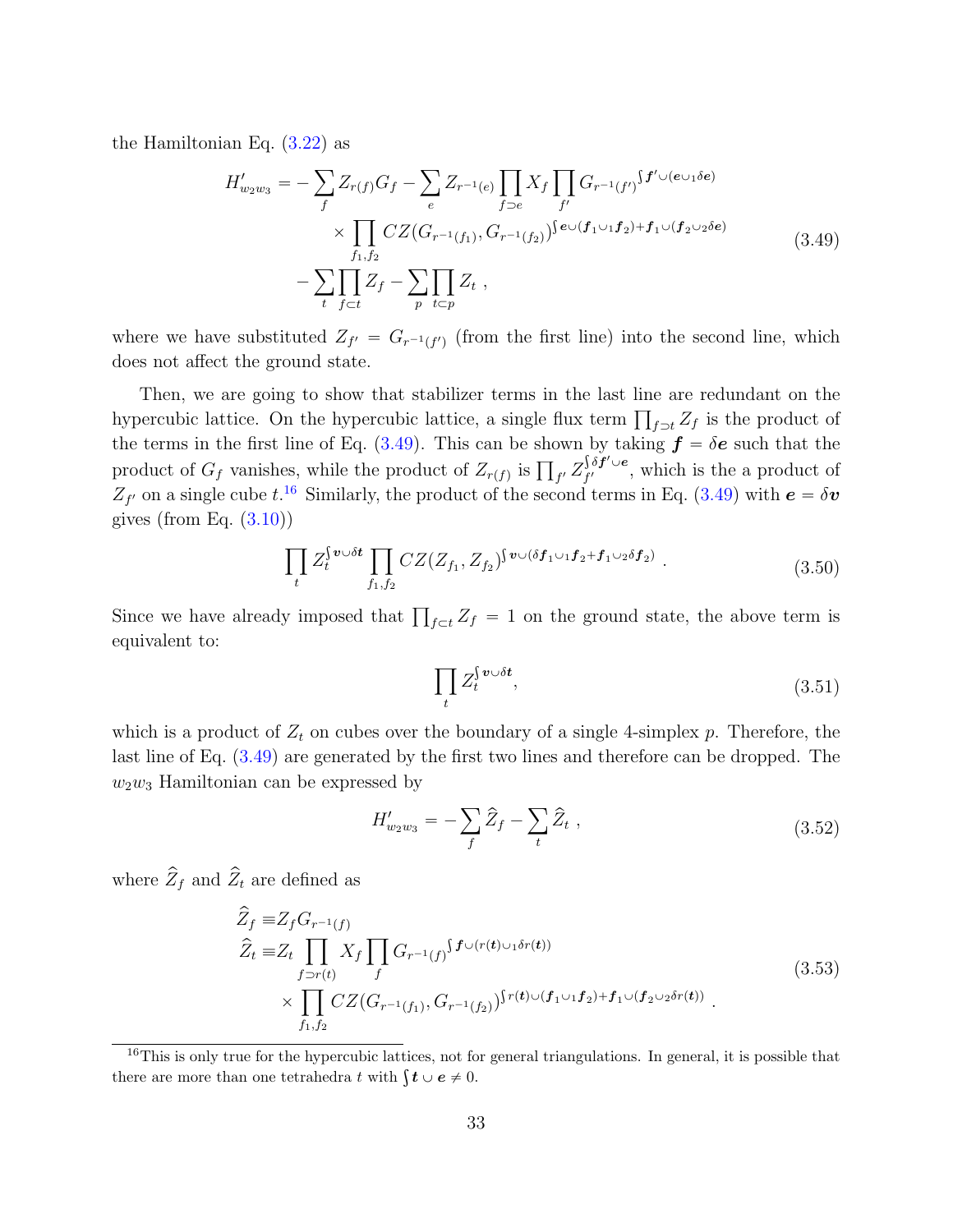the Hamiltonian Eq. (3.22) as

$$
\begin{aligned}
H'_{w_2 w_3} = &- \sum_f Z_{r(f)} G_f - \sum_e Z_{r^{-1}(e)} \prod_{f \supset e} X_f \prod_{f'} G_{r^{-1}(f')}{}^{\int \boldsymbol{f}' \cup (\boldsymbol{e} \cup_1 \delta \boldsymbol{e})} \\
&\times \prod_{f_1, f_2} CZ(G_{r^{-1}(f_1)}, G_{r^{-1}(f_2)})^{\int \boldsymbol{e} \cup (\boldsymbol{f}_1 \cup_1 \boldsymbol{f}_2) + \boldsymbol{f}_1 \cup (\boldsymbol{f}_2 \cup_2 \delta \boldsymbol{e})} \\
&- \sum_t \prod_{f \subset t} Z_f - \sum_p \prod_{t \subset p} Z_t \ ,
\end{aligned}
\tag{3.49}
$$

where we have substituted $Z_{f'} = G_{r^{-1}(f')}$ (from the first line) into the second line, which does not affect the ground state.

Then, we are going to show that stabilizer terms in the last line are redundant on the hypercubic lattice. On the hypercubic lattice, a single flux term $\prod_{f \supset t} Z_f$ is the product of the terms in the first line of Eq. (3.49). This can be shown by taking $\boldsymbol{f} = \delta \boldsymbol{e}$ such that the product of $G_f$ vanishes, while the product of $Z_{r(f)}$ is $\prod_{f'} Z_{f'}^{\int \delta \boldsymbol{f}' \cup \boldsymbol{e}}$, which is the a product of $Z_{f'}$ on a single cube $t$.[16] Similarly, the product of the second terms in Eq. (3.49) with $\boldsymbol{e} = \delta \boldsymbol{v}$ gives (from Eq. (3.10))

$$
\prod_t Z_t^{\int \boldsymbol{v} \cup \delta \boldsymbol{t}} \prod_{f_1, f_2} CZ(Z_{f_1}, Z_{f_2})^{\int \boldsymbol{v} \cup (\delta \boldsymbol{f}_1 \cup_1 \boldsymbol{f}_2 + \boldsymbol{f}_1 \cup_2 \delta \boldsymbol{f}_2)} \ . \tag{3.50}
$$

Since we have already imposed that $\prod_{f \subset t} Z_f = 1$ on the ground state, the above term is equivalent to:

$$
\prod_t Z_t^{\int \boldsymbol{v} \cup \delta \boldsymbol{t}}, \tag{3.51}
$$

which is a product of $Z_t$ on cubes over the boundary of a single 4-simplex $p$. Therefore, the last line of Eq. (3.49) are generated by the first two lines and therefore can be dropped. The $w_2 w_3$ Hamiltonian can be expressed by

$$
H'_{w_2 w_3} = - \sum_f \widehat{Z}_f - \sum_t \widehat{Z}_t \ , \tag{3.52}
$$

where $\widehat{Z}_f$ and $\widehat{Z}_t$ are defined as

$$
\begin{aligned}
\widehat{Z}_f \equiv & Z_f G_{r^{-1}(f)} \\
\widehat{Z}_t \equiv & Z_t \prod_{f \supset r(t)} X_f \prod_f G_{r^{-1}(f)}{}^{\int \boldsymbol{f} \cup (r(\boldsymbol{t}) \cup_1 \delta r(\boldsymbol{t}))} \\
& \times \prod_{f_1, f_2} CZ(G_{r^{-1}(f_1)}, G_{r^{-1}(f_2)})^{\int r(\boldsymbol{t}) \cup (\boldsymbol{f}_1 \cup_1 \boldsymbol{f}_2) + \boldsymbol{f}_1 \cup (\boldsymbol{f}_2 \cup_2 \delta r(\boldsymbol{t}))} \ .
\end{aligned}
\tag{3.53}
$$

[16] This is only true for the hypercubic lattices, not for general triangulations. In general, it is possible that there are more than one tetrahedra $t$ with $\int \boldsymbol{t} \cup \boldsymbol{e} \neq 0$.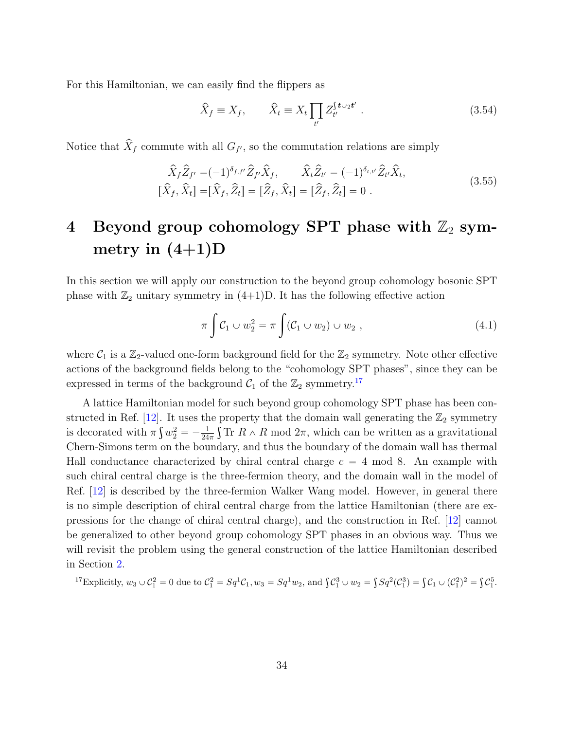For this Hamiltonian, we can easily find the flippers as

$$
\widehat{X}_f \equiv X_f, \qquad \widehat{X}_t \equiv X_t \prod_{t'} Z_{t'}^{\int \boldsymbol{t} \cup_2 \boldsymbol{t}'} . \tag{3.54}
$$

Notice that $\widehat{X}_f$ commute with all $G_{f'}$, so the commutation relations are simply

$$
\begin{aligned}
\widehat{X}_f \widehat{Z}_{f'} =& (-1)^{\delta_{f,f'}} \widehat{Z}_{f'} \widehat{X}_f, \qquad \widehat{X}_t \widehat{Z}_{t'} = (-1)^{\delta_{t,t'}} \widehat{Z}_{t'} \widehat{X}_t, \\
[\widehat{X}_f, \widehat{X}_t] =& [\widehat{X}_f, \widehat{Z}_t] = [\widehat{Z}_f, \widehat{X}_t] = [\widehat{Z}_f, \widehat{Z}_t] = 0 .
\end{aligned} \tag{3.55}
$$

# 4 Beyond group cohomology SPT phase with $\mathbb{Z}_2$ symmetry in (4+1)D

In this section we will apply our construction to the beyond group cohomology bosonic SPT phase with $\mathbb{Z}_2$ unitary symmetry in (4+1)D. It has the following effective action

$$
\pi \int \mathcal{C}_1 \cup w_2^2 = \pi \int (\mathcal{C}_1 \cup w_2) \cup w_2 , \tag{4.1}
$$

where $\mathcal{C}_1$ is a $\mathbb{Z}_2$-valued one-form background field for the $\mathbb{Z}_2$ symmetry. Note other effective actions of the background fields belong to the "cohomology SPT phases", since they can be expressed in terms of the background $\mathcal{C}_1$ of the $\mathbb{Z}_2$ symmetry.[17]

A lattice Hamiltonian model for such beyond group cohomology SPT phase has been constructed in Ref. [12]. It uses the property that the domain wall generating the $\mathbb{Z}_2$ symmetry is decorated with $\pi \int w_2^2 = -\frac{1}{24\pi}\int \text{Tr } R \wedge R \mod 2\pi$, which can be written as a gravitational Chern-Simons term on the boundary, and thus the boundary of the domain wall has thermal Hall conductance characterized by chiral central charge $c = 4 \mod 8$. An example with such chiral central charge is the three-fermion theory, and the domain wall in the model of Ref. [12] is described by the three-fermion Walker Wang model. However, in general there is no simple description of chiral central charge from the lattice Hamiltonian (there are expressions for the change of chiral central charge), and the construction in Ref. [12] cannot be generalized to other beyond group cohomology SPT phases in an obvious way. Thus we will revisit the problem using the general construction of the lattice Hamiltonian described in Section 2.

[17] Explicitly, $w_3 \cup \mathcal{C}_1^2 = 0$ due to $\mathcal{C}_1^2 = Sq^1\mathcal{C}_1, w_3 = Sq^1 w_2$, and $\int \mathcal{C}_1^3 \cup w_2 = \int Sq^2(\mathcal{C}_1^3) = \int \mathcal{C}_1 \cup (\mathcal{C}_1^2)^2 = \int \mathcal{C}_1^5$.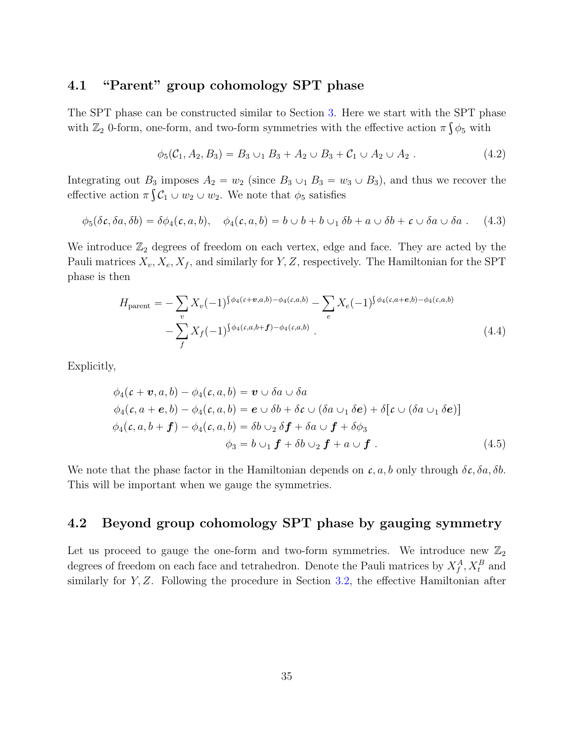### 4.1 "Parent" group cohomology SPT phase

The SPT phase can be constructed similar to Section 3. Here we start with the SPT phase with $\mathbb{Z}_2$ 0-form, one-form, and two-form symmetries with the effective action $\pi \int \phi_5$ with

$$
\phi_5(\mathcal{C}_1, A_2, B_3) = B_3 \cup_1 B_3 + A_2 \cup B_3 + \mathcal{C}_1 \cup A_2 \cup A_2 \ . \tag{4.2}
$$

Integrating out $B_3$ imposes $A_2 = w_2$ (since $B_3 \cup_1 B_3 = w_3 \cup B_3$), and thus we recover the effective action $\pi \int \mathcal{C}_1 \cup w_2 \cup w_2$. We note that $\phi_5$ satisfies

$$
\phi_5(\delta \mathfrak{c}, \delta a, \delta b) = \delta \phi_4(\mathfrak{c}, a, b), \quad \phi_4(\mathfrak{c}, a, b) = b \cup b + b \cup_1 \delta b + a \cup \delta b + \mathfrak{c} \cup \delta a \cup \delta a \ . \tag{4.3}
$$

We introduce $\mathbb{Z}_2$ degrees of freedom on each vertex, edge and face. They are acted by the Pauli matrices $X_v, X_e, X_f$, and similarly for $Y, Z$, respectively. The Hamiltonian for the SPT phase is then

$$
\begin{aligned}
H_{\text{parent}} = &-\sum_v X_v (-1)^{\int \phi_4(\mathfrak{c}+\boldsymbol{v}, a, b) - \phi_4(\mathfrak{c}, a, b)} - \sum_e X_e (-1)^{\int \phi_4(\mathfrak{c}, a+\boldsymbol{e}, b) - \phi_4(\mathfrak{c}, a, b)} \\
&- \sum_f X_f (-1)^{\int \phi_4(\mathfrak{c}, a, b+\boldsymbol{f}) - \phi_4(\mathfrak{c}, a, b)} \ .
\end{aligned} \tag{4.4}
$$

Explicitly,

$$
\begin{aligned}
\phi_4(\mathfrak{c}+\boldsymbol{v}, a, b) - \phi_4(\mathfrak{c}, a, b) &= \boldsymbol{v} \cup \delta a \cup \delta a \\
\phi_4(\mathfrak{c}, a+\boldsymbol{e}, b) - \phi_4(\mathfrak{c}, a, b) &= \boldsymbol{e} \cup \delta b + \delta \mathfrak{c} \cup (\delta a \cup_1 \delta \boldsymbol{e}) + \delta[\mathfrak{c} \cup (\delta a \cup_1 \delta \boldsymbol{e})] \\
\phi_4(\mathfrak{c}, a, b+\boldsymbol{f}) - \phi_4(\mathfrak{c}, a, b) &= \delta b \cup_2 \delta \boldsymbol{f} + \delta a \cup \boldsymbol{f} + \delta \phi_3 \\
\phi_3 &= b \cup_1 \boldsymbol{f} + \delta b \cup_2 \boldsymbol{f} + a \cup \boldsymbol{f} \ .
\end{aligned} \tag{4.5}
$$

We note that the phase factor in the Hamiltonian depends on $\mathfrak{c}, a, b$ only through $\delta \mathfrak{c}, \delta a, \delta b$. This will be important when we gauge the symmetries.

### 4.2 Beyond group cohomology SPT phase by gauging symmetry

Let us proceed to gauge the one-form and two-form symmetries. We introduce new $\mathbb{Z}_2$ degrees of freedom on each face and tetrahedron. Denote the Pauli matrices by $X_f^A, X_t^B$ and similarly for $Y, Z$. Following the procedure in Section 3.2, the effective Hamiltonian after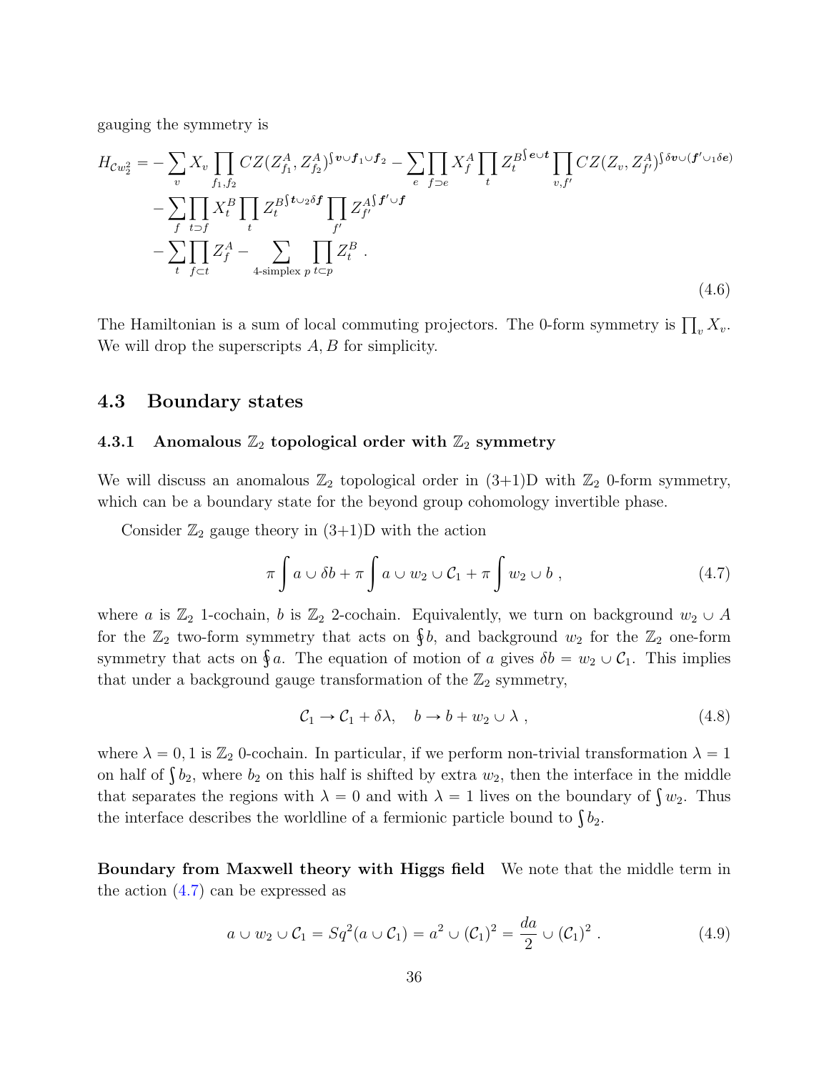gauging the symmetry is

$$
\begin{aligned}
H_{\mathcal{C}w_2^2} = &-\sum_v X_v \prod_{f_1,f_2} CZ(Z^A_{f_1}, Z^A_{f_2})^{\int \boldsymbol{v}\cup \boldsymbol{f}_1 \cup \boldsymbol{f}_2} - \sum_e \prod_{f\supset e} X^A_f \prod_t Z_t^{B\int \boldsymbol{e}\cup \boldsymbol{t}} \prod_{v,f'} CZ(Z_v, Z^A_{f'})^{\int \delta \boldsymbol{v}\cup(\boldsymbol{f}'\cup_1 \delta \boldsymbol{e})}\\
&-\sum_f \prod_{t\supset f} X^B_t \prod_t Z_t^{B\int \boldsymbol{t}\cup_2 \delta \boldsymbol{f}} \prod_{f'} Z_{f'}^{A\int \boldsymbol{f}'\cup \boldsymbol{f}}\\
&-\sum_t \prod_{f\subset t} Z^A_f - \sum_{\text{4-simplex } p} \prod_{t\subset p} Z^B_t \ .
\end{aligned}
\tag{4.6}
$$

The Hamiltonian is a sum of local commuting projectors. The 0-form symmetry is $\prod_v X_v$. We will drop the superscripts $A, B$ for simplicity.

## 4.3 Boundary states

### 4.3.1 Anomalous $\mathbb{Z}_2$ topological order with $\mathbb{Z}_2$ symmetry

We will discuss an anomalous $\mathbb{Z}_2$ topological order in (3+1)D with $\mathbb{Z}_2$ 0-form symmetry, which can be a boundary state for the beyond group cohomology invertible phase.

Consider $\mathbb{Z}_2$ gauge theory in (3+1)D with the action

$$
\pi \int a \cup \delta b + \pi \int a \cup w_2 \cup \mathcal{C}_1 + \pi \int w_2 \cup b \ , \tag{4.7}
$$

where $a$ is $\mathbb{Z}_2$ 1-cochain, $b$ is $\mathbb{Z}_2$ 2-cochain. Equivalently, we turn on background $w_2 \cup A$ for the $\mathbb{Z}_2$ two-form symmetry that acts on $\oint b$, and background $w_2$ for the $\mathbb{Z}_2$ one-form symmetry that acts on $\oint a$. The equation of motion of $a$ gives $\delta b = w_2 \cup \mathcal{C}_1$. This implies that under a background gauge transformation of the $\mathbb{Z}_2$ symmetry,

$$
\mathcal{C}_1 \to \mathcal{C}_1 + \delta\lambda, \quad b \to b + w_2 \cup \lambda \ , \tag{4.8}
$$

where $\lambda = 0, 1$ is $\mathbb{Z}_2$ 0-cochain. In particular, if we perform non-trivial transformation $\lambda = 1$ on half of $\int b_2$, where $b_2$ on this half is shifted by extra $w_2$, then the interface in the middle that separates the regions with $\lambda = 0$ and with $\lambda = 1$ lives on the boundary of $\int w_2$. Thus the interface describes the worldline of a fermionic particle bound to $\int b_2$.

**Boundary from Maxwell theory with Higgs field** We note that the middle term in the action (4.7) can be expressed as

$$
a \cup w_2 \cup \mathcal{C}_1 = Sq^2(a \cup \mathcal{C}_1) = a^2 \cup (\mathcal{C}_1)^2 = \frac{da}{2} \cup (\mathcal{C}_1)^2 \ . \tag{4.9}
$$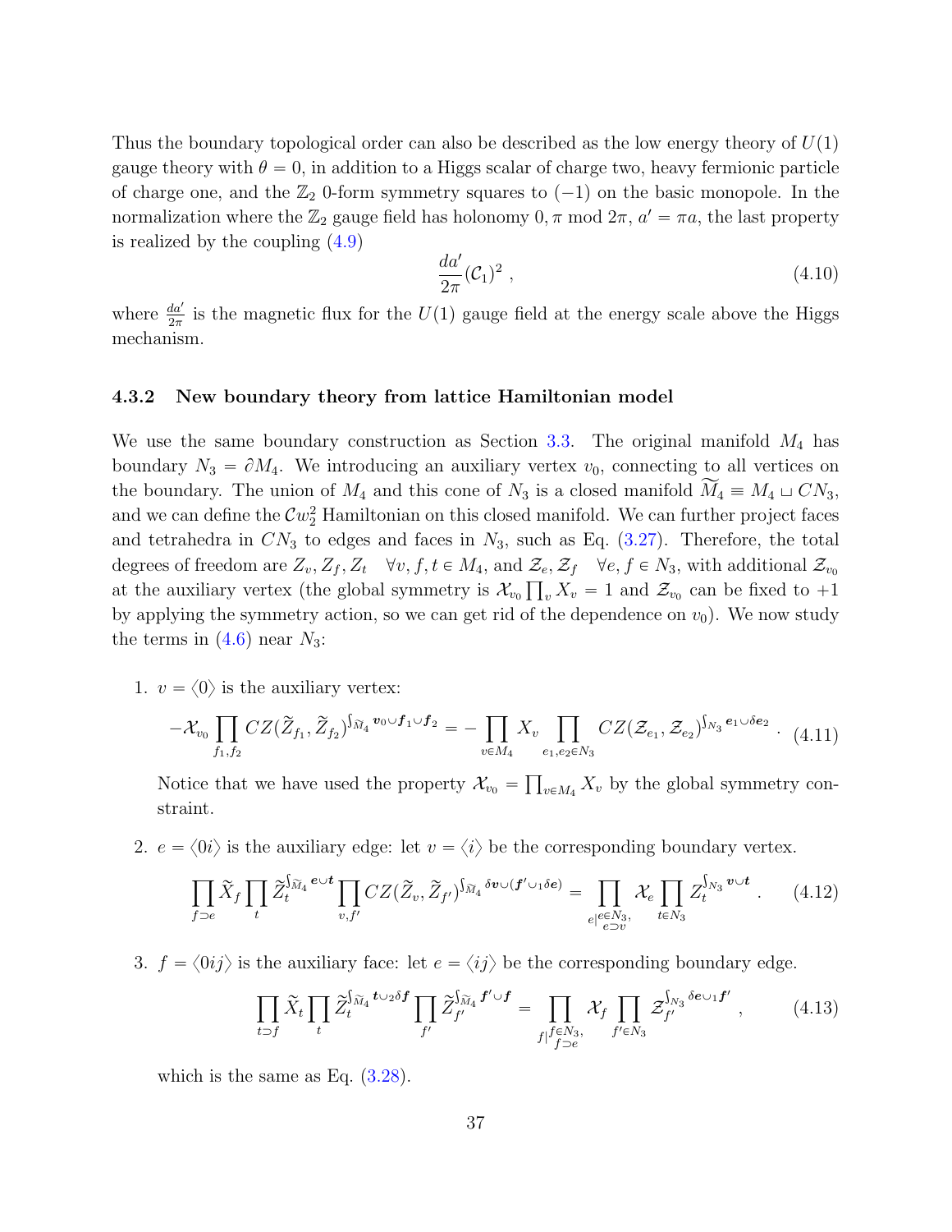Thus the boundary topological order can also be described as the low energy theory of $U(1)$ gauge theory with $\theta = 0$, in addition to a Higgs scalar of charge two, heavy fermionic particle of charge one, and the $\mathbb{Z}_2$ 0-form symmetry squares to $(-1)$ on the basic monopole. In the normalization where the $\mathbb{Z}_2$ gauge field has holonomy $0, \pi \bmod 2\pi$, $a' = \pi a$, the last property is realized by the coupling (4.9)

$$\frac{da'}{2\pi}(\mathcal{C}_1)^2 \ , \tag{4.10}$$

where $\frac{da'}{2\pi}$ is the magnetic flux for the $U(1)$ gauge field at the energy scale above the Higgs mechanism.

### 4.3.2 New boundary theory from lattice Hamiltonian model

We use the same boundary construction as Section 3.3. The original manifold $M_4$ has boundary $N_3 = \partial M_4$. We introducing an auxiliary vertex $v_0$, connecting to all vertices on the boundary. The union of $M_4$ and this cone of $N_3$ is a closed manifold $\widetilde{M}_4 \equiv M_4 \sqcup CN_3$, and we can define the $\mathcal{C}w_2^2$ Hamiltonian on this closed manifold. We can further project faces and tetrahedra in $CN_3$ to edges and faces in $N_3$, such as Eq. (3.27). Therefore, the total degrees of freedom are $Z_v, Z_f, Z_t \quad \forall v, f, t \in M_4$, and $\mathcal{Z}_e, \mathcal{Z}_f \quad \forall e, f \in N_3$, with additional $\mathcal{Z}_{v_0}$ at the auxiliary vertex (the global symmetry is $\mathcal{X}_{v_0}\prod_v X_v = 1$ and $\mathcal{Z}_{v_0}$ can be fixed to $+1$ by applying the symmetry action, so we can get rid of the dependence on $v_0$). We now study the terms in (4.6) near $N_3$:

1. $v = \langle 0 \rangle$ is the auxiliary vertex:

$$-\mathcal{X}_{v_0}\prod_{f_1,f_2} CZ(\widetilde{Z}_{f_1}, \widetilde{Z}_{f_2})^{\int_{\widetilde{M}_4} \boldsymbol{v_0} \cup \boldsymbol{f_1} \cup \boldsymbol{f_2}} = -\prod_{v \in M_4} X_v \prod_{e_1, e_2 \in N_3} CZ(\mathcal{Z}_{e_1}, \mathcal{Z}_{e_2})^{\int_{N_3} \boldsymbol{e_1} \cup \delta \boldsymbol{e_2}} \ . \tag{4.11}$$

   Notice that we have used the property $\mathcal{X}_{v_0} = \prod_{v \in M_4} X_v$ by the global symmetry constraint.

2. $e = \langle 0i \rangle$ is the auxiliary edge: let $v = \langle i \rangle$ be the corresponding boundary vertex.

$$\prod_{f \supset e} \widetilde{X}_f \prod_t \widetilde{Z}_t^{\int_{\widetilde{M}_4} \boldsymbol{e} \cup \boldsymbol{t}} \prod_{v,f'} CZ(\widetilde{Z}_v, \widetilde{Z}_{f'})^{\int_{\widetilde{M}_4} \delta \boldsymbol{v} \cup (\boldsymbol{f'} \cup_1 \delta \boldsymbol{e})} = \prod_{e | \substack{e \in N_3, \\ e \supset v}} \mathcal{X}_e \prod_{t \in N_3} Z_t^{\int_{N_3} \boldsymbol{v} \cup \boldsymbol{t}} \ . \tag{4.12}$$

3. $f = \langle 0ij \rangle$ is the auxiliary face: let $e = \langle ij \rangle$ be the corresponding boundary edge.

$$\prod_{t \supset f} \widetilde{X}_t \prod_t \widetilde{Z}_t^{\int_{\widetilde{M}_4} \boldsymbol{t} \cup_2 \delta \boldsymbol{f}} \prod_{f'} \widetilde{Z}_{f'}^{\int_{\widetilde{M}_4} \boldsymbol{f'} \cup \boldsymbol{f}} = \prod_{f | \substack{f \in N_3, \\ f \supset e}} \mathcal{X}_f \prod_{f' \in N_3} \mathcal{Z}_{f'}^{\int_{N_3} \delta \boldsymbol{e} \cup_1 \boldsymbol{f'}} \ , \tag{4.13}$$

   which is the same as Eq. (3.28).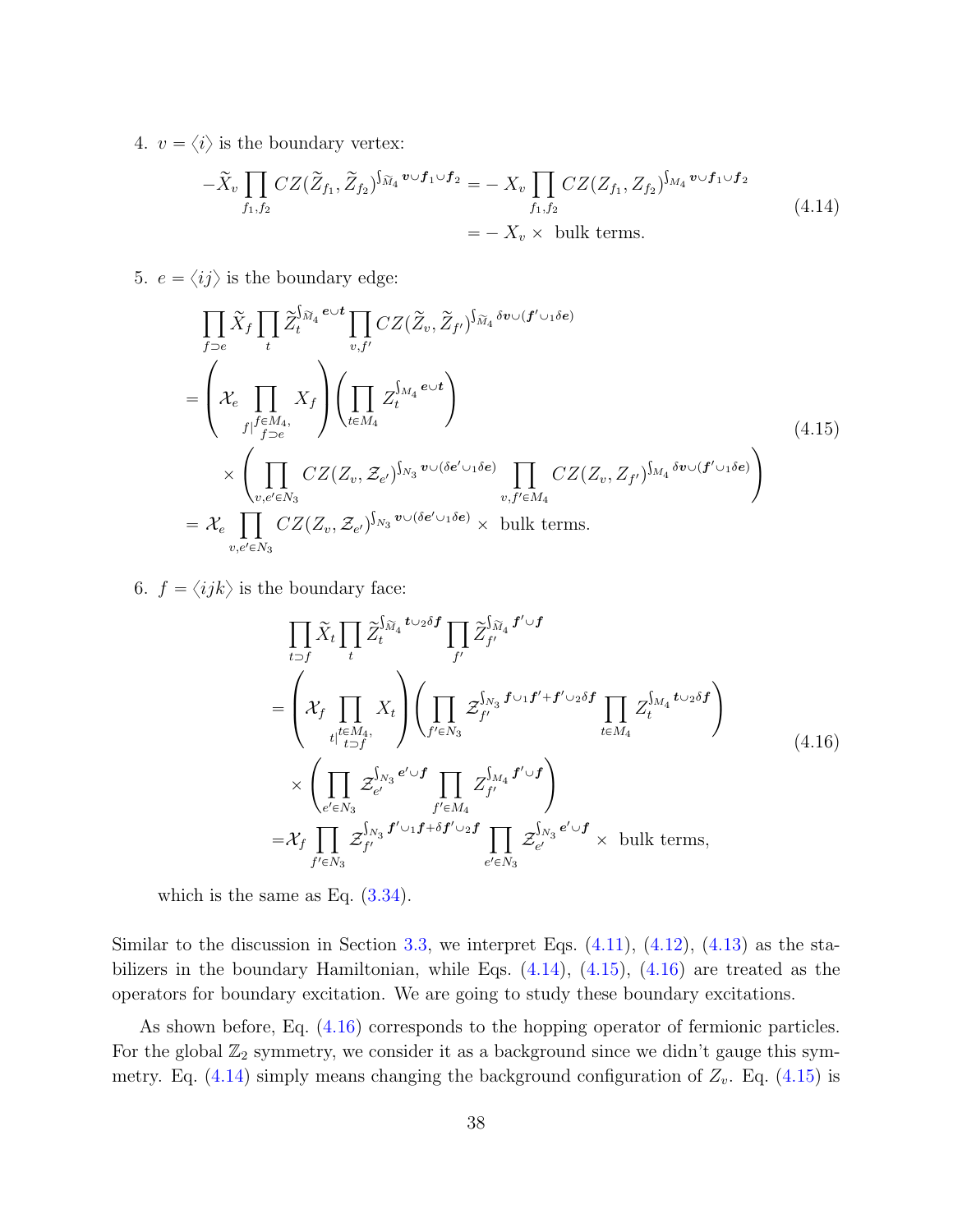4. $v = \langle i \rangle$ is the boundary vertex:

$$
\begin{aligned}
-\widetilde{X}_v \prod_{f_1,f_2} CZ(\widetilde{Z}_{f_1}, \widetilde{Z}_{f_2})^{\int_{\widetilde{M}_4} \boldsymbol{v} \cup \boldsymbol{f}_1 \cup \boldsymbol{f}_2} &= - X_v \prod_{f_1,f_2} CZ(Z_{f_1}, Z_{f_2})^{\int_{M_4} \boldsymbol{v} \cup \boldsymbol{f}_1 \cup \boldsymbol{f}_2} \\
&= - X_v \times \text{ bulk terms.}
\end{aligned}
\tag{4.14}
$$

5. $e = \langle ij \rangle$ is the boundary edge:

$$
\begin{aligned}
&\prod_{f \supset e} \widetilde{X}_f \prod_t \widetilde{Z}_t^{\int_{\widetilde{M}_4} \boldsymbol{e} \cup \boldsymbol{t}} \prod_{v,f'} CZ(\widetilde{Z}_v, \widetilde{Z}_{f'})^{\int_{\widetilde{M}_4} \delta \boldsymbol{v} \cup (\boldsymbol{f}' \cup_1 \delta \boldsymbol{e})} \\
=& \left( \mathcal{X}_e \prod_{f |^{f \in M_4,}_{f \supset e}} X_f \right) \left( \prod_{t \in M_4} Z_t^{\int_{M_4} \boldsymbol{e} \cup \boldsymbol{t}} \right) \\
&\times \left( \prod_{v, e' \in N_3} CZ(Z_v, \mathcal{Z}_{e'})^{\int_{N_3} \boldsymbol{v} \cup (\delta \boldsymbol{e}' \cup_1 \delta \boldsymbol{e})} \prod_{v, f' \in M_4} CZ(Z_v, Z_{f'})^{\int_{M_4} \delta \boldsymbol{v} \cup (\boldsymbol{f}' \cup_1 \delta \boldsymbol{e})} \right) \\
=& \ \mathcal{X}_e \prod_{v, e' \in N_3} CZ(Z_v, \mathcal{Z}_{e'})^{\int_{N_3} \boldsymbol{v} \cup (\delta \boldsymbol{e}' \cup_1 \delta \boldsymbol{e})} \times \text{ bulk terms.}
\end{aligned}
\tag{4.15}
$$

6. $f = \langle ijk \rangle$ is the boundary face:

$$
\begin{aligned}
&\prod_{t \supset f} \widetilde{X}_t \prod_t \widetilde{Z}_t^{\int_{\widetilde{M}_4} \boldsymbol{t} \cup_2 \delta \boldsymbol{f}} \prod_{f'} \widetilde{Z}_{f'}^{\int_{\widetilde{M}_4} \boldsymbol{f}' \cup \boldsymbol{f}} \\
=& \left( \mathcal{X}_f \prod_{t |^{t \in M_4,}_{t \supset f}} X_t \right) \left( \prod_{f' \in N_3} \mathcal{Z}_{f'}^{\int_{N_3} \boldsymbol{f} \cup_1 \boldsymbol{f}' + \boldsymbol{f}' \cup_2 \delta \boldsymbol{f}} \prod_{t \in M_4} Z_t^{\int_{M_4} \boldsymbol{t} \cup_2 \delta \boldsymbol{f}} \right) \\
&\times \left( \prod_{e' \in N_3} \mathcal{Z}_{e'}^{\int_{N_3} \boldsymbol{e}' \cup \boldsymbol{f}} \prod_{f' \in M_4} Z_{f'}^{\int_{M_4} \boldsymbol{f}' \cup \boldsymbol{f}} \right) \\
=& \mathcal{X}_f \prod_{f' \in N_3} \mathcal{Z}_{f'}^{\int_{N_3} \boldsymbol{f}' \cup_1 \boldsymbol{f} + \delta \boldsymbol{f}' \cup_2 \boldsymbol{f}} \prod_{e' \in N_3} \mathcal{Z}_{e'}^{\int_{N_3} \boldsymbol{e}' \cup \boldsymbol{f}} \times \text{ bulk terms,}
\end{aligned}
\tag{4.16}
$$

which is the same as Eq. (3.34).

Similar to the discussion in Section 3.3, we interpret Eqs. (4.11), (4.12), (4.13) as the stabilizers in the boundary Hamiltonian, while Eqs. (4.14), (4.15), (4.16) are treated as the operators for boundary excitation. We are going to study these boundary excitations.

As shown before, Eq. (4.16) corresponds to the hopping operator of fermionic particles. For the global $\mathbb{Z}_2$ symmetry, we consider it as a background since we didn't gauge this symmetry. Eq. (4.14) simply means changing the background configuration of $Z_v$. Eq. (4.15) is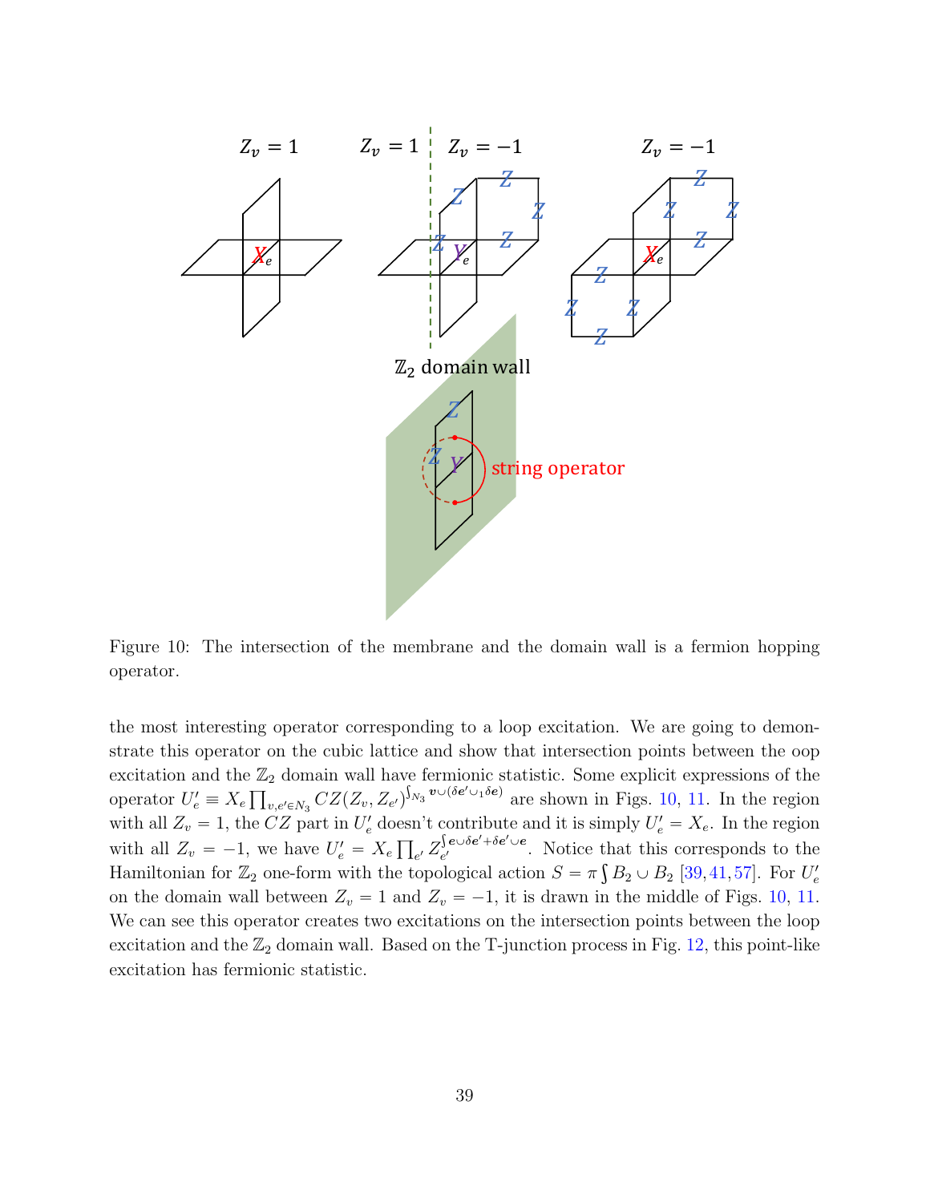Figure 10: The intersection of the membrane and the domain wall is a fermion hopping operator.

the most interesting operator corresponding to a loop excitation. We are going to demonstrate this operator on the cubic lattice and show that intersection points between the oop excitation and the $\mathbb{Z}_2$ domain wall have fermionic statistic. Some explicit expressions of the operator $U'_e \equiv X_e \prod_{v,e' \in N_3} CZ(Z_v, Z_{e'})^{\int_{N_3} \boldsymbol{v} \cup (\delta \boldsymbol{e'} \cup_1 \delta \boldsymbol{e})}$ are shown in Figs. 10, 11. In the region with all $Z_v = 1$, the $CZ$ part in $U'_e$ doesn't contribute and it is simply $U'_e = X_e$. In the region with all $Z_v = -1$, we have $U'_e = X_e \prod_{e'} Z_{e'}^{\int \boldsymbol{e} \cup \delta \boldsymbol{e'} + \delta \boldsymbol{e'} \cup \boldsymbol{e}}$. Notice that this corresponds to the Hamiltonian for $\mathbb{Z}_2$ one-form with the topological action $S = \pi \int B_2 \cup B_2$ [39, 41, 57]. For $U'_e$ on the domain wall between $Z_v = 1$ and $Z_v = -1$, it is drawn in the middle of Figs. 10, 11. We can see this operator creates two excitations on the intersection points between the loop excitation and the $\mathbb{Z}_2$ domain wall. Based on the T-junction process in Fig. 12, this point-like excitation has fermionic statistic.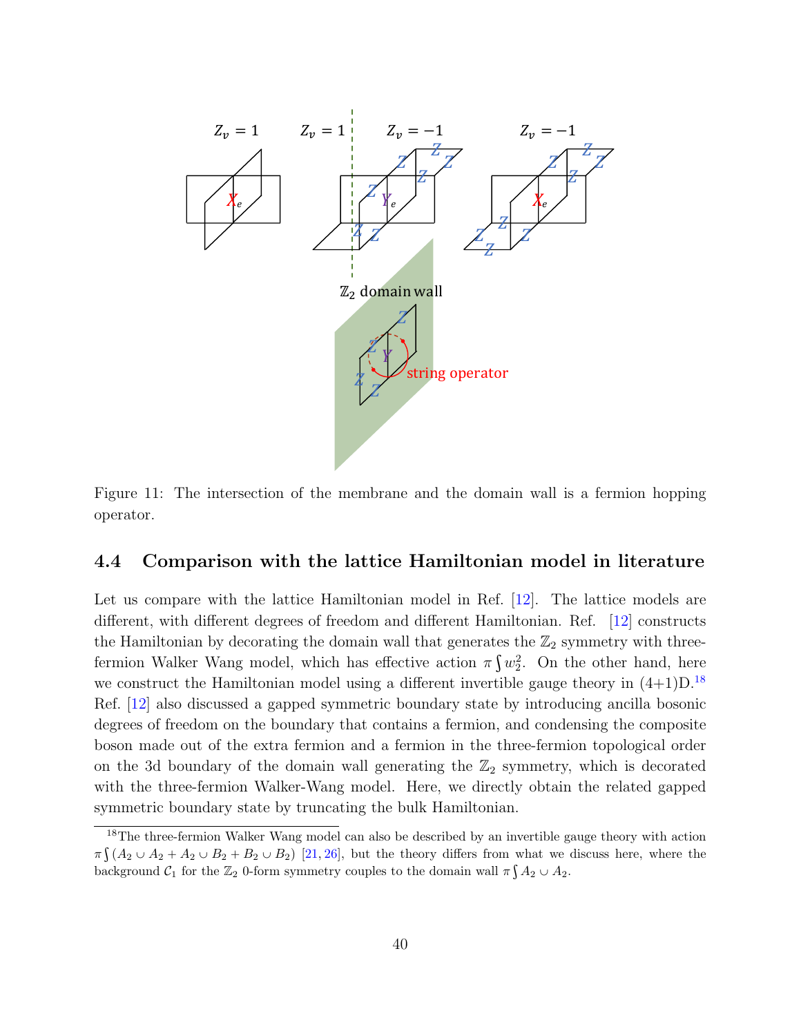Figure 11: The intersection of the membrane and the domain wall is a fermion hopping operator.

### 4.4 Comparison with the lattice Hamiltonian model in literature

Let us compare with the lattice Hamiltonian model in Ref. [12]. The lattice models are different, with different degrees of freedom and different Hamiltonian. Ref. [12] constructs the Hamiltonian by decorating the domain wall that generates the $\mathbb{Z}_2$ symmetry with three-fermion Walker Wang model, which has effective action $\pi \int w_2^2$. On the other hand, here we construct the Hamiltonian model using a different invertible gauge theory in (4+1)D.[18] Ref. [12] also discussed a gapped symmetric boundary state by introducing ancilla bosonic degrees of freedom on the boundary that contains a fermion, and condensing the composite boson made out of the extra fermion and a fermion in the three-fermion topological order on the 3d boundary of the domain wall generating the $\mathbb{Z}_2$ symmetry, which is decorated with the three-fermion Walker-Wang model. Here, we directly obtain the related gapped symmetric boundary state by truncating the bulk Hamiltonian.

[18] The three-fermion Walker Wang model can also be described by an invertible gauge theory with action $\pi \int (A_2 \cup A_2 + A_2 \cup B_2 + B_2 \cup B_2)$ [21, 26], but the theory differs from what we discuss here, where the background $\mathcal{C}_1$ for the $\mathbb{Z}_2$ 0-form symmetry couples to the domain wall $\pi \int A_2 \cup A_2$.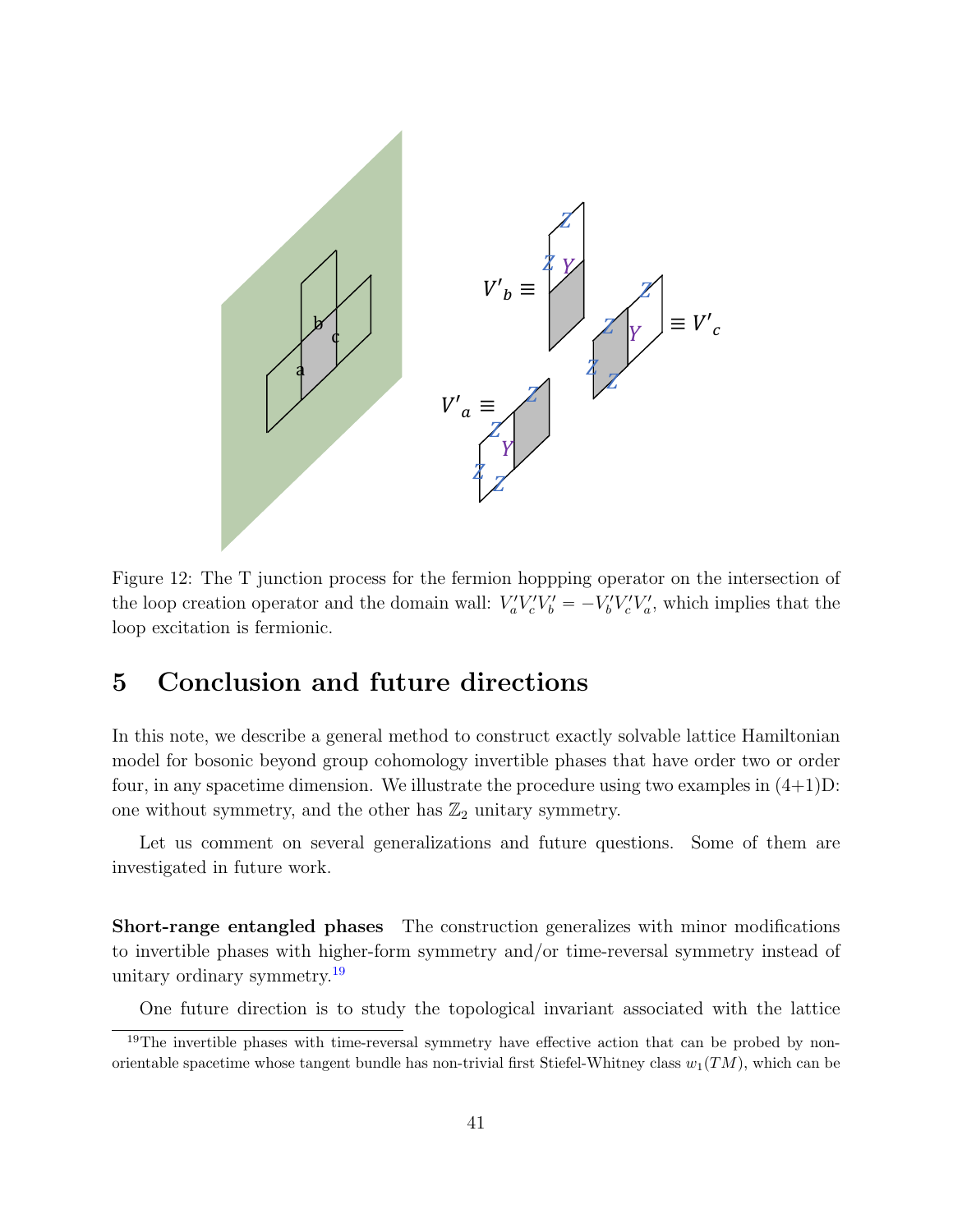Figure 12: The T junction process for the fermion hoppping operator on the intersection of the loop creation operator and the domain wall: $V'_a V'_c V'_b = -V'_b V'_c V'_a$, which implies that the loop excitation is fermionic.

## 5 Conclusion and future directions

In this note, we describe a general method to construct exactly solvable lattice Hamiltonian model for bosonic beyond group cohomology invertible phases that have order two or order four, in any spacetime dimension. We illustrate the procedure using two examples in (4+1)D: one without symmetry, and the other has $\mathbb{Z}_2$ unitary symmetry.

Let us comment on several generalizations and future questions. Some of them are investigated in future work.

**Short-range entangled phases** The construction generalizes with minor modifications to invertible phases with higher-form symmetry and/or time-reversal symmetry instead of unitary ordinary symmetry.[19]

One future direction is to study the topological invariant associated with the lattice

[19] The invertible phases with time-reversal symmetry have effective action that can be probed by non-orientable spacetime whose tangent bundle has non-trivial first Stiefel-Whitney class $w_1(TM)$, which can be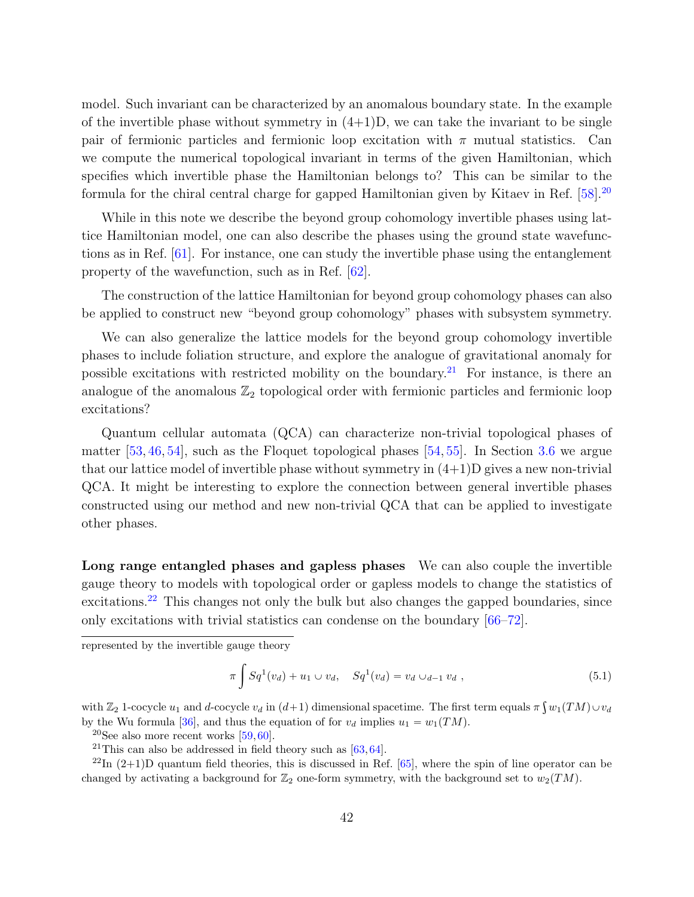model. Such invariant can be characterized by an anomalous boundary state. In the example of the invertible phase without symmetry in (4+1)D, we can take the invariant to be single pair of fermionic particles and fermionic loop excitation with $\pi$ mutual statistics. Can we compute the numerical topological invariant in terms of the given Hamiltonian, which specifies which invertible phase the Hamiltonian belongs to? This can be similar to the formula for the chiral central charge for gapped Hamiltonian given by Kitaev in Ref. [58].[20]

While in this note we describe the beyond group cohomology invertible phases using lattice Hamiltonian model, one can also describe the phases using the ground state wavefunctions as in Ref. [61]. For instance, one can study the invertible phase using the entanglement property of the wavefunction, such as in Ref. [62].

The construction of the lattice Hamiltonian for beyond group cohomology phases can also be applied to construct new "beyond group cohomology" phases with subsystem symmetry.

We can also generalize the lattice models for the beyond group cohomology invertible phases to include foliation structure, and explore the analogue of gravitational anomaly for possible excitations with restricted mobility on the boundary.[21] For instance, is there an analogue of the anomalous $\mathbb{Z}_2$ topological order with fermionic particles and fermionic loop excitations?

Quantum cellular automata (QCA) can characterize non-trivial topological phases of matter [53, 46, 54], such as the Floquet topological phases [54, 55]. In Section 3.6 we argue that our lattice model of invertible phase without symmetry in (4+1)D gives a new non-trivial QCA. It might be interesting to explore the connection between general invertible phases constructed using our method and new non-trivial QCA that can be applied to investigate other phases.

**Long range entangled phases and gapless phases** We can also couple the invertible gauge theory to models with topological order or gapless models to change the statistics of excitations.[22] This changes not only the bulk but also changes the gapped boundaries, since only excitations with trivial statistics can condense on the boundary [66–72].

---

represented by the invertible gauge theory

$$\pi \int Sq^1(v_d) + u_1 \cup v_d, \quad Sq^1(v_d) = v_d \cup_{d-1} v_d \ , \tag{5.1}$$

with $\mathbb{Z}_2$ 1-cocycle $u_1$ and $d$-cocycle $v_d$ in $(d+1)$ dimensional spacetime. The first term equals $\pi \int w_1(TM) \cup v_d$ by the Wu formula [36], and thus the equation of for $v_d$ implies $u_1 = w_1(TM)$.

[20] See also more recent works [59, 60].

[21] This can also be addressed in field theory such as [63, 64].

[22] In (2+1)D quantum field theories, this is discussed in Ref. [65], where the spin of line operator can be changed by activating a background for $\mathbb{Z}_2$ one-form symmetry, with the background set to $w_2(TM)$.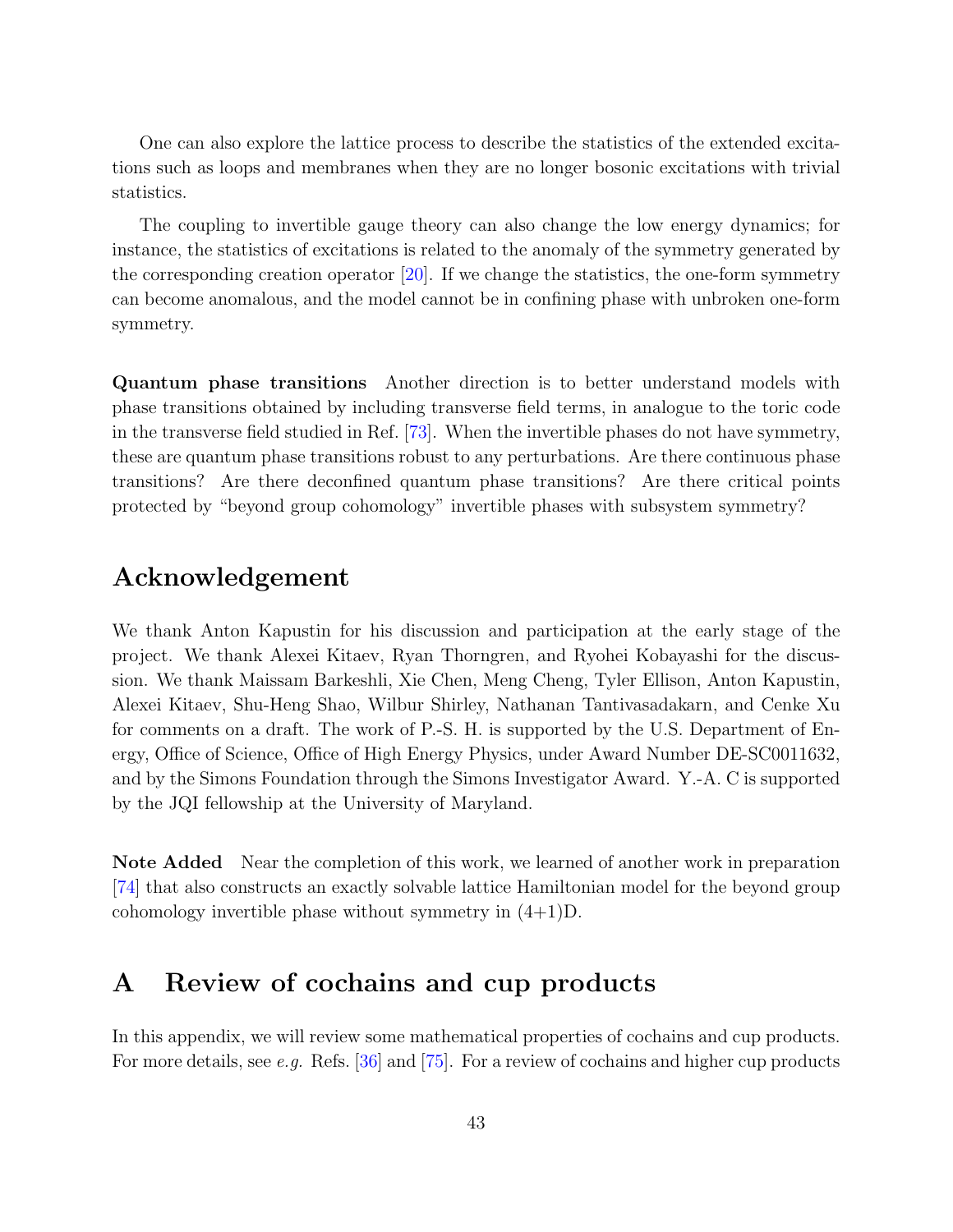One can also explore the lattice process to describe the statistics of the extended excitations such as loops and membranes when they are no longer bosonic excitations with trivial statistics.

The coupling to invertible gauge theory can also change the low energy dynamics; for instance, the statistics of excitations is related to the anomaly of the symmetry generated by the corresponding creation operator [20]. If we change the statistics, the one-form symmetry can become anomalous, and the model cannot be in confining phase with unbroken one-form symmetry.

**Quantum phase transitions** Another direction is to better understand models with phase transitions obtained by including transverse field terms, in analogue to the toric code in the transverse field studied in Ref. [73]. When the invertible phases do not have symmetry, these are quantum phase transitions robust to any perturbations. Are there continuous phase transitions? Are there deconfined quantum phase transitions? Are there critical points protected by "beyond group cohomology" invertible phases with subsystem symmetry?

## Acknowledgement

We thank Anton Kapustin for his discussion and participation at the early stage of the project. We thank Alexei Kitaev, Ryan Thorngren, and Ryohei Kobayashi for the discussion. We thank Maissam Barkeshli, Xie Chen, Meng Cheng, Tyler Ellison, Anton Kapustin, Alexei Kitaev, Shu-Heng Shao, Wilbur Shirley, Nathanan Tantivasadakarn, and Cenke Xu for comments on a draft. The work of P.-S. H. is supported by the U.S. Department of Energy, Office of Science, Office of High Energy Physics, under Award Number DE-SC0011632, and by the Simons Foundation through the Simons Investigator Award. Y.-A. C is supported by the JQI fellowship at the University of Maryland.

**Note Added** Near the completion of this work, we learned of another work in preparation [74] that also constructs an exactly solvable lattice Hamiltonian model for the beyond group cohomology invertible phase without symmetry in (4+1)D.

## A Review of cochains and cup products

In this appendix, we will review some mathematical properties of cochains and cup products. For more details, see *e.g.* Refs. [36] and [75]. For a review of cochains and higher cup products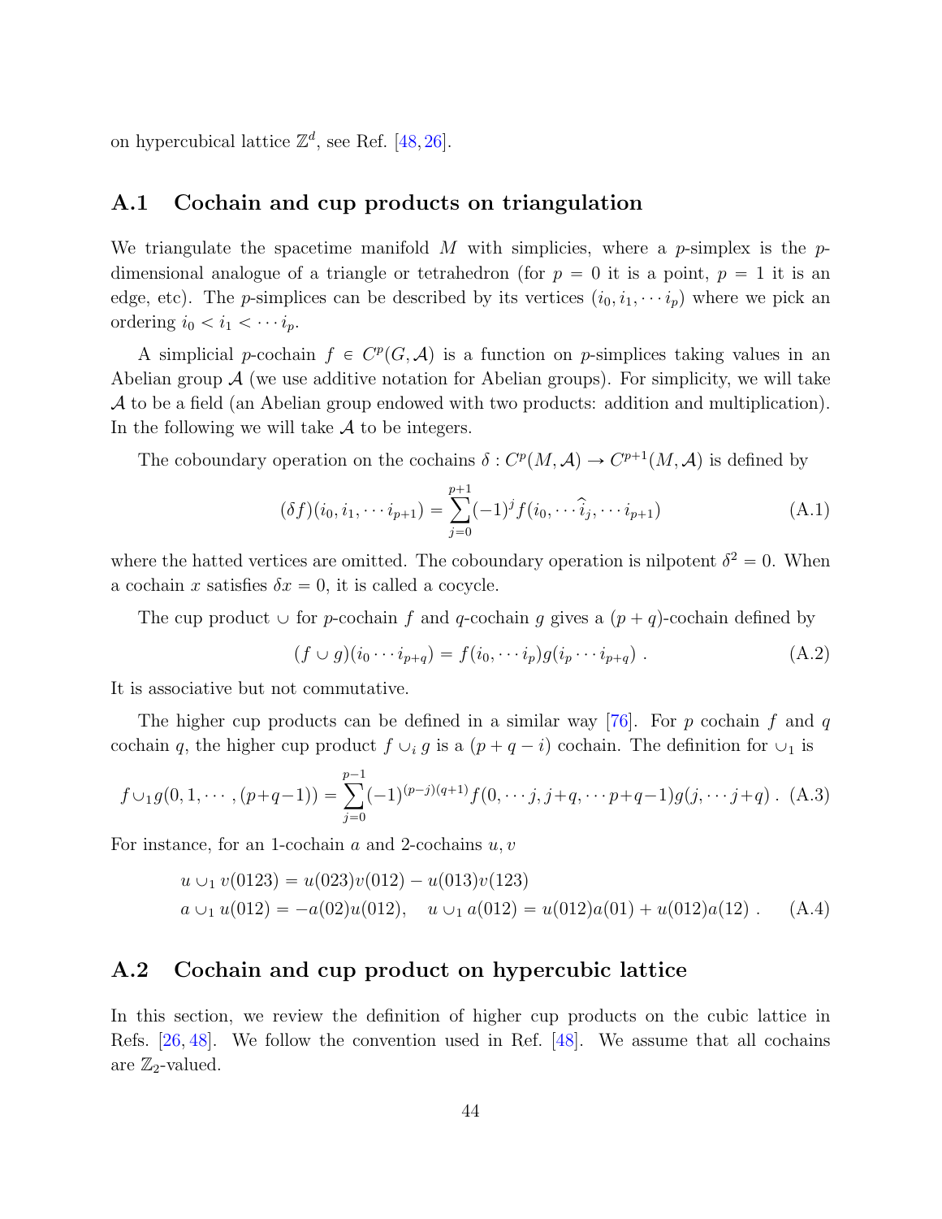on hypercubical lattice $\mathbb{Z}^d$, see Ref. [48, 26].

## A.1 Cochain and cup products on triangulation

We triangulate the spacetime manifold $M$ with simplicies, where a $p$-simplex is the $p$-dimensional analogue of a triangle or tetrahedron (for $p = 0$ it is a point, $p = 1$ it is an edge, etc). The $p$-simplices can be described by its vertices $(i_0, i_1, \cdots i_p)$ where we pick an ordering $i_0 < i_1 < \cdots i_p$.

A simplicial $p$-cochain $f \in C^p(G, \mathcal{A})$ is a function on $p$-simplices taking values in an Abelian group $\mathcal{A}$ (we use additive notation for Abelian groups). For simplicity, we will take $\mathcal{A}$ to be a field (an Abelian group endowed with two products: addition and multiplication). In the following we will take $\mathcal{A}$ to be integers.

The coboundary operation on the cochains $\delta : C^p(M, \mathcal{A}) \to C^{p+1}(M, \mathcal{A})$ is defined by

$$(\delta f)(i_0, i_1, \cdots i_{p+1}) = \sum_{j=0}^{p+1} (-1)^j f(i_0, \cdots \widehat{i}_j, \cdots i_{p+1}) \tag{A.1}$$

where the hatted vertices are omitted. The coboundary operation is nilpotent $\delta^2 = 0$. When a cochain $x$ satisfies $\delta x = 0$, it is called a cocycle.

The cup product $\cup$ for $p$-cochain $f$ and $q$-cochain $g$ gives a $(p + q)$-cochain defined by

$$(f \cup g)(i_0 \cdots i_{p+q}) = f(i_0, \cdots i_p) g(i_p \cdots i_{p+q}) \ . \tag{A.2}$$

It is associative but not commutative.

The higher cup products can be defined in a similar way [76]. For $p$ cochain $f$ and $q$ cochain $q$, the higher cup product $f \cup_i g$ is a $(p + q - i)$ cochain. The definition for $\cup_1$ is

$$f \cup_1 g(0, 1, \cdots , (p+q-1)) = \sum_{j=0}^{p-1} (-1)^{(p-j)(q+1)} f(0, \cdots j, j+q, \cdots p+q-1) g(j, \cdots j+q) \ . \tag{A.3}$$

For instance, for an 1-cochain $a$ and 2-cochains $u, v$

$$\begin{aligned} &u \cup_1 v(0123) = u(023)v(012) - u(013)v(123) \\ &a \cup_1 u(012) = -a(02)u(012), \quad u \cup_1 a(012) = u(012)a(01) + u(012)a(12) \ . \end{aligned} \tag{A.4}$$

## A.2 Cochain and cup product on hypercubic lattice

In this section, we review the definition of higher cup products on the cubic lattice in Refs. [26, 48]. We follow the convention used in Ref. [48]. We assume that all cochains are $\mathbb{Z}_2$-valued.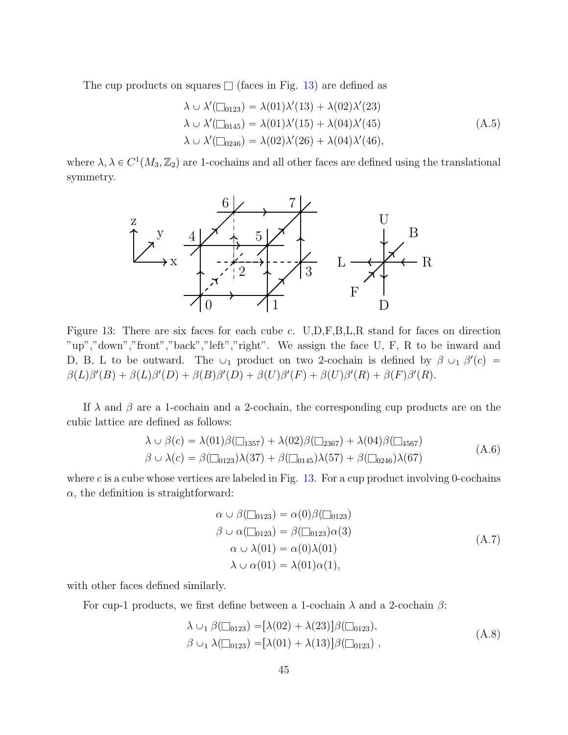The cup products on squares $\square$ (faces in Fig. 13) are defined as

$$
\begin{aligned}
\lambda \cup \lambda'(\square_{0123}) &= \lambda(01)\lambda'(13) + \lambda(02)\lambda'(23) \\
\lambda \cup \lambda'(\square_{0145}) &= \lambda(01)\lambda'(15) + \lambda(04)\lambda'(45) \\
\lambda \cup \lambda'(\square_{0246}) &= \lambda(02)\lambda'(26) + \lambda(04)\lambda'(46),
\end{aligned}
\tag{A.5}
$$

where $\lambda, \lambda \in C^1(M_3, \mathbb{Z}_2)$ are 1-cochains and all other faces are defined using the translational symmetry.

Figure 13: There are six faces for each cube $c$. U,D,F,B,L,R stand for faces on direction "up","down","front","back","left","right". We assign the face U, F, R to be inward and D, B, L to be outward. The $\cup_1$ product on two 2-cochain is defined by $\beta \cup_1 \beta'(c) = \beta(L)\beta'(B) + \beta(L)\beta'(D) + \beta(B)\beta'(D) + \beta(U)\beta'(F) + \beta(U)\beta'(R) + \beta(F)\beta'(R)$.

If $\lambda$ and $\beta$ are a 1-cochain and a 2-cochain, the corresponding cup products are on the cubic lattice are defined as follows:

$$
\begin{aligned}
\lambda \cup \beta(c) &= \lambda(01)\beta(\square_{1357}) + \lambda(02)\beta(\square_{2367}) + \lambda(04)\beta(\square_{4567}) \\
\beta \cup \lambda(c) &= \beta(\square_{0123})\lambda(37) + \beta(\square_{0145})\lambda(57) + \beta(\square_{0246})\lambda(67)
\end{aligned}
\tag{A.6}
$$

where $c$ is a cube whose vertices are labeled in Fig. 13. For a cup product involving 0-cochains $\alpha$, the definition is straightforward:

$$
\begin{aligned}
\alpha \cup \beta(\square_{0123}) &= \alpha(0)\beta(\square_{0123}) \\
\beta \cup \alpha(\square_{0123}) &= \beta(\square_{0123})\alpha(3) \\
\alpha \cup \lambda(01) &= \alpha(0)\lambda(01) \\
\lambda \cup \alpha(01) &= \lambda(01)\alpha(1),
\end{aligned}
\tag{A.7}
$$

with other faces defined similarly.

For cup-1 products, we first define between a 1-cochain $\lambda$ and a 2-cochain $\beta$:

$$
\begin{aligned}
\lambda \cup_1 \beta(\square_{0123}) &= [\lambda(02) + \lambda(23)]\beta(\square_{0123}), \\
\beta \cup_1 \lambda(\square_{0123}) &= [\lambda(01) + \lambda(13)]\beta(\square_{0123}) \ ,
\end{aligned}
\tag{A.8}
$$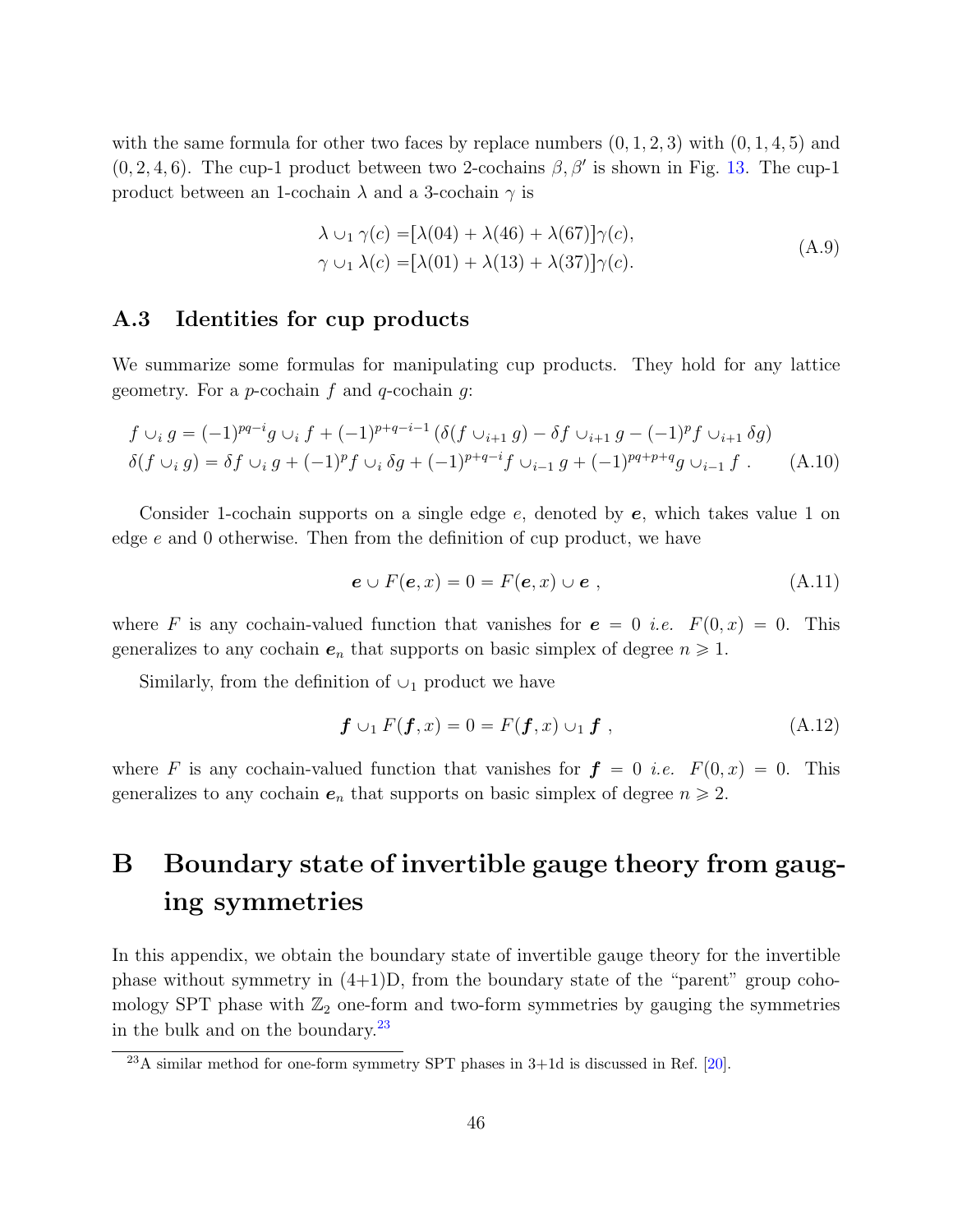with the same formula for other two faces by replace numbers $(0,1,2,3)$ with $(0,1,4,5)$ and $(0,2,4,6)$. The cup-1 product between two 2-cochains $\beta, \beta'$ is shown in Fig. 13. The cup-1 product between an 1-cochain $\lambda$ and a 3-cochain $\gamma$ is

$$
\begin{aligned}
\lambda \cup_1 \gamma(c) =& [\lambda(04) + \lambda(46) + \lambda(67)]\gamma(c), \\
\gamma \cup_1 \lambda(c) =& [\lambda(01) + \lambda(13) + \lambda(37)]\gamma(c).
\end{aligned}
\tag{A.9}
$$

### A.3 Identities for cup products

We summarize some formulas for manipulating cup products. They hold for any lattice geometry. For a $p$-cochain $f$ and $q$-cochain $g$:

$$
\begin{aligned}
&f \cup_i g = (-1)^{pq-i} g \cup_i f + (-1)^{p+q-i-1} \left(\delta(f \cup_{i+1} g) - \delta f \cup_{i+1} g - (-1)^p f \cup_{i+1} \delta g\right) \\
&\delta(f \cup_i g) = \delta f \cup_i g + (-1)^p f \cup_i \delta g + (-1)^{p+q-i} f \cup_{i-1} g + (-1)^{pq+p+q} g \cup_{i-1} f \ .
\end{aligned}
\tag{A.10}
$$

Consider 1-cochain supports on a single edge $e$, denoted by $\boldsymbol{e}$, which takes value 1 on edge $e$ and 0 otherwise. Then from the definition of cup product, we have

$$
\boldsymbol{e} \cup F(\boldsymbol{e}, x) = 0 = F(\boldsymbol{e}, x) \cup \boldsymbol{e} \ , \tag{A.11}
$$

where $F$ is any cochain-valued function that vanishes for $\boldsymbol{e} = 0$ *i.e.* $F(0,x) = 0$. This generalizes to any cochain $\boldsymbol{e}_n$ that supports on basic simplex of degree $n \geqslant 1$.

Similarly, from the definition of $\cup_1$ product we have

$$
\boldsymbol{f} \cup_1 F(\boldsymbol{f}, x) = 0 = F(\boldsymbol{f}, x) \cup_1 \boldsymbol{f} \ , \tag{A.12}
$$

where $F$ is any cochain-valued function that vanishes for $\boldsymbol{f} = 0$ *i.e.* $F(0,x) = 0$. This generalizes to any cochain $\boldsymbol{e}_n$ that supports on basic simplex of degree $n \geqslant 2$.

# B Boundary state of invertible gauge theory from gauging symmetries

In this appendix, we obtain the boundary state of invertible gauge theory for the invertible phase without symmetry in (4+1)D, from the boundary state of the "parent" group cohomology SPT phase with $\mathbb{Z}_2$ one-form and two-form symmetries by gauging the symmetries in the bulk and on the boundary.[23]

[23] A similar method for one-form symmetry SPT phases in 3+1d is discussed in Ref. [20].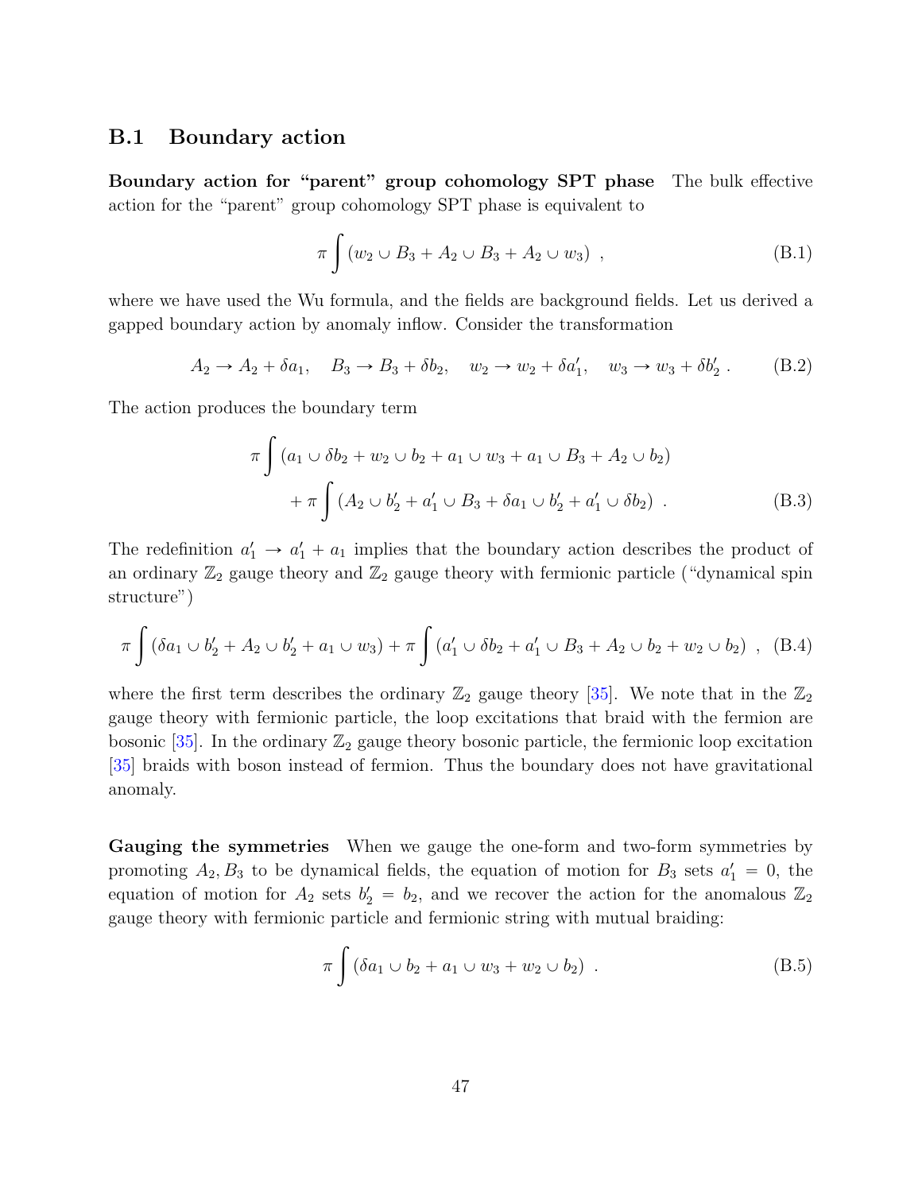## B.1 Boundary action

**Boundary action for "parent" group cohomology SPT phase** The bulk effective action for the "parent" group cohomology SPT phase is equivalent to

$$\pi \int (w_2 \cup B_3 + A_2 \cup B_3 + A_2 \cup w_3) \ , \tag{B.1}$$

where we have used the Wu formula, and the fields are background fields. Let us derived a gapped boundary action by anomaly inflow. Consider the transformation

$$A_2 \to A_2 + \delta a_1, \quad B_3 \to B_3 + \delta b_2, \quad w_2 \to w_2 + \delta a_1', \quad w_3 \to w_3 + \delta b_2' \ . \tag{B.2}$$

The action produces the boundary term

$$\begin{aligned}\pi \int & (a_1 \cup \delta b_2 + w_2 \cup b_2 + a_1 \cup w_3 + a_1 \cup B_3 + A_2 \cup b_2) \\ & + \pi \int (A_2 \cup b_2' + a_1' \cup B_3 + \delta a_1 \cup b_2' + a_1' \cup \delta b_2) \ .\end{aligned} \tag{B.3}$$

The redefinition $a_1' \to a_1' + a_1$ implies that the boundary action describes the product of an ordinary $\mathbb{Z}_2$ gauge theory and $\mathbb{Z}_2$ gauge theory with fermionic particle ("dynamical spin structure")

$$\pi \int (\delta a_1 \cup b_2' + A_2 \cup b_2' + a_1 \cup w_3) + \pi \int (a_1' \cup \delta b_2 + a_1' \cup B_3 + A_2 \cup b_2 + w_2 \cup b_2) \ , \tag{B.4}$$

where the first term describes the ordinary $\mathbb{Z}_2$ gauge theory [35]. We note that in the $\mathbb{Z}_2$ gauge theory with fermionic particle, the loop excitations that braid with the fermion are bosonic [35]. In the ordinary $\mathbb{Z}_2$ gauge theory bosonic particle, the fermionic loop excitation [35] braids with boson instead of fermion. Thus the boundary does not have gravitational anomaly.

**Gauging the symmetries** When we gauge the one-form and two-form symmetries by promoting $A_2, B_3$ to be dynamical fields, the equation of motion for $B_3$ sets $a_1' = 0$, the equation of motion for $A_2$ sets $b_2' = b_2$, and we recover the action for the anomalous $\mathbb{Z}_2$ gauge theory with fermionic particle and fermionic string with mutual braiding:

$$\pi \int (\delta a_1 \cup b_2 + a_1 \cup w_3 + w_2 \cup b_2) \ . \tag{B.5}$$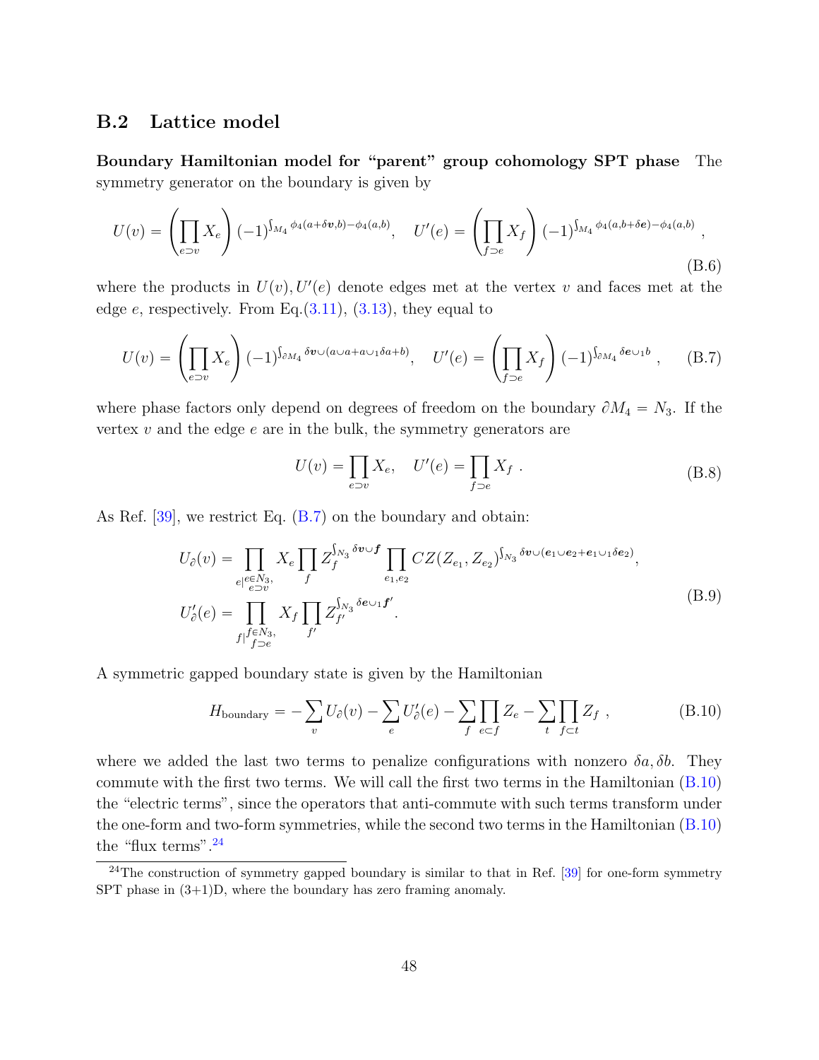### B.2 Lattice model

**Boundary Hamiltonian model for "parent" group cohomology SPT phase** The symmetry generator on the boundary is given by

$$U(v) = \left(\prod_{e\supset v} X_e\right)(-1)^{\int_{M_4}\phi_4(a+\delta\boldsymbol{v},b)-\phi_4(a,b)}, \quad U'(e) = \left(\prod_{f\supset e} X_f\right)(-1)^{\int_{M_4}\phi_4(a,b+\delta\boldsymbol{e})-\phi_4(a,b)}, \tag{B.6}$$

where the products in $U(v), U'(e)$ denote edges met at the vertex $v$ and faces met at the edge $e$, respectively. From Eq.(3.11), (3.13), they equal to

$$U(v) = \left(\prod_{e\supset v} X_e\right)(-1)^{\int_{\partial M_4}\delta\boldsymbol{v}\cup(a\cup a+a\cup_1\delta a+b)}, \quad U'(e) = \left(\prod_{f\supset e} X_f\right)(-1)^{\int_{\partial M_4}\delta\boldsymbol{e}\cup_1 b}, \tag{B.7}$$

where phase factors only depend on degrees of freedom on the boundary $\partial M_4 = N_3$. If the vertex $v$ and the edge $e$ are in the bulk, the symmetry generators are

$$U(v) = \prod_{e\supset v} X_e, \quad U'(e) = \prod_{f\supset e} X_f\ . \tag{B.8}$$

As Ref. [39], we restrict Eq. (B.7) on the boundary and obtain:

$$\begin{aligned} U_\partial(v) &= \prod_{e|\substack{e\in N_3,\\ e\supset v}} X_e \prod_f Z_f^{\int_{N_3}\delta\boldsymbol{v}\cup\boldsymbol{f}} \prod_{e_1,e_2} CZ(Z_{e_1},Z_{e_2})^{\int_{N_3}\delta\boldsymbol{v}\cup(\boldsymbol{e_1}\cup\boldsymbol{e_2}+\boldsymbol{e_1}\cup_1\delta\boldsymbol{e_2})}, \\ U'_\partial(e) &= \prod_{f|\substack{f\in N_3,\\ f\supset e}} X_f \prod_{f'} Z_{f'}^{\int_{N_3}\delta\boldsymbol{e}\cup_1\boldsymbol{f'}}. \end{aligned} \tag{B.9}$$

A symmetric gapped boundary state is given by the Hamiltonian

$$H_{\text{boundary}} = -\sum_v U_\partial(v) - \sum_e U'_\partial(e) - \sum_f \prod_{e\subset f} Z_e - \sum_t \prod_{f\subset t} Z_f\ , \tag{B.10}$$

where we added the last two terms to penalize configurations with nonzero $\delta a, \delta b$. They commute with the first two terms. We will call the first two terms in the Hamiltonian (B.10) the "electric terms", since the operators that anti-commute with such terms transform under the one-form and two-form symmetries, while the second two terms in the Hamiltonian (B.10) the "flux terms".[24]

[24] The construction of symmetry gapped boundary is similar to that in Ref. [39] for one-form symmetry SPT phase in (3+1)D, where the boundary has zero framing anomaly.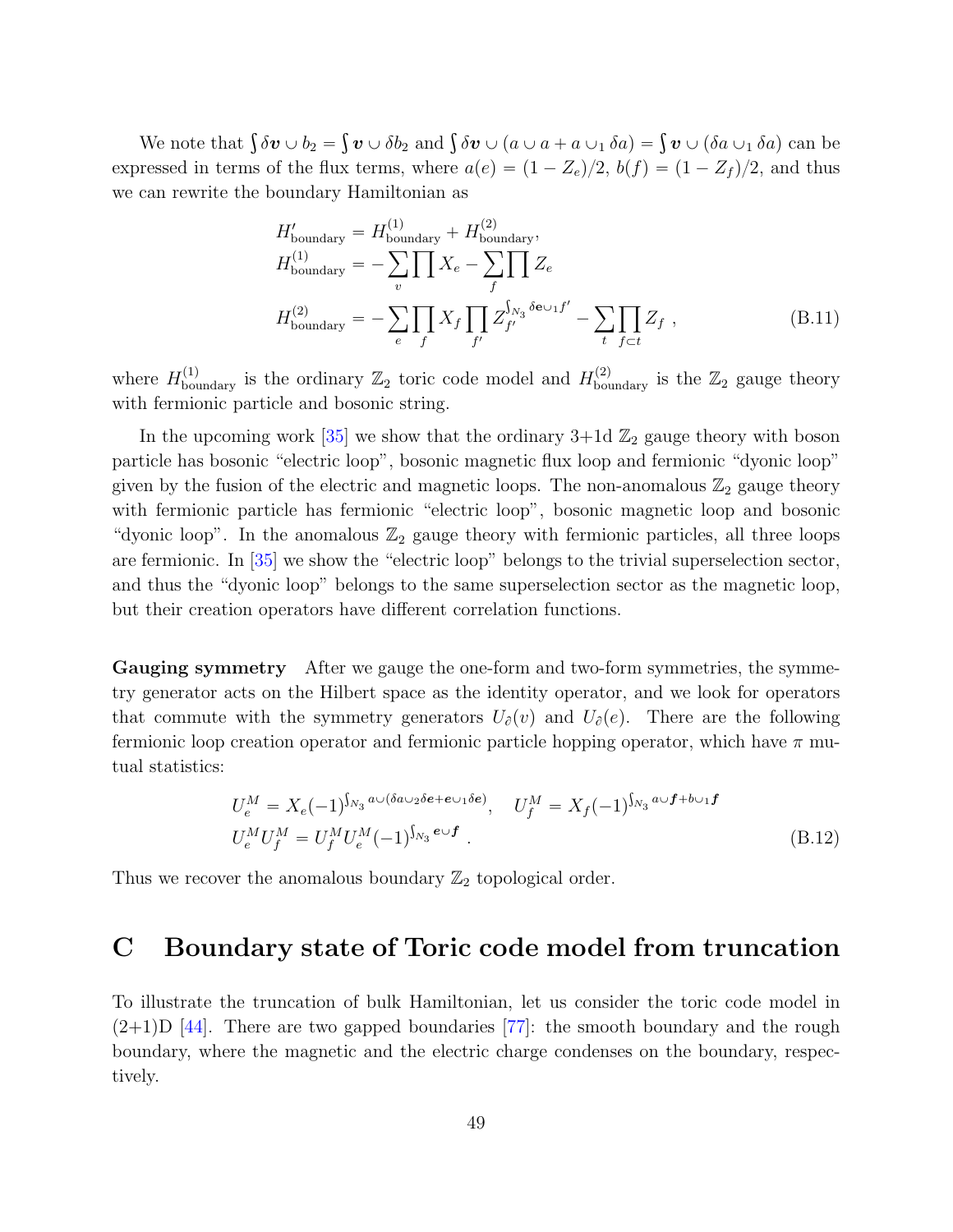We note that $\int \delta \boldsymbol{v} \cup b_2 = \int \boldsymbol{v} \cup \delta b_2$ and $\int \delta \boldsymbol{v} \cup (a \cup a + a \cup_1 \delta a) = \int \boldsymbol{v} \cup (\delta a \cup_1 \delta a)$ can be expressed in terms of the flux terms, where $a(e) = (1 - Z_e)/2$, $b(f) = (1 - Z_f)/2$, and thus we can rewrite the boundary Hamiltonian as

$$
\begin{aligned}
H'_{\text{boundary}} &= H^{(1)}_{\text{boundary}} + H^{(2)}_{\text{boundary}}, \\
H^{(1)}_{\text{boundary}} &= -\sum_v \prod X_e - \sum_f \prod Z_e \\
H^{(2)}_{\text{boundary}} &= -\sum_e \prod_f X_f \prod_{f'} Z_{f'}^{\int_{N_3} \delta \mathbf{e} \cup_1 f'} - \sum_t \prod_{f \subset t} Z_f \ ,
\end{aligned}
\tag{B.11}
$$

where $H^{(1)}_{\text{boundary}}$ is the ordinary $\mathbb{Z}_2$ toric code model and $H^{(2)}_{\text{boundary}}$ is the $\mathbb{Z}_2$ gauge theory with fermionic particle and bosonic string.

In the upcoming work [35] we show that the ordinary 3+1d $\mathbb{Z}_2$ gauge theory with boson particle has bosonic "electric loop", bosonic magnetic flux loop and fermionic "dyonic loop" given by the fusion of the electric and magnetic loops. The non-anomalous $\mathbb{Z}_2$ gauge theory with fermionic particle has fermionic "electric loop", bosonic magnetic loop and bosonic "dyonic loop". In the anomalous $\mathbb{Z}_2$ gauge theory with fermionic particles, all three loops are fermionic. In [35] we show the "electric loop" belongs to the trivial superselection sector, and thus the "dyonic loop" belongs to the same superselection sector as the magnetic loop, but their creation operators have different correlation functions.

**Gauging symmetry** After we gauge the one-form and two-form symmetries, the symmetry generator acts on the Hilbert space as the identity operator, and we look for operators that commute with the symmetry generators $U_\partial(v)$ and $U_\partial(e)$. There are the following fermionic loop creation operator and fermionic particle hopping operator, which have $\pi$ mutual statistics:

$$
\begin{aligned}
&U^M_e = X_e (-1)^{\int_{N_3} a \cup (\delta a \cup_2 \delta \boldsymbol{e} + \boldsymbol{e} \cup_1 \delta \boldsymbol{e})}, \quad U^M_f = X_f (-1)^{\int_{N_3} a \cup \boldsymbol{f} + b \cup_1 \boldsymbol{f}} \\
&U^M_e U^M_f = U^M_f U^M_e (-1)^{\int_{N_3} \boldsymbol{e} \cup \boldsymbol{f}} \ .
\end{aligned}
\tag{B.12}
$$

Thus we recover the anomalous boundary $\mathbb{Z}_2$ topological order.

# C Boundary state of Toric code model from truncation

To illustrate the truncation of bulk Hamiltonian, let us consider the toric code model in (2+1)D [44]. There are two gapped boundaries [77]: the smooth boundary and the rough boundary, where the magnetic and the electric charge condenses on the boundary, respectively.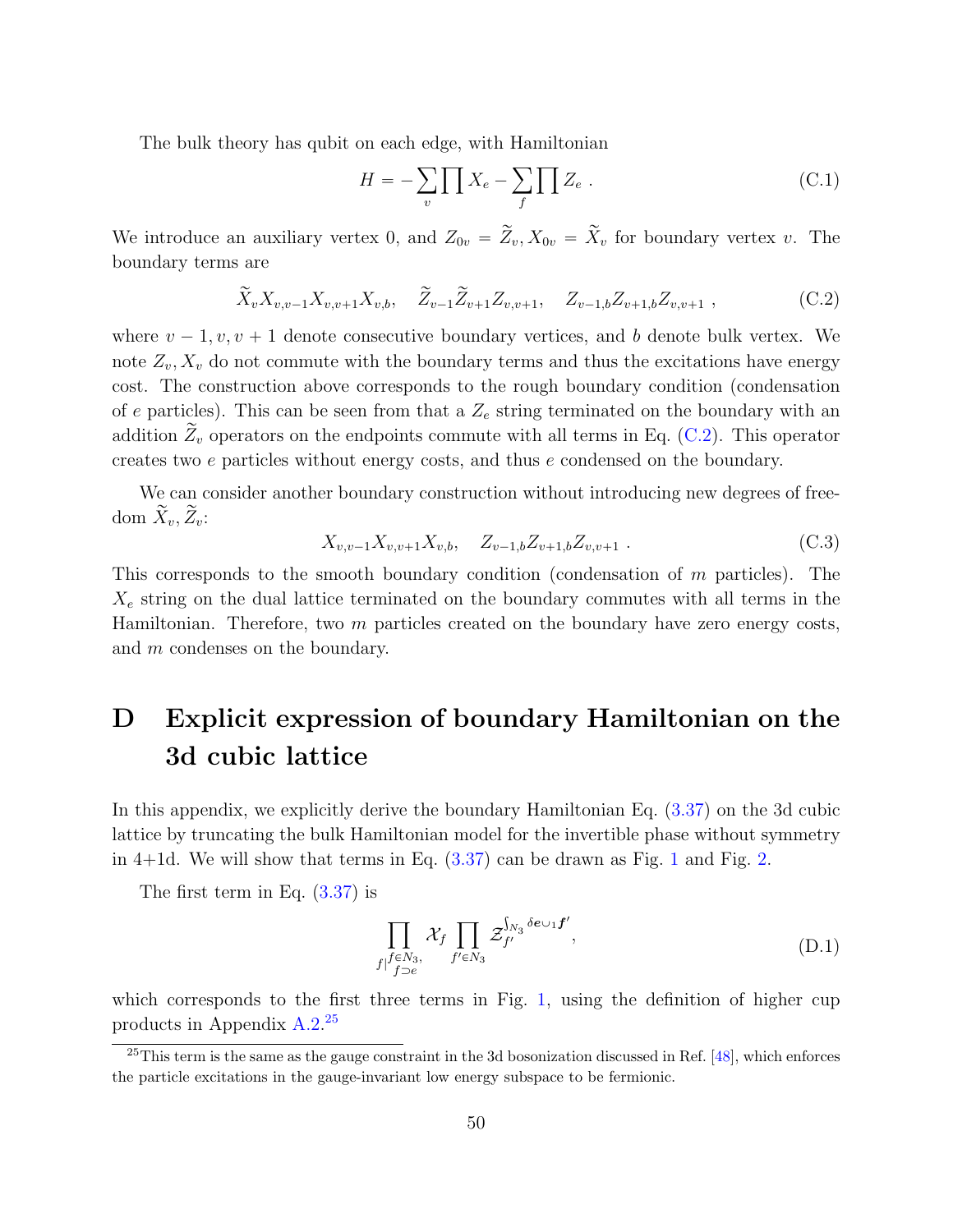The bulk theory has qubit on each edge, with Hamiltonian

$$H = -\sum_v \prod X_e - \sum_f \prod Z_e \ . \tag{C.1}$$

We introduce an auxiliary vertex 0, and $Z_{0v} = \widetilde{Z}_v, X_{0v} = \widetilde{X}_v$ for boundary vertex $v$. The boundary terms are

$$\widetilde{X}_v X_{v,v-1} X_{v,v+1} X_{v,b}, \quad \widetilde{Z}_{v-1}\widetilde{Z}_{v+1} Z_{v,v+1}, \quad Z_{v-1,b} Z_{v+1,b} Z_{v,v+1} \ , \tag{C.2}$$

where $v-1, v, v+1$ denote consecutive boundary vertices, and $b$ denote bulk vertex. We note $Z_v, X_v$ do not commute with the boundary terms and thus the excitations have energy cost. The construction above corresponds to the rough boundary condition (condensation of $e$ particles). This can be seen from that a $Z_e$ string terminated on the boundary with an addition $\widetilde{Z}_v$ operators on the endpoints commute with all terms in Eq. (C.2). This operator creates two $e$ particles without energy costs, and thus $e$ condensed on the boundary.

We can consider another boundary construction without introducing new degrees of freedom $\widetilde{X}_v, \widetilde{Z}_v$:

$$X_{v,v-1} X_{v,v+1} X_{v,b}, \quad Z_{v-1,b} Z_{v+1,b} Z_{v,v+1} \ . \tag{C.3}$$

This corresponds to the smooth boundary condition (condensation of $m$ particles). The $X_e$ string on the dual lattice terminated on the boundary commutes with all terms in the Hamiltonian. Therefore, two $m$ particles created on the boundary have zero energy costs, and $m$ condenses on the boundary.

# D Explicit expression of boundary Hamiltonian on the 3d cubic lattice

In this appendix, we explicitly derive the boundary Hamiltonian Eq. (3.37) on the 3d cubic lattice by truncating the bulk Hamiltonian model for the invertible phase without symmetry in 4+1d. We will show that terms in Eq. (3.37) can be drawn as Fig. 1 and Fig. 2.

The first term in Eq. (3.37) is

$$\prod_{f|_{\substack{f\in N_3,\\ f\supset e}}} \mathcal{X}_f \prod_{f'\in N_3} \mathcal{Z}_{f'}^{\int_{N_3} \delta \boldsymbol{e} \cup_1 \boldsymbol{f}'}, \tag{D.1}$$

which corresponds to the first three terms in Fig. 1, using the definition of higher cup products in Appendix A.2.[25]

[25] This term is the same as the gauge constraint in the 3d bosonization discussed in Ref. [48], which enforces the particle excitations in the gauge-invariant low energy subspace to be fermionic.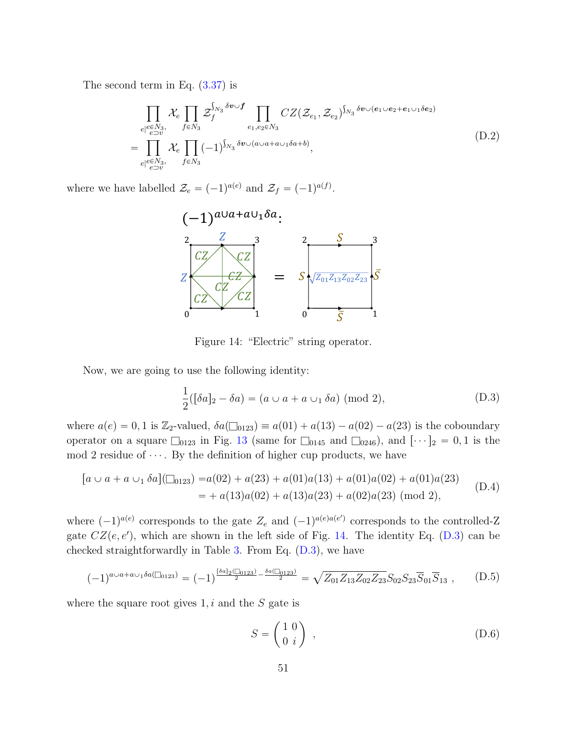The second term in Eq. (3.37) is

$$
\begin{aligned}
&\prod_{e|_{\substack{e\in N_3,\\ e\supset v}}} \mathcal{X}_e \prod_{f\in N_3} \mathcal{Z}_f^{\int_{N_3}\delta \boldsymbol{v}\cup \boldsymbol{f}} \prod_{e_1,e_2\in N_3} CZ(\mathcal{Z}_{e_1},\mathcal{Z}_{e_2})^{\int_{N_3}\delta\boldsymbol{v}\cup(\boldsymbol{e_1}\cup\boldsymbol{e_2}+\boldsymbol{e_1}\cup_1\delta\boldsymbol{e_2})} \\
=&\prod_{e|_{\substack{e\in N_3,\\ e\supset v}}} \mathcal{X}_e \prod_{f\in N_3} (-1)^{\int_{N_3}\delta \boldsymbol{v}\cup(a\cup a + a\cup_1\delta a + b)},
\end{aligned}
\tag{D.2}
$$

where we have labelled $\mathcal{Z}_e = (-1)^{a(e)}$ and $\mathcal{Z}_f = (-1)^{a(f)}$.

Figure 14: "Electric" string operator.

Now, we are going to use the following identity:

$$
\frac{1}{2}([\delta a]_2 - \delta a) = (a\cup a + a\cup_1 \delta a) \pmod 2,
\tag{D.3}
$$

where $a(e) = 0, 1$ is $\mathbb{Z}_2$-valued, $\delta a(\square_{0123}) \equiv a(01) + a(13) - a(02) - a(23)$ is the coboundary operator on a square $\square_{0123}$ in Fig. 13 (same for $\square_{0145}$ and $\square_{0246}$), and $[\cdots]_2 = 0, 1$ is the mod 2 residue of $\cdots$. By the definition of higher cup products, we have

$$
\begin{aligned}
[a\cup a + a\cup_1 \delta a](\square_{0123}) =& a(02) + a(23) + a(01)a(13) + a(01)a(02) + a(01)a(23) \\
=& + a(13)a(02) + a(13)a(23) + a(02)a(23) \pmod 2,
\end{aligned}
\tag{D.4}
$$

where $(-1)^{a(e)}$ corresponds to the gate $Z_e$ and $(-1)^{a(e)a(e')}$ corresponds to the controlled-Z gate $CZ(e, e')$, which are shown in the left side of Fig. 14. The identity Eq. (D.3) can be checked straightforwardly in Table 3. From Eq. (D.3), we have

$$
(-1)^{a\cup a + a\cup_1 \delta a(\square_{0123})} = (-1)^{\frac{[\delta a]_2(\square_{0123})}{2} - \frac{\delta a(\square_{0123})}{2}} = \sqrt{Z_{01}Z_{13}Z_{02}Z_{23}}\, S_{02}S_{23}\overline{S}_{01}\overline{S}_{13}\ ,
\tag{D.5}
$$

where the square root gives $1, i$ and the $S$ gate is

$$
S = \begin{pmatrix} 1 & 0 \\ 0 & i \end{pmatrix}\ ,
\tag{D.6}
$$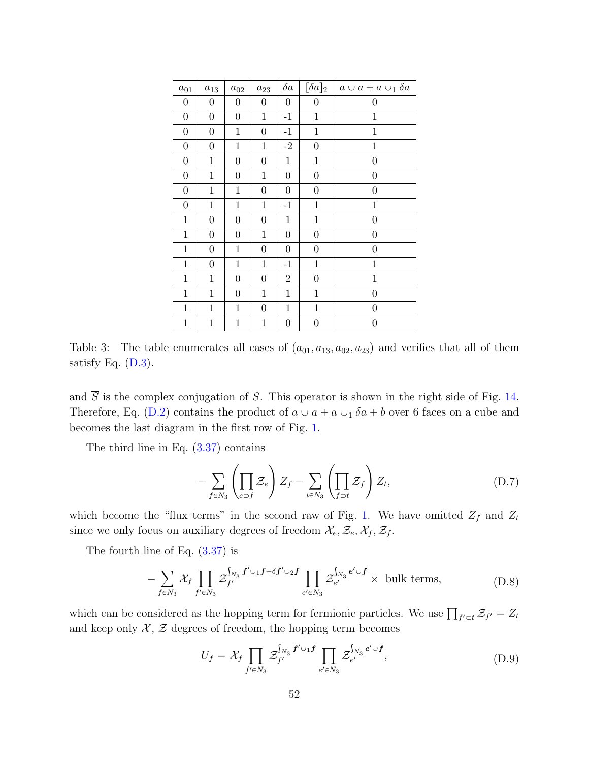| $a_{01}$ | $a_{13}$ | $a_{02}$ | $a_{23}$ | $\delta a$ | $[\delta a]_2$ | $a \cup a + a \cup_1 \delta a$ |
|---|---|---|---|---|---|---|
| 0 | 0 | 0 | 0 | 0 | 0 | 0 |
| 0 | 0 | 0 | 1 | -1 | 1 | 1 |
| 0 | 0 | 1 | 0 | -1 | 1 | 1 |
| 0 | 0 | 1 | 1 | -2 | 0 | 1 |
| 0 | 1 | 0 | 0 | 1 | 1 | 0 |
| 0 | 1 | 0 | 1 | 0 | 0 | 0 |
| 0 | 1 | 1 | 0 | 0 | 0 | 0 |
| 0 | 1 | 1 | 1 | -1 | 1 | 1 |
| 1 | 0 | 0 | 0 | 1 | 1 | 0 |
| 1 | 0 | 0 | 1 | 0 | 0 | 0 |
| 1 | 0 | 1 | 0 | 0 | 0 | 0 |
| 1 | 0 | 1 | 1 | -1 | 1 | 1 |
| 1 | 1 | 0 | 0 | 2 | 0 | 1 |
| 1 | 1 | 0 | 1 | 1 | 1 | 0 |
| 1 | 1 | 1 | 0 | 1 | 1 | 0 |
| 1 | 1 | 1 | 1 | 0 | 0 | 0 |

Table 3: The table enumerates all cases of $(a_{01}, a_{13}, a_{02}, a_{23})$ and verifies that all of them satisfy Eq. (D.3).

and $\overline{S}$ is the complex conjugation of $S$. This operator is shown in the right side of Fig. 14. Therefore, Eq. (D.2) contains the product of $a \cup a + a \cup_1 \delta a + b$ over 6 faces on a cube and becomes the last diagram in the first row of Fig. 1.

The third line in Eq. (3.37) contains

$$-\sum_{f \in N_3} \left( \prod_{e \supset f} \mathcal{Z}_e \right) Z_f - \sum_{t \in N_3} \left( \prod_{f \supset t} \mathcal{Z}_f \right) Z_t, \tag{D.7}$$

which become the "flux terms" in the second raw of Fig. 1. We have omitted $Z_f$ and $Z_t$ since we only focus on auxiliary degrees of freedom $\mathcal{X}_e, \mathcal{Z}_e, \mathcal{X}_f, \mathcal{Z}_f$.

The fourth line of Eq. (3.37) is

$$-\sum_{f \in N_3} \mathcal{X}_f \prod_{f' \in N_3} \mathcal{Z}_{f'}^{\int_{N_3} \boldsymbol{f'} \cup_1 \boldsymbol{f} + \delta \boldsymbol{f'} \cup_2 \boldsymbol{f}} \prod_{e' \in N_3} \mathcal{Z}_{e'}^{\int_{N_3} \boldsymbol{e'} \cup \boldsymbol{f}} \times \text{ bulk terms}, \tag{D.8}$$

which can be considered as the hopping term for fermionic particles. We use $\prod_{f' \subset t} \mathcal{Z}_{f'} = Z_t$ and keep only $\mathcal{X}$, $\mathcal{Z}$ degrees of freedom, the hopping term becomes

$$U_f = \mathcal{X}_f \prod_{f' \in N_3} \mathcal{Z}_{f'}^{\int_{N_3} \boldsymbol{f'} \cup_1 \boldsymbol{f}} \prod_{e' \in N_3} \mathcal{Z}_{e'}^{\int_{N_3} \boldsymbol{e'} \cup \boldsymbol{f}}, \tag{D.9}$$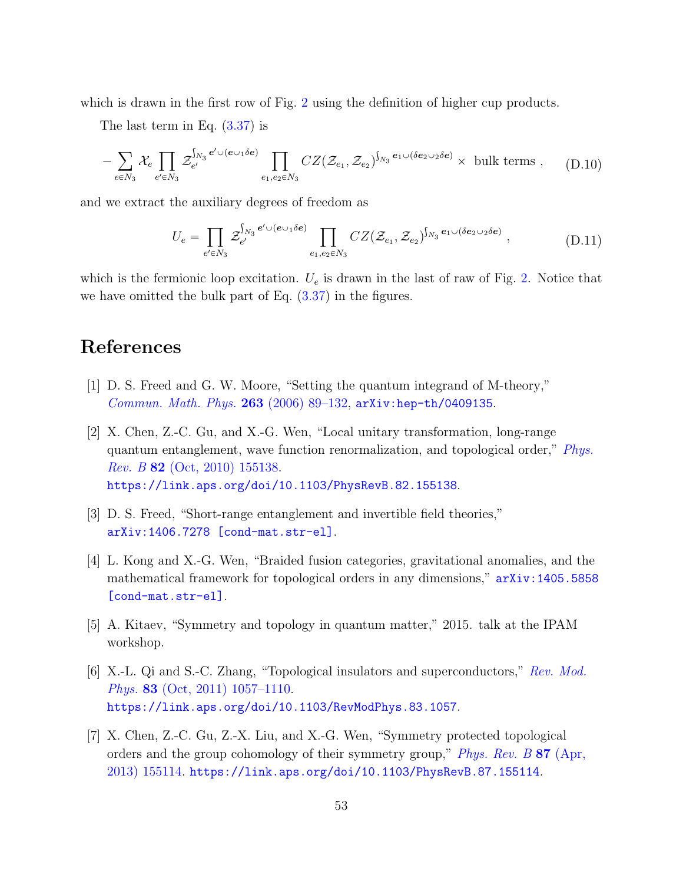which is drawn in the first row of Fig. 2 using the definition of higher cup products.

The last term in Eq. (3.37) is

$$-\sum_{e\in N_3}\mathcal{X}_e\prod_{e'\in N_3}\mathcal{Z}_{e'}^{\int_{N_3}\boldsymbol{e}'\cup(\boldsymbol{e}\cup_1\delta\boldsymbol{e})}\prod_{e_1,e_2\in N_3}CZ(\mathcal{Z}_{e_1},\mathcal{Z}_{e_2})^{\int_{N_3}\boldsymbol{e}_1\cup(\delta\boldsymbol{e}_2\cup_2\delta\boldsymbol{e})}\times\text{ bulk terms },\tag{D.10}$$

and we extract the auxiliary degrees of freedom as

$$U_e=\prod_{e'\in N_3}\mathcal{Z}_{e'}^{\int_{N_3}\boldsymbol{e}'\cup(\boldsymbol{e}\cup_1\delta\boldsymbol{e})}\prod_{e_1,e_2\in N_3}CZ(\mathcal{Z}_{e_1},\mathcal{Z}_{e_2})^{\int_{N_3}\boldsymbol{e}_1\cup(\delta\boldsymbol{e}_2\cup_2\delta\boldsymbol{e})},\tag{D.11}$$

which is the fermionic loop excitation. $U_e$ is drawn in the last of raw of Fig. 2. Notice that we have omitted the bulk part of Eq. (3.37) in the figures.

# References

[1] D. S. Freed and G. W. Moore, "Setting the quantum integrand of M-theory," *Commun. Math. Phys.* **263** (2006) 89–132, arXiv:hep-th/0409135.

[2] X. Chen, Z.-C. Gu, and X.-G. Wen, "Local unitary transformation, long-range quantum entanglement, wave function renormalization, and topological order," *Phys. Rev. B* **82** (Oct, 2010) 155138. https://link.aps.org/doi/10.1103/PhysRevB.82.155138.

[3] D. S. Freed, "Short-range entanglement and invertible field theories," arXiv:1406.7278 [cond-mat.str-el].

[4] L. Kong and X.-G. Wen, "Braided fusion categories, gravitational anomalies, and the mathematical framework for topological orders in any dimensions," arXiv:1405.5858 [cond-mat.str-el].

[5] A. Kitaev, "Symmetry and topology in quantum matter," 2015. talk at the IPAM workshop.

[6] X.-L. Qi and S.-C. Zhang, "Topological insulators and superconductors," *Rev. Mod. Phys.* **83** (Oct, 2011) 1057–1110. https://link.aps.org/doi/10.1103/RevModPhys.83.1057.

[7] X. Chen, Z.-C. Gu, Z.-X. Liu, and X.-G. Wen, "Symmetry protected topological orders and the group cohomology of their symmetry group," *Phys. Rev. B* **87** (Apr, 2013) 155114. https://link.aps.org/doi/10.1103/PhysRevB.87.155114.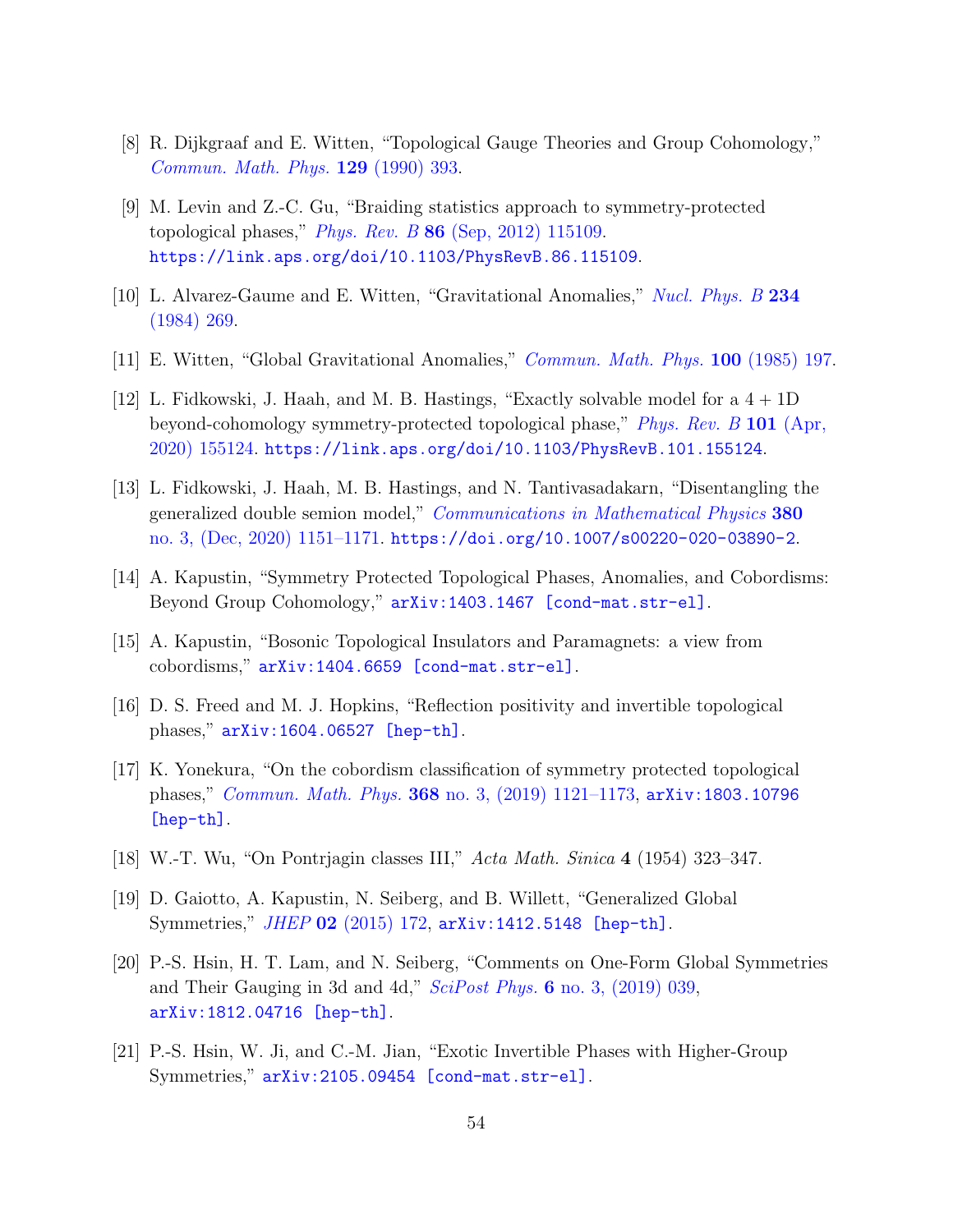[8] R. Dijkgraaf and E. Witten, "Topological Gauge Theories and Group Cohomology," *Commun. Math. Phys.* **129** (1990) 393.

[9] M. Levin and Z.-C. Gu, "Braiding statistics approach to symmetry-protected topological phases," *Phys. Rev. B* **86** (Sep, 2012) 115109. `https://link.aps.org/doi/10.1103/PhysRevB.86.115109`.

[10] L. Alvarez-Gaume and E. Witten, "Gravitational Anomalies," *Nucl. Phys. B* **234** (1984) 269.

[11] E. Witten, "Global Gravitational Anomalies," *Commun. Math. Phys.* **100** (1985) 197.

[12] L. Fidkowski, J. Haah, and M. B. Hastings, "Exactly solvable model for a 4 + 1D beyond-cohomology symmetry-protected topological phase," *Phys. Rev. B* **101** (Apr, 2020) 155124. `https://link.aps.org/doi/10.1103/PhysRevB.101.155124`.

[13] L. Fidkowski, J. Haah, M. B. Hastings, and N. Tantivasadakarn, "Disentangling the generalized double semion model," *Communications in Mathematical Physics* **380** no. 3, (Dec, 2020) 1151–1171. `https://doi.org/10.1007/s00220-020-03890-2`.

[14] A. Kapustin, "Symmetry Protected Topological Phases, Anomalies, and Cobordisms: Beyond Group Cohomology," `arXiv:1403.1467 [cond-mat.str-el]`.

[15] A. Kapustin, "Bosonic Topological Insulators and Paramagnets: a view from cobordisms," `arXiv:1404.6659 [cond-mat.str-el]`.

[16] D. S. Freed and M. J. Hopkins, "Reflection positivity and invertible topological phases," `arXiv:1604.06527 [hep-th]`.

[17] K. Yonekura, "On the cobordism classification of symmetry protected topological phases," *Commun. Math. Phys.* **368** no. 3, (2019) 1121–1173, `arXiv:1803.10796 [hep-th]`.

[18] W.-T. Wu, "On Pontrjagin classes III," *Acta Math. Sinica* **4** (1954) 323–347.

[19] D. Gaiotto, A. Kapustin, N. Seiberg, and B. Willett, "Generalized Global Symmetries," *JHEP* **02** (2015) 172, `arXiv:1412.5148 [hep-th]`.

[20] P.-S. Hsin, H. T. Lam, and N. Seiberg, "Comments on One-Form Global Symmetries and Their Gauging in 3d and 4d," *SciPost Phys.* **6** no. 3, (2019) 039, `arXiv:1812.04716 [hep-th]`.

[21] P.-S. Hsin, W. Ji, and C.-M. Jian, "Exotic Invertible Phases with Higher-Group Symmetries," `arXiv:2105.09454 [cond-mat.str-el]`.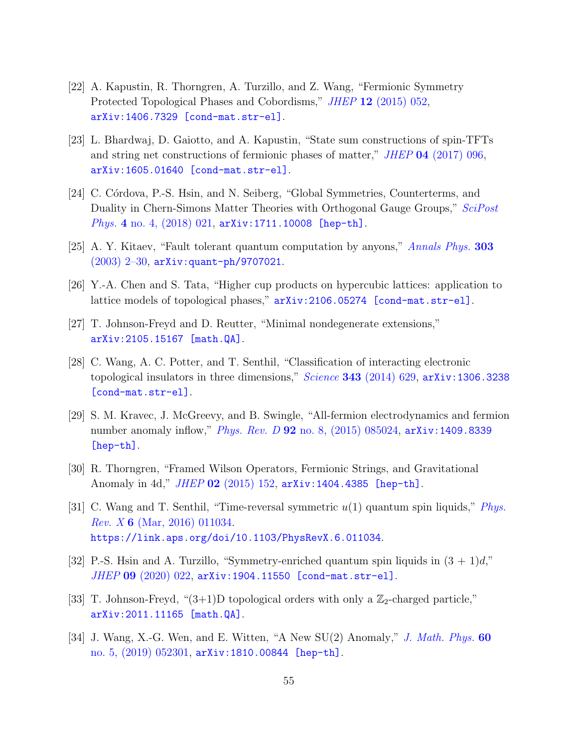[22] A. Kapustin, R. Thorngren, A. Turzillo, and Z. Wang, "Fermionic Symmetry Protected Topological Phases and Cobordisms," *JHEP* **12** (2015) 052, arXiv:1406.7329 [cond-mat.str-el].

[23] L. Bhardwaj, D. Gaiotto, and A. Kapustin, "State sum constructions of spin-TFTs and string net constructions of fermionic phases of matter," *JHEP* **04** (2017) 096, arXiv:1605.01640 [cond-mat.str-el].

[24] C. Córdova, P.-S. Hsin, and N. Seiberg, "Global Symmetries, Counterterms, and Duality in Chern-Simons Matter Theories with Orthogonal Gauge Groups," *SciPost Phys.* **4** no. 4, (2018) 021, arXiv:1711.10008 [hep-th].

[25] A. Y. Kitaev, "Fault tolerant quantum computation by anyons," *Annals Phys.* **303** (2003) 2–30, arXiv:quant-ph/9707021.

[26] Y.-A. Chen and S. Tata, "Higher cup products on hypercubic lattices: application to lattice models of topological phases," arXiv:2106.05274 [cond-mat.str-el].

[27] T. Johnson-Freyd and D. Reutter, "Minimal nondegenerate extensions," arXiv:2105.15167 [math.QA].

[28] C. Wang, A. C. Potter, and T. Senthil, "Classification of interacting electronic topological insulators in three dimensions," *Science* **343** (2014) 629, arXiv:1306.3238 [cond-mat.str-el].

[29] S. M. Kravec, J. McGreevy, and B. Swingle, "All-fermion electrodynamics and fermion number anomaly inflow," *Phys. Rev. D* **92** no. 8, (2015) 085024, arXiv:1409.8339 [hep-th].

[30] R. Thorngren, "Framed Wilson Operators, Fermionic Strings, and Gravitational Anomaly in 4d," *JHEP* **02** (2015) 152, arXiv:1404.4385 [hep-th].

[31] C. Wang and T. Senthil, "Time-reversal symmetric $u(1)$ quantum spin liquids," *Phys. Rev. X* **6** (Mar, 2016) 011034. https://link.aps.org/doi/10.1103/PhysRevX.6.011034.

[32] P.-S. Hsin and A. Turzillo, "Symmetry-enriched quantum spin liquids in $(3+1)d$," *JHEP* **09** (2020) 022, arXiv:1904.11550 [cond-mat.str-el].

[33] T. Johnson-Freyd, "(3+1)D topological orders with only a $\mathbb{Z}_2$-charged particle," arXiv:2011.11165 [math.QA].

[34] J. Wang, X.-G. Wen, and E. Witten, "A New SU(2) Anomaly," *J. Math. Phys.* **60** no. 5, (2019) 052301, arXiv:1810.00844 [hep-th].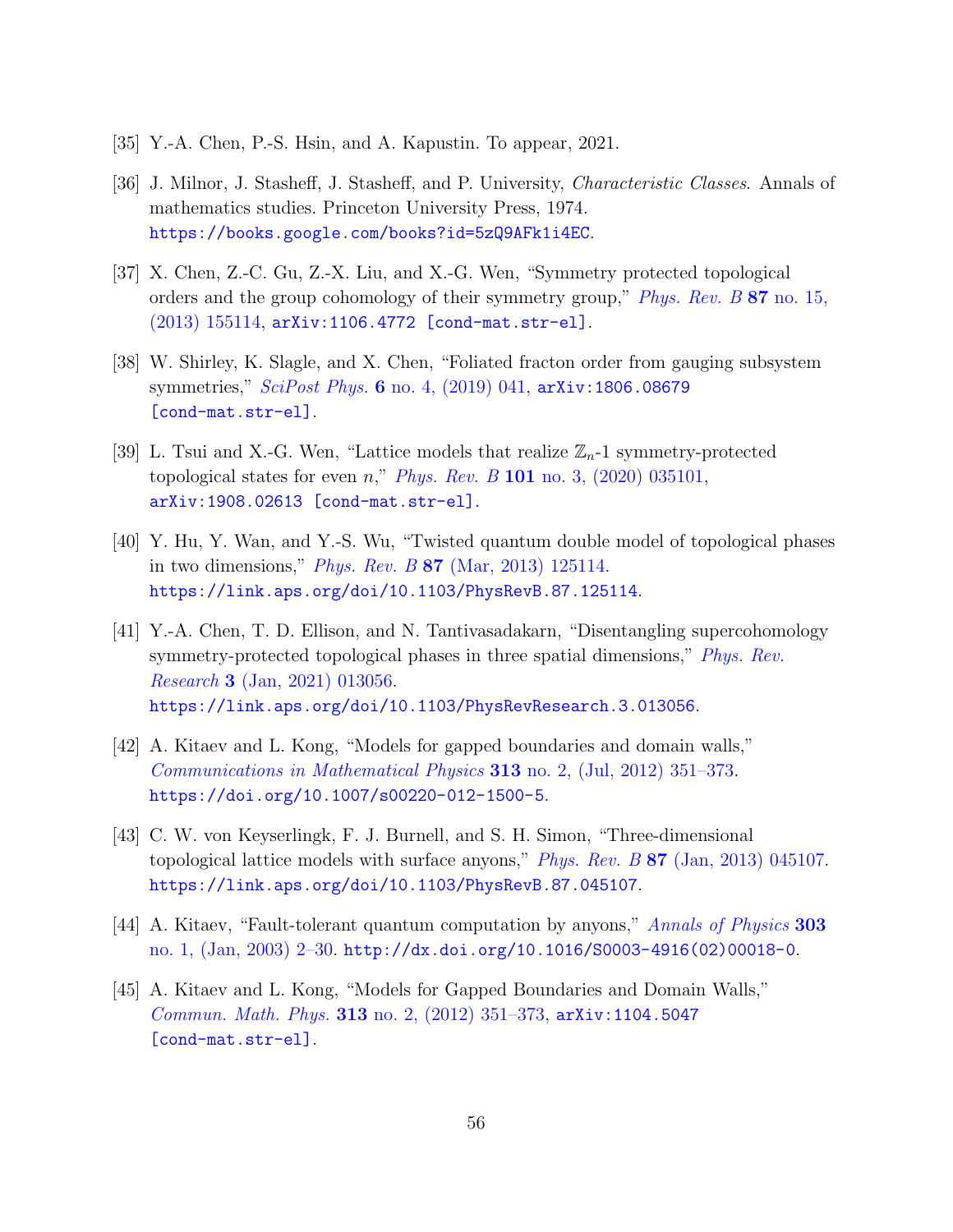[35] Y.-A. Chen, P.-S. Hsin, and A. Kapustin. To appear, 2021.

[36] J. Milnor, J. Stasheff, J. Stasheff, and P. University, *Characteristic Classes*. Annals of mathematics studies. Princeton University Press, 1974. https://books.google.com/books?id=5zQ9AFk1i4EC.

[37] X. Chen, Z.-C. Gu, Z.-X. Liu, and X.-G. Wen, "Symmetry protected topological orders and the group cohomology of their symmetry group," *Phys. Rev. B* **87** no. 15, (2013) 155114, arXiv:1106.4772 [cond-mat.str-el].

[38] W. Shirley, K. Slagle, and X. Chen, "Foliated fracton order from gauging subsystem symmetries," *SciPost Phys.* **6** no. 4, (2019) 041, arXiv:1806.08679 [cond-mat.str-el].

[39] L. Tsui and X.-G. Wen, "Lattice models that realize $\mathbb{Z}_n$-1 symmetry-protected topological states for even $n$," *Phys. Rev. B* **101** no. 3, (2020) 035101, arXiv:1908.02613 [cond-mat.str-el].

[40] Y. Hu, Y. Wan, and Y.-S. Wu, "Twisted quantum double model of topological phases in two dimensions," *Phys. Rev. B* **87** (Mar, 2013) 125114. https://link.aps.org/doi/10.1103/PhysRevB.87.125114.

[41] Y.-A. Chen, T. D. Ellison, and N. Tantivasadakarn, "Disentangling supercohomology symmetry-protected topological phases in three spatial dimensions," *Phys. Rev. Research* **3** (Jan, 2021) 013056. https://link.aps.org/doi/10.1103/PhysRevResearch.3.013056.

[42] A. Kitaev and L. Kong, "Models for gapped boundaries and domain walls," *Communications in Mathematical Physics* **313** no. 2, (Jul, 2012) 351–373. https://doi.org/10.1007/s00220-012-1500-5.

[43] C. W. von Keyserlingk, F. J. Burnell, and S. H. Simon, "Three-dimensional topological lattice models with surface anyons," *Phys. Rev. B* **87** (Jan, 2013) 045107. https://link.aps.org/doi/10.1103/PhysRevB.87.045107.

[44] A. Kitaev, "Fault-tolerant quantum computation by anyons," *Annals of Physics* **303** no. 1, (Jan, 2003) 2–30. http://dx.doi.org/10.1016/S0003-4916(02)00018-0.

[45] A. Kitaev and L. Kong, "Models for Gapped Boundaries and Domain Walls," *Commun. Math. Phys.* **313** no. 2, (2012) 351–373, arXiv:1104.5047 [cond-mat.str-el].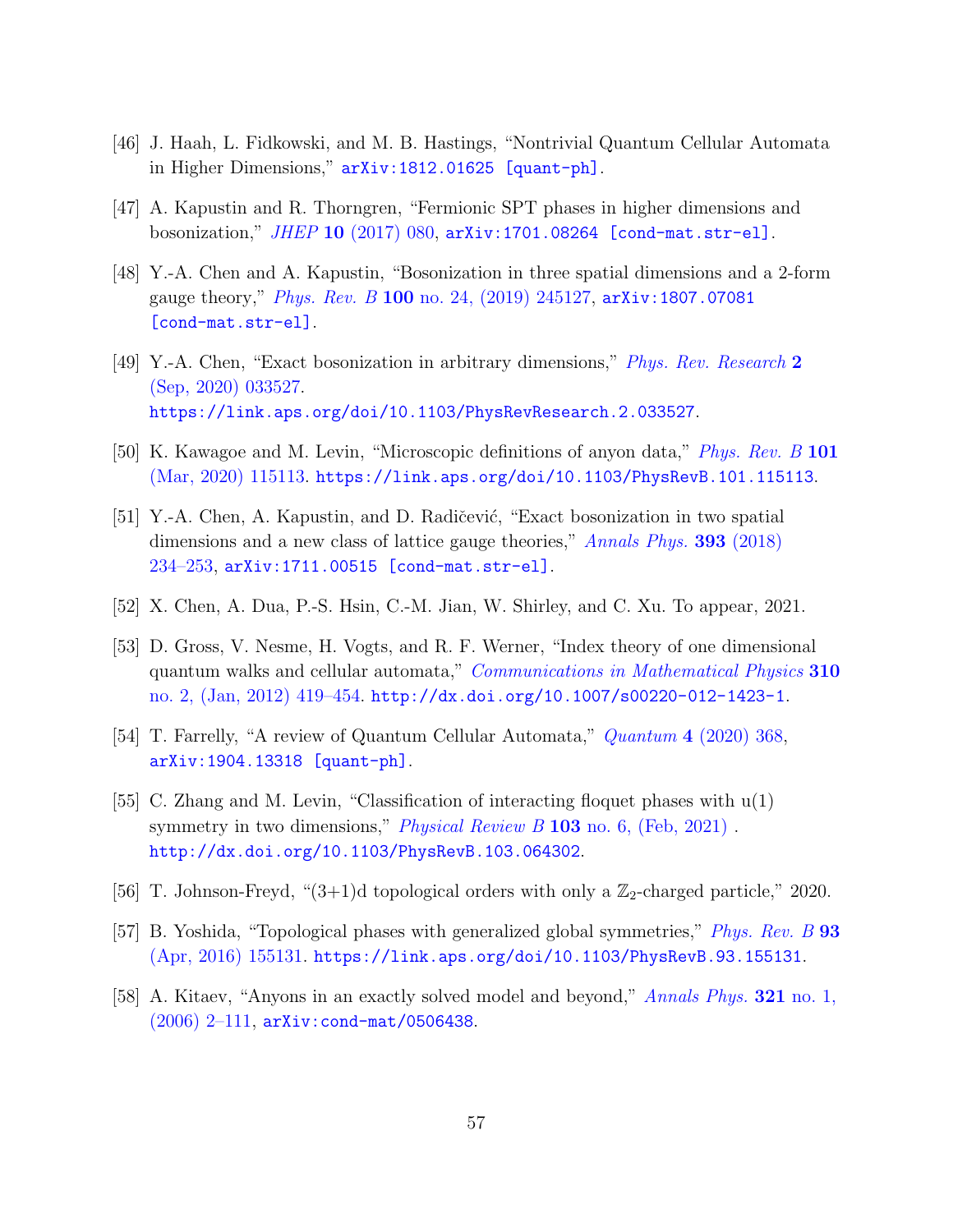[46] J. Haah, L. Fidkowski, and M. B. Hastings, "Nontrivial Quantum Cellular Automata in Higher Dimensions," arXiv:1812.01625 [quant-ph].

[47] A. Kapustin and R. Thorngren, "Fermionic SPT phases in higher dimensions and bosonization," *JHEP* **10** (2017) 080, arXiv:1701.08264 [cond-mat.str-el].

[48] Y.-A. Chen and A. Kapustin, "Bosonization in three spatial dimensions and a 2-form gauge theory," *Phys. Rev. B* **100** no. 24, (2019) 245127, arXiv:1807.07081 [cond-mat.str-el].

[49] Y.-A. Chen, "Exact bosonization in arbitrary dimensions," *Phys. Rev. Research* **2** (Sep, 2020) 033527. https://link.aps.org/doi/10.1103/PhysRevResearch.2.033527.

[50] K. Kawagoe and M. Levin, "Microscopic definitions of anyon data," *Phys. Rev. B* **101** (Mar, 2020) 115113. https://link.aps.org/doi/10.1103/PhysRevB.101.115113.

[51] Y.-A. Chen, A. Kapustin, and D. Radičević, "Exact bosonization in two spatial dimensions and a new class of lattice gauge theories," *Annals Phys.* **393** (2018) 234–253, arXiv:1711.00515 [cond-mat.str-el].

[52] X. Chen, A. Dua, P.-S. Hsin, C.-M. Jian, W. Shirley, and C. Xu. To appear, 2021.

[53] D. Gross, V. Nesme, H. Vogts, and R. F. Werner, "Index theory of one dimensional quantum walks and cellular automata," *Communications in Mathematical Physics* **310** no. 2, (Jan, 2012) 419–454. http://dx.doi.org/10.1007/s00220-012-1423-1.

[54] T. Farrelly, "A review of Quantum Cellular Automata," *Quantum* **4** (2020) 368, arXiv:1904.13318 [quant-ph].

[55] C. Zhang and M. Levin, "Classification of interacting floquet phases with u(1) symmetry in two dimensions," *Physical Review B* **103** no. 6, (Feb, 2021) . http://dx.doi.org/10.1103/PhysRevB.103.064302.

[56] T. Johnson-Freyd, "(3+1)d topological orders with only a $\mathbb{Z}_2$-charged particle," 2020.

[57] B. Yoshida, "Topological phases with generalized global symmetries," *Phys. Rev. B* **93** (Apr, 2016) 155131. https://link.aps.org/doi/10.1103/PhysRevB.93.155131.

[58] A. Kitaev, "Anyons in an exactly solved model and beyond," *Annals Phys.* **321** no. 1, (2006) 2–111, arXiv:cond-mat/0506438.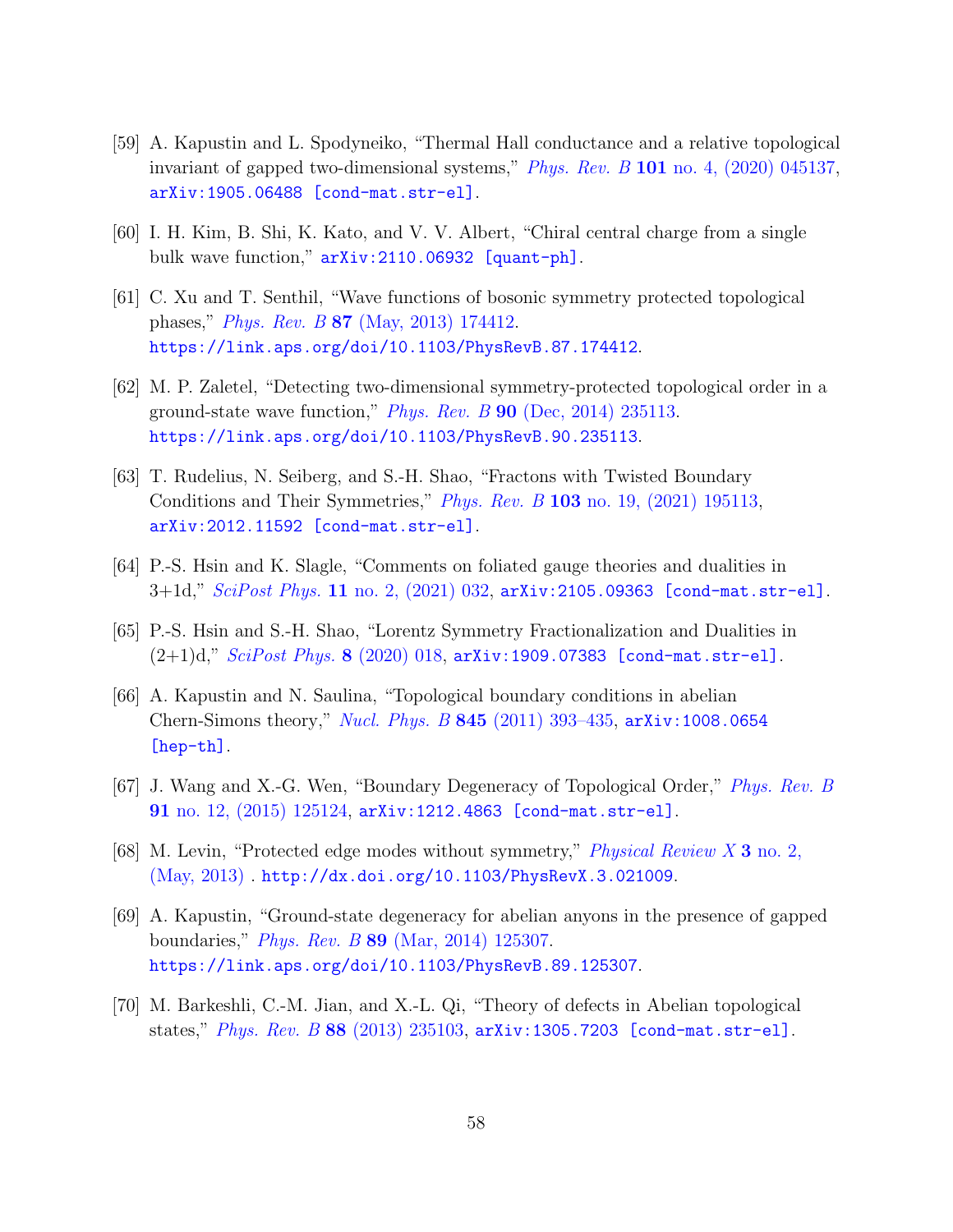[59] A. Kapustin and L. Spodyneiko, "Thermal Hall conductance and a relative topological invariant of gapped two-dimensional systems," *Phys. Rev. B* **101** no. 4, (2020) 045137, arXiv:1905.06488 [cond-mat.str-el].

[60] I. H. Kim, B. Shi, K. Kato, and V. V. Albert, "Chiral central charge from a single bulk wave function," arXiv:2110.06932 [quant-ph].

[61] C. Xu and T. Senthil, "Wave functions of bosonic symmetry protected topological phases," *Phys. Rev. B* **87** (May, 2013) 174412. https://link.aps.org/doi/10.1103/PhysRevB.87.174412.

[62] M. P. Zaletel, "Detecting two-dimensional symmetry-protected topological order in a ground-state wave function," *Phys. Rev. B* **90** (Dec, 2014) 235113. https://link.aps.org/doi/10.1103/PhysRevB.90.235113.

[63] T. Rudelius, N. Seiberg, and S.-H. Shao, "Fractons with Twisted Boundary Conditions and Their Symmetries," *Phys. Rev. B* **103** no. 19, (2021) 195113, arXiv:2012.11592 [cond-mat.str-el].

[64] P.-S. Hsin and K. Slagle, "Comments on foliated gauge theories and dualities in 3+1d," *SciPost Phys.* **11** no. 2, (2021) 032, arXiv:2105.09363 [cond-mat.str-el].

[65] P.-S. Hsin and S.-H. Shao, "Lorentz Symmetry Fractionalization and Dualities in (2+1)d," *SciPost Phys.* **8** (2020) 018, arXiv:1909.07383 [cond-mat.str-el].

[66] A. Kapustin and N. Saulina, "Topological boundary conditions in abelian Chern-Simons theory," *Nucl. Phys. B* **845** (2011) 393–435, arXiv:1008.0654 [hep-th].

[67] J. Wang and X.-G. Wen, "Boundary Degeneracy of Topological Order," *Phys. Rev. B* **91** no. 12, (2015) 125124, arXiv:1212.4863 [cond-mat.str-el].

[68] M. Levin, "Protected edge modes without symmetry," *Physical Review X* **3** no. 2, (May, 2013) . http://dx.doi.org/10.1103/PhysRevX.3.021009.

[69] A. Kapustin, "Ground-state degeneracy for abelian anyons in the presence of gapped boundaries," *Phys. Rev. B* **89** (Mar, 2014) 125307. https://link.aps.org/doi/10.1103/PhysRevB.89.125307.

[70] M. Barkeshli, C.-M. Jian, and X.-L. Qi, "Theory of defects in Abelian topological states," *Phys. Rev. B* **88** (2013) 235103, arXiv:1305.7203 [cond-mat.str-el].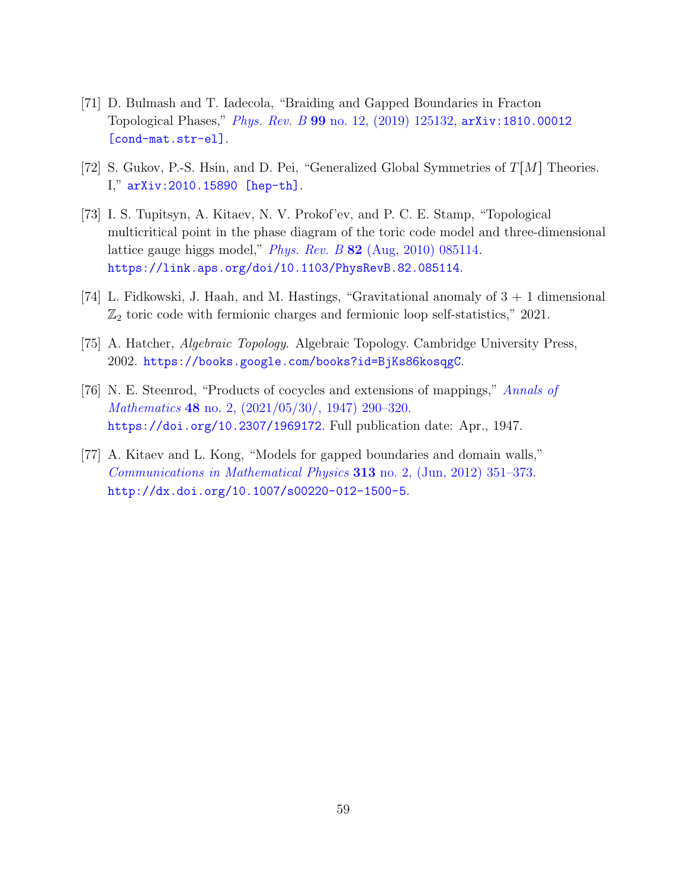[71] D. Bulmash and T. Iadecola, "Braiding and Gapped Boundaries in Fracton Topological Phases," *Phys. Rev. B* **99** no. 12, (2019) 125132, arXiv:1810.00012 [cond-mat.str-el].

[72] S. Gukov, P.-S. Hsin, and D. Pei, "Generalized Global Symmetries of $T[M]$ Theories. I," arXiv:2010.15890 [hep-th].

[73] I. S. Tupitsyn, A. Kitaev, N. V. Prokof'ev, and P. C. E. Stamp, "Topological multicritical point in the phase diagram of the toric code model and three-dimensional lattice gauge higgs model," *Phys. Rev. B* **82** (Aug, 2010) 085114. https://link.aps.org/doi/10.1103/PhysRevB.82.085114.

[74] L. Fidkowski, J. Haah, and M. Hastings, "Gravitational anomaly of 3 + 1 dimensional $\mathbb{Z}_2$ toric code with fermionic charges and fermionic loop self-statistics," 2021.

[75] A. Hatcher, *Algebraic Topology*. Algebraic Topology. Cambridge University Press, 2002. https://books.google.com/books?id=BjKs86kosqgC.

[76] N. E. Steenrod, "Products of cocycles and extensions of mappings," *Annals of Mathematics* **48** no. 2, (2021/05/30/, 1947) 290–320. https://doi.org/10.2307/1969172. Full publication date: Apr., 1947.

[77] A. Kitaev and L. Kong, "Models for gapped boundaries and domain walls," *Communications in Mathematical Physics* **313** no. 2, (Jun, 2012) 351–373. http://dx.doi.org/10.1007/s00220-012-1500-5.